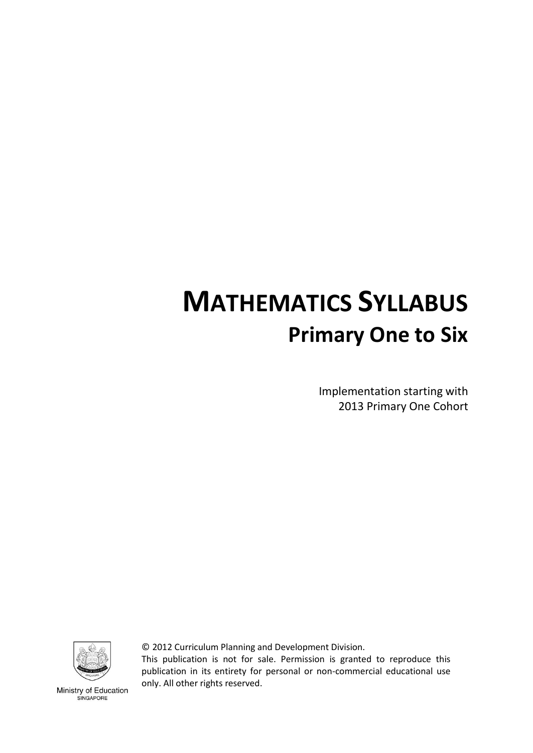# MATHEMATICS SYLLABUS

## Primary One to Six

Implementation starting with
2013 Primary One Cohort

Ministry of Education
SINGAPORE

© 2012 Curriculum Planning and Development Division.
This publication is not for sale. Permission is granted to reproduce this publication in its entirety for personal or non-commercial educational use only. All other rights reserved.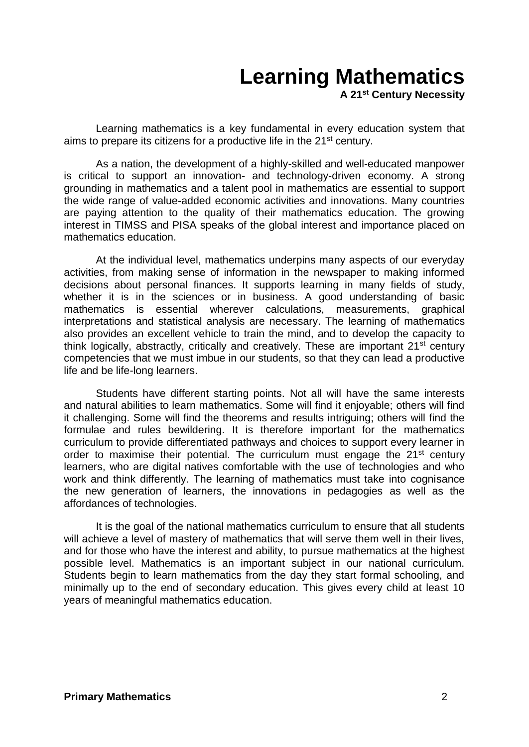# Learning Mathematics

**A 21st Century Necessity**

Learning mathematics is a key fundamental in every education system that aims to prepare its citizens for a productive life in the 21st century.

As a nation, the development of a highly-skilled and well-educated manpower is critical to support an innovation- and technology-driven economy. A strong grounding in mathematics and a talent pool in mathematics are essential to support the wide range of value-added economic activities and innovations. Many countries are paying attention to the quality of their mathematics education. The growing interest in TIMSS and PISA speaks of the global interest and importance placed on mathematics education.

At the individual level, mathematics underpins many aspects of our everyday activities, from making sense of information in the newspaper to making informed decisions about personal finances. It supports learning in many fields of study, whether it is in the sciences or in business. A good understanding of basic mathematics is essential wherever calculations, measurements, graphical interpretations and statistical analysis are necessary. The learning of mathematics also provides an excellent vehicle to train the mind, and to develop the capacity to think logically, abstractly, critically and creatively. These are important 21st century competencies that we must imbue in our students, so that they can lead a productive life and be life-long learners.

Students have different starting points. Not all will have the same interests and natural abilities to learn mathematics. Some will find it enjoyable; others will find it challenging. Some will find the theorems and results intriguing; others will find the formulae and rules bewildering. It is therefore important for the mathematics curriculum to provide differentiated pathways and choices to support every learner in order to maximise their potential. The curriculum must engage the 21st century learners, who are digital natives comfortable with the use of technologies and who work and think differently. The learning of mathematics must take into cognisance the new generation of learners, the innovations in pedagogies as well as the affordances of technologies.

It is the goal of the national mathematics curriculum to ensure that all students will achieve a level of mastery of mathematics that will serve them well in their lives, and for those who have the interest and ability, to pursue mathematics at the highest possible level. Mathematics is an important subject in our national curriculum. Students begin to learn mathematics from the day they start formal schooling, and minimally up to the end of secondary education. This gives every child at least 10 years of meaningful mathematics education.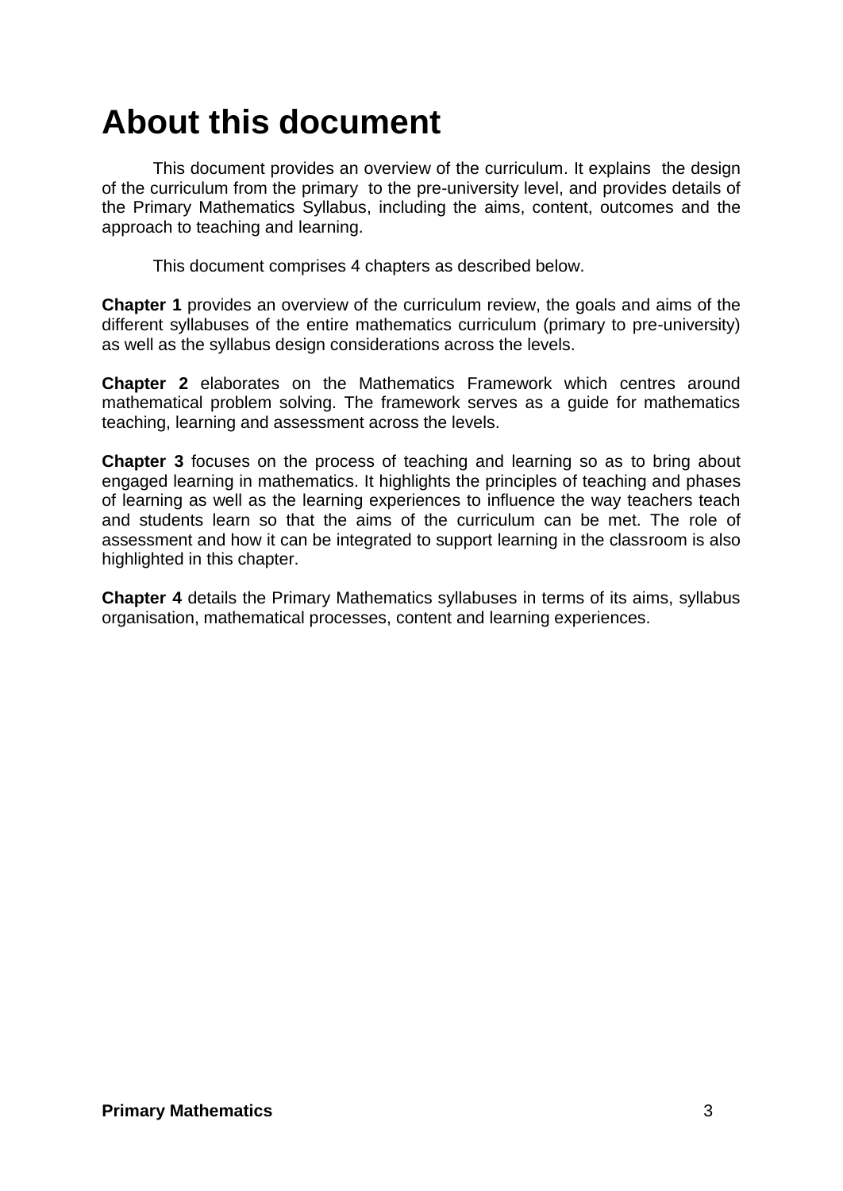# About this document

This document provides an overview of the curriculum. It explains the design of the curriculum from the primary to the pre-university level, and provides details of the Primary Mathematics Syllabus, including the aims, content, outcomes and the approach to teaching and learning.

This document comprises 4 chapters as described below.

**Chapter 1** provides an overview of the curriculum review, the goals and aims of the different syllabuses of the entire mathematics curriculum (primary to pre-university) as well as the syllabus design considerations across the levels.

**Chapter 2** elaborates on the Mathematics Framework which centres around mathematical problem solving. The framework serves as a guide for mathematics teaching, learning and assessment across the levels.

**Chapter 3** focuses on the process of teaching and learning so as to bring about engaged learning in mathematics. It highlights the principles of teaching and phases of learning as well as the learning experiences to influence the way teachers teach and students learn so that the aims of the curriculum can be met. The role of assessment and how it can be integrated to support learning in the classroom is also highlighted in this chapter.

**Chapter 4** details the Primary Mathematics syllabuses in terms of its aims, syllabus organisation, mathematical processes, content and learning experiences.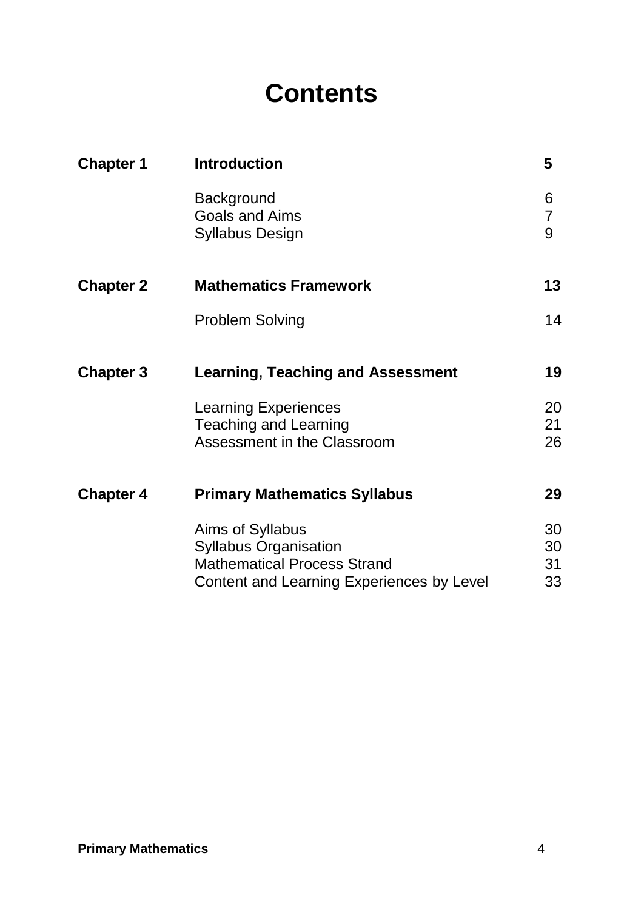# Contents

| | | |
|---|---|---|
| **Chapter 1** | **Introduction** | **5** |
| | Background | 6 |
| | Goals and Aims | 7 |
| | Syllabus Design | 9 |
| **Chapter 2** | **Mathematics Framework** | **13** |
| | Problem Solving | 14 |
| **Chapter 3** | **Learning, Teaching and Assessment** | **19** |
| | Learning Experiences | 20 |
| | Teaching and Learning | 21 |
| | Assessment in the Classroom | 26 |
| **Chapter 4** | **Primary Mathematics Syllabus** | **29** |
| | Aims of Syllabus | 30 |
| | Syllabus Organisation | 30 |
| | Mathematical Process Strand | 31 |
| | Content and Learning Experiences by Level | 33 |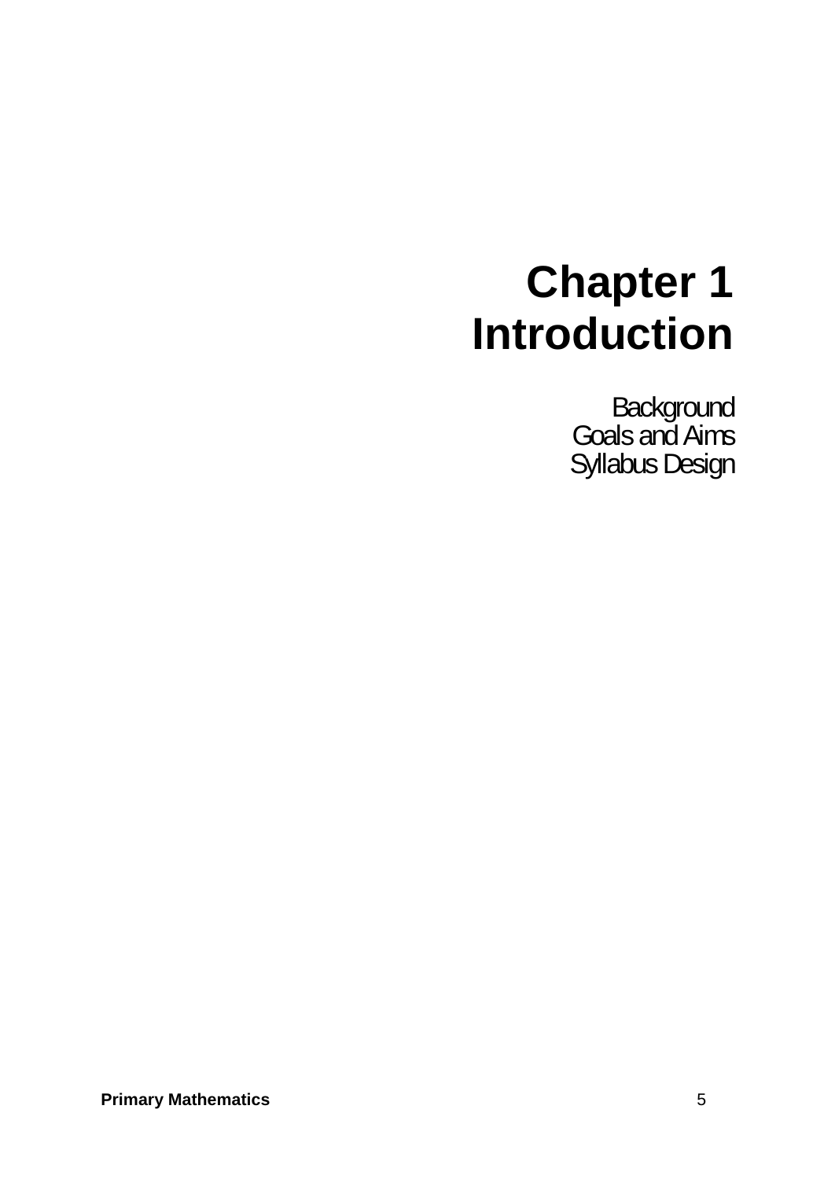# Chapter 1
# Introduction

Background
Goals and Aims
Syllabus Design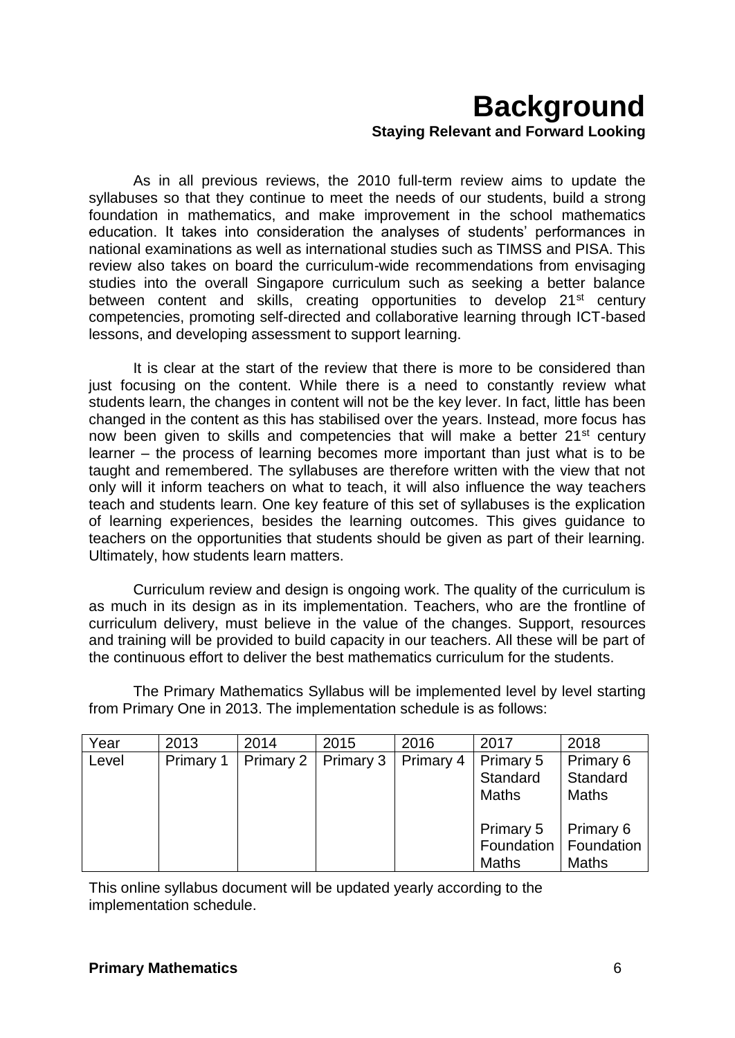# Background

### Staying Relevant and Forward Looking

As in all previous reviews, the 2010 full-term review aims to update the syllabuses so that they continue to meet the needs of our students, build a strong foundation in mathematics, and make improvement in the school mathematics education. It takes into consideration the analyses of students' performances in national examinations as well as international studies such as TIMSS and PISA. This review also takes on board the curriculum-wide recommendations from envisaging studies into the overall Singapore curriculum such as seeking a better balance between content and skills, creating opportunities to develop 21st century competencies, promoting self-directed and collaborative learning through ICT-based lessons, and developing assessment to support learning.

It is clear at the start of the review that there is more to be considered than just focusing on the content. While there is a need to constantly review what students learn, the changes in content will not be the key lever. In fact, little has been changed in the content as this has stabilised over the years. Instead, more focus has now been given to skills and competencies that will make a better 21st century learner – the process of learning becomes more important than just what is to be taught and remembered. The syllabuses are therefore written with the view that not only will it inform teachers on what to teach, it will also influence the way teachers teach and students learn. One key feature of this set of syllabuses is the explication of learning experiences, besides the learning outcomes. This gives guidance to teachers on the opportunities that students should be given as part of their learning. Ultimately, how students learn matters.

Curriculum review and design is ongoing work. The quality of the curriculum is as much in its design as in its implementation. Teachers, who are the frontline of curriculum delivery, must believe in the value of the changes. Support, resources and training will be provided to build capacity in our teachers. All these will be part of the continuous effort to deliver the best mathematics curriculum for the students.

The Primary Mathematics Syllabus will be implemented level by level starting from Primary One in 2013. The implementation schedule is as follows:

| Year | 2013 | 2014 | 2015 | 2016 | 2017 | 2018 |
|---|---|---|---|---|---|---|
| Level | Primary 1 | Primary 2 | Primary 3 | Primary 4 | Primary 5 Standard Maths<br><br>Primary 5 Foundation Maths | Primary 6 Standard Maths<br><br>Primary 6 Foundation Maths |

This online syllabus document will be updated yearly according to the implementation schedule.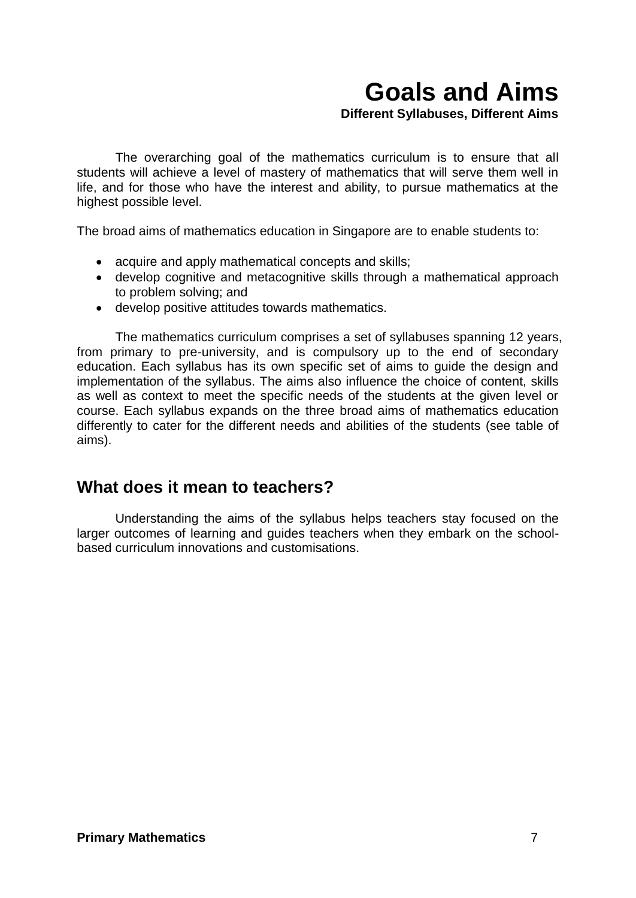# Goals and Aims

**Different Syllabuses, Different Aims**

The overarching goal of the mathematics curriculum is to ensure that all students will achieve a level of mastery of mathematics that will serve them well in life, and for those who have the interest and ability, to pursue mathematics at the highest possible level.

The broad aims of mathematics education in Singapore are to enable students to:

- acquire and apply mathematical concepts and skills;
- develop cognitive and metacognitive skills through a mathematical approach to problem solving; and
- develop positive attitudes towards mathematics.

The mathematics curriculum comprises a set of syllabuses spanning 12 years, from primary to pre-university, and is compulsory up to the end of secondary education. Each syllabus has its own specific set of aims to guide the design and implementation of the syllabus. The aims also influence the choice of content, skills as well as context to meet the specific needs of the students at the given level or course. Each syllabus expands on the three broad aims of mathematics education differently to cater for the different needs and abilities of the students (see table of aims).

## What does it mean to teachers?

Understanding the aims of the syllabus helps teachers stay focused on the larger outcomes of learning and guides teachers when they embark on the school-based curriculum innovations and customisations.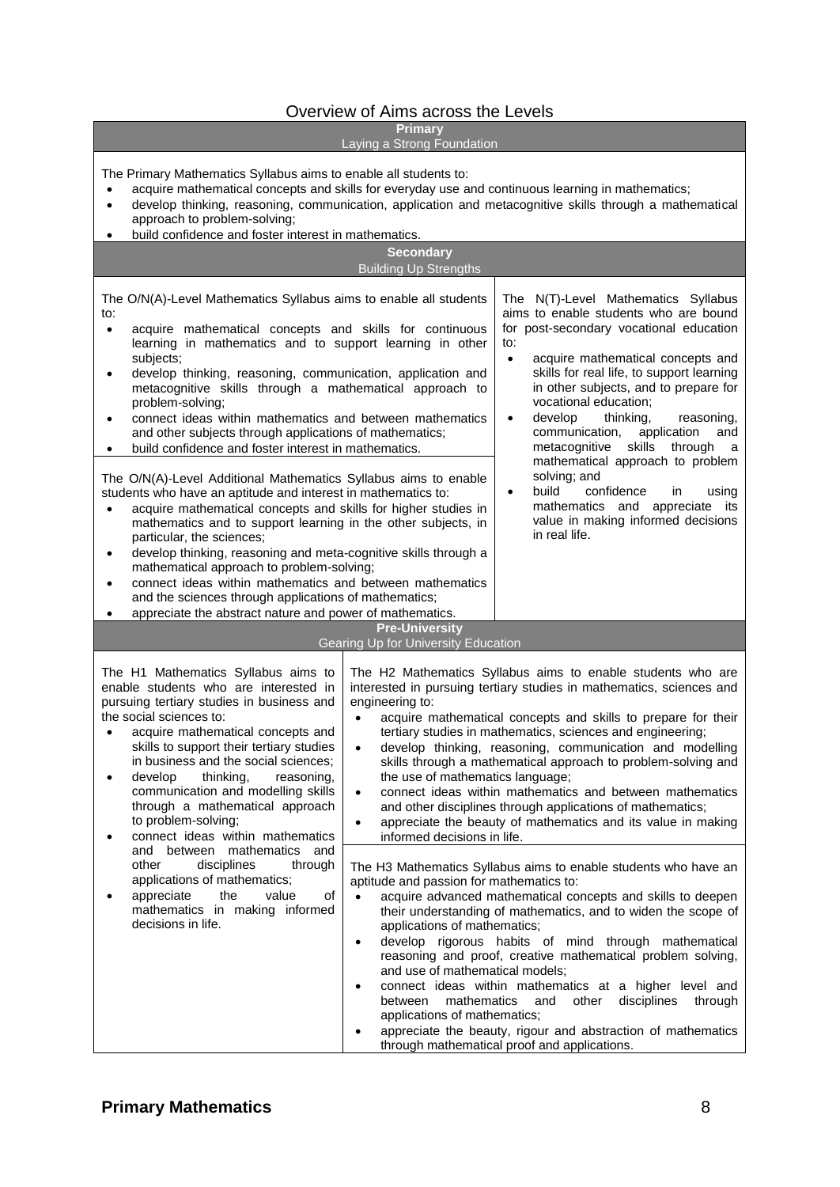# Overview of Aims across the Levels

## Primary
Laying a Strong Foundation

The Primary Mathematics Syllabus aims to enable all students to:

- acquire mathematical concepts and skills for everyday use and continuous learning in mathematics;
- develop thinking, reasoning, communication, application and metacognitive skills through a mathematical approach to problem-solving;
- build confidence and foster interest in mathematics.

## Secondary
Building Up Strengths

The O/N(A)-Level Mathematics Syllabus aims to enable all students to:

- acquire mathematical concepts and skills for continuous learning in mathematics and to support learning in other subjects;
- develop thinking, reasoning, communication, application and metacognitive skills through a mathematical approach to problem-solving;
- connect ideas within mathematics and between mathematics and other subjects through applications of mathematics;
- build confidence and foster interest in mathematics.

The O/N(A)-Level Additional Mathematics Syllabus aims to enable students who have an aptitude and interest in mathematics to:

- acquire mathematical concepts and skills for higher studies in mathematics and to support learning in the other subjects, in particular, the sciences;
- develop thinking, reasoning and meta-cognitive skills through a mathematical approach to problem-solving;
- connect ideas within mathematics and between mathematics and the sciences through applications of mathematics;
- appreciate the abstract nature and power of mathematics.

The N(T)-Level Mathematics Syllabus aims to enable students who are bound for post-secondary vocational education to:

- acquire mathematical concepts and skills for real life, to support learning in other subjects, and to prepare for vocational education;
- develop thinking, reasoning, communication, application and metacognitive skills through a mathematical approach to problem solving; and
- build confidence in using mathematics and appreciate its value in making informed decisions in real life.

## Pre-University
Gearing Up for University Education

The H1 Mathematics Syllabus aims to enable students who are interested in pursuing tertiary studies in business and the social sciences to:

- acquire mathematical concepts and skills to support their tertiary studies in business and the social sciences;
- develop thinking, reasoning, communication and modelling skills through a mathematical approach to problem-solving;
- connect ideas within mathematics and between mathematics and other disciplines through applications of mathematics;
- appreciate the value of mathematics in making informed decisions in life.

The H2 Mathematics Syllabus aims to enable students who are interested in pursuing tertiary studies in mathematics, sciences and engineering to:

- acquire mathematical concepts and skills to prepare for their tertiary studies in mathematics, sciences and engineering;
- develop thinking, reasoning, communication and modelling skills through a mathematical approach to problem-solving and the use of mathematics language;
- connect ideas within mathematics and between mathematics and other disciplines through applications of mathematics;
- appreciate the beauty of mathematics and its value in making informed decisions in life.

The H3 Mathematics Syllabus aims to enable students who have an aptitude and passion for mathematics to:

- acquire advanced mathematical concepts and skills to deepen their understanding of mathematics, and to widen the scope of applications of mathematics;
- develop rigorous habits of mind through mathematical reasoning and proof, creative mathematical problem solving, and use of mathematical models;
- connect ideas within mathematics at a higher level and between mathematics and other disciplines through applications of mathematics;
- appreciate the beauty, rigour and abstraction of mathematics through mathematical proof and applications.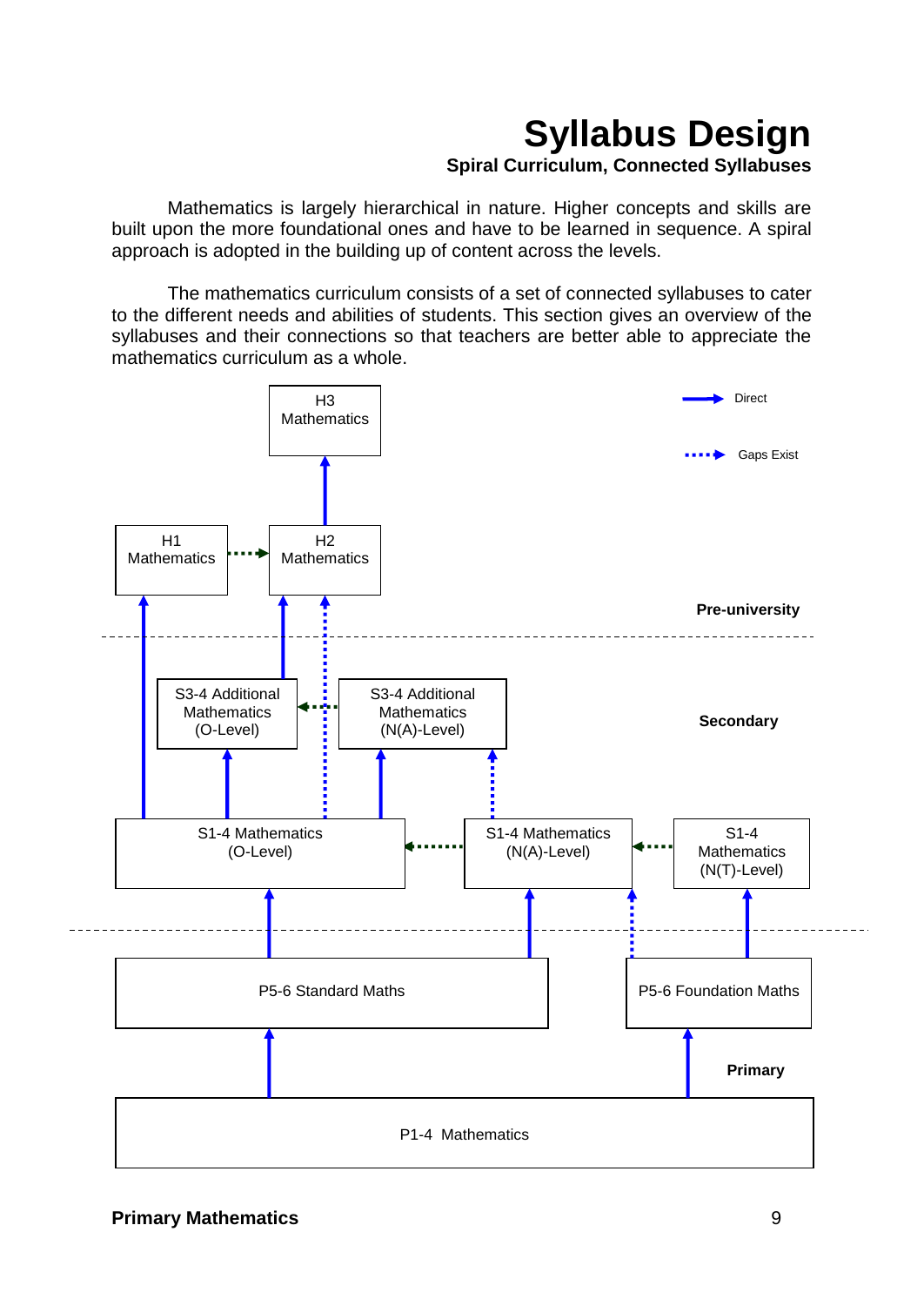# Syllabus Design

### Spiral Curriculum, Connected Syllabuses

Mathematics is largely hierarchical in nature. Higher concepts and skills are built upon the more foundational ones and have to be learned in sequence. A spiral approach is adopted in the building up of content across the levels.

The mathematics curriculum consists of a set of connected syllabuses to cater to the different needs and abilities of students. This section gives an overview of the syllabuses and their connections so that teachers are better able to appreciate the mathematics curriculum as a whole.

Direct

Gaps Exist

**Pre-university**

H3 Mathematics

H1 Mathematics

H2 Mathematics

**Secondary**

S3-4 Additional Mathematics (O-Level)

S3-4 Additional Mathematics (N(A)-Level)

S1-4 Mathematics (O-Level)

S1-4 Mathematics (N(A)-Level)

S1-4 Mathematics (N(T)-Level)

**Primary**

P5-6 Standard Maths

P5-6 Foundation Maths

P1-4 Mathematics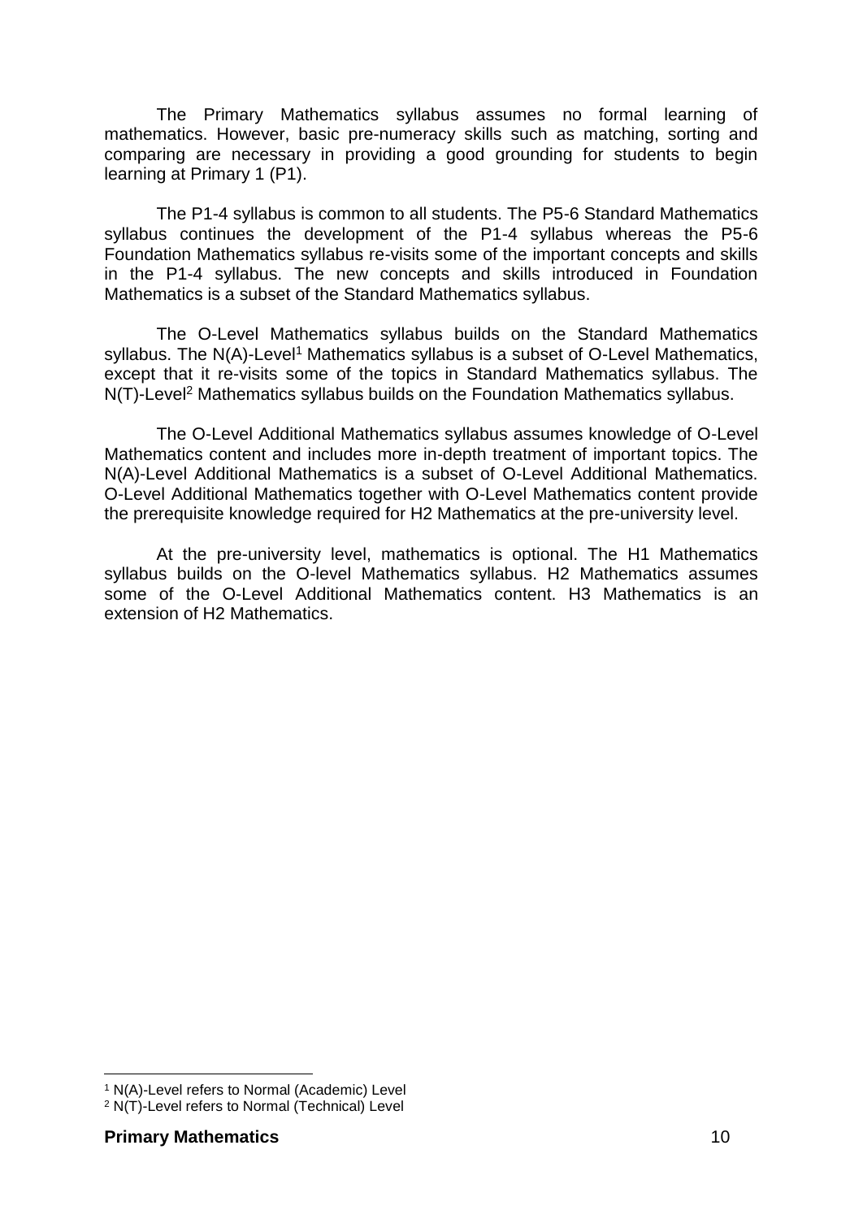The Primary Mathematics syllabus assumes no formal learning of mathematics. However, basic pre-numeracy skills such as matching, sorting and comparing are necessary in providing a good grounding for students to begin learning at Primary 1 (P1).

The P1-4 syllabus is common to all students. The P5-6 Standard Mathematics syllabus continues the development of the P1-4 syllabus whereas the P5-6 Foundation Mathematics syllabus re-visits some of the important concepts and skills in the P1-4 syllabus. The new concepts and skills introduced in Foundation Mathematics is a subset of the Standard Mathematics syllabus.

The O-Level Mathematics syllabus builds on the Standard Mathematics syllabus. The N(A)-Level[1] Mathematics syllabus is a subset of O-Level Mathematics, except that it re-visits some of the topics in Standard Mathematics syllabus. The N(T)-Level[2] Mathematics syllabus builds on the Foundation Mathematics syllabus.

The O-Level Additional Mathematics syllabus assumes knowledge of O-Level Mathematics content and includes more in-depth treatment of important topics. The N(A)-Level Additional Mathematics is a subset of O-Level Additional Mathematics. O-Level Additional Mathematics together with O-Level Mathematics content provide the prerequisite knowledge required for H2 Mathematics at the pre-university level.

At the pre-university level, mathematics is optional. The H1 Mathematics syllabus builds on the O-level Mathematics syllabus. H2 Mathematics assumes some of the O-Level Additional Mathematics content. H3 Mathematics is an extension of H2 Mathematics.

[1] N(A)-Level refers to Normal (Academic) Level

[2] N(T)-Level refers to Normal (Technical) Level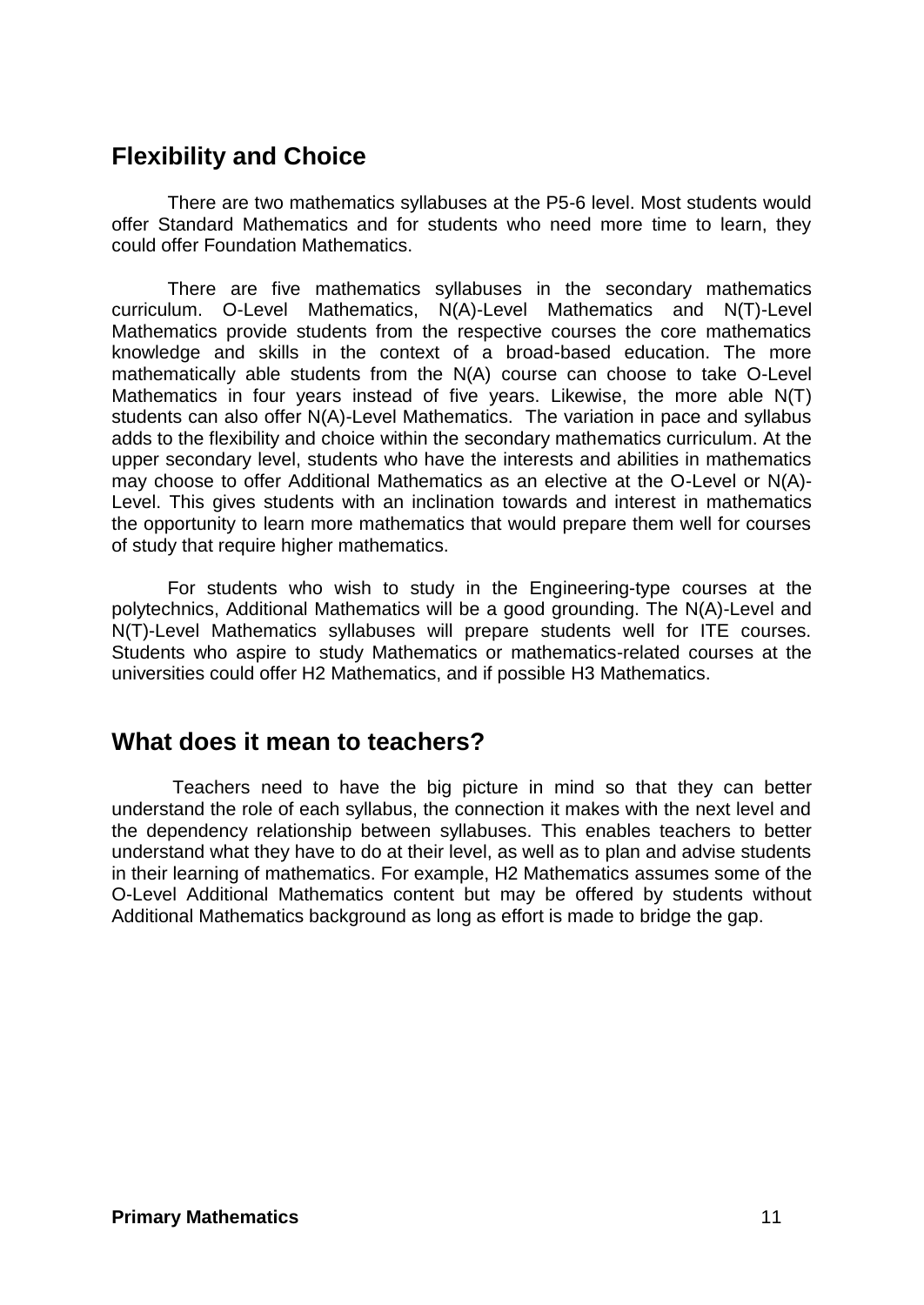## Flexibility and Choice

There are two mathematics syllabuses at the P5-6 level. Most students would offer Standard Mathematics and for students who need more time to learn, they could offer Foundation Mathematics.

There are five mathematics syllabuses in the secondary mathematics curriculum. O-Level Mathematics, N(A)-Level Mathematics and N(T)-Level Mathematics provide students from the respective courses the core mathematics knowledge and skills in the context of a broad-based education. The more mathematically able students from the N(A) course can choose to take O-Level Mathematics in four years instead of five years. Likewise, the more able N(T) students can also offer N(A)-Level Mathematics. The variation in pace and syllabus adds to the flexibility and choice within the secondary mathematics curriculum. At the upper secondary level, students who have the interests and abilities in mathematics may choose to offer Additional Mathematics as an elective at the O-Level or N(A)-Level. This gives students with an inclination towards and interest in mathematics the opportunity to learn more mathematics that would prepare them well for courses of study that require higher mathematics.

For students who wish to study in the Engineering-type courses at the polytechnics, Additional Mathematics will be a good grounding. The N(A)-Level and N(T)-Level Mathematics syllabuses will prepare students well for ITE courses. Students who aspire to study Mathematics or mathematics-related courses at the universities could offer H2 Mathematics, and if possible H3 Mathematics.

## What does it mean to teachers?

Teachers need to have the big picture in mind so that they can better understand the role of each syllabus, the connection it makes with the next level and the dependency relationship between syllabuses. This enables teachers to better understand what they have to do at their level, as well as to plan and advise students in their learning of mathematics. For example, H2 Mathematics assumes some of the O-Level Additional Mathematics content but may be offered by students without Additional Mathematics background as long as effort is made to bridge the gap.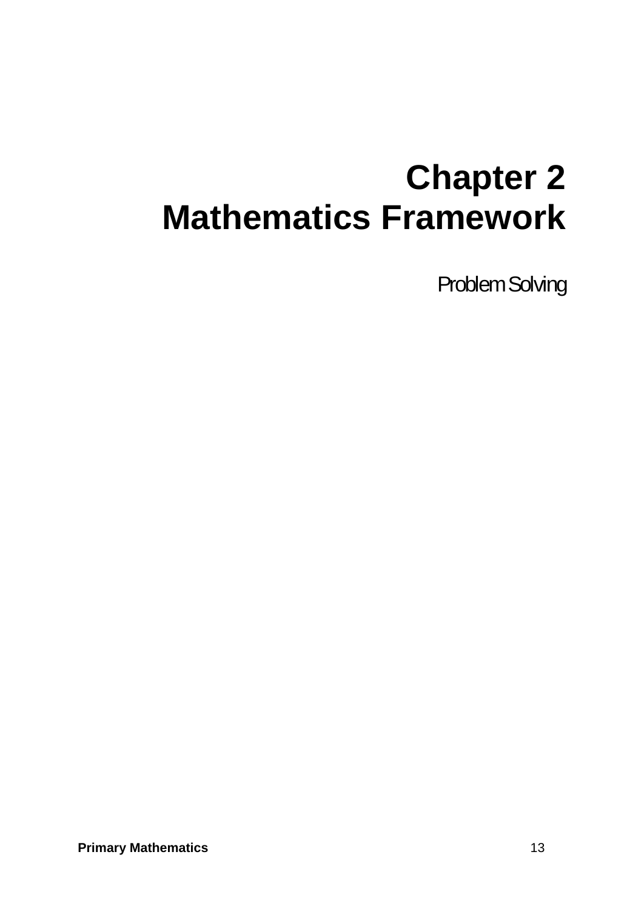# Chapter 2
# Mathematics Framework

Problem Solving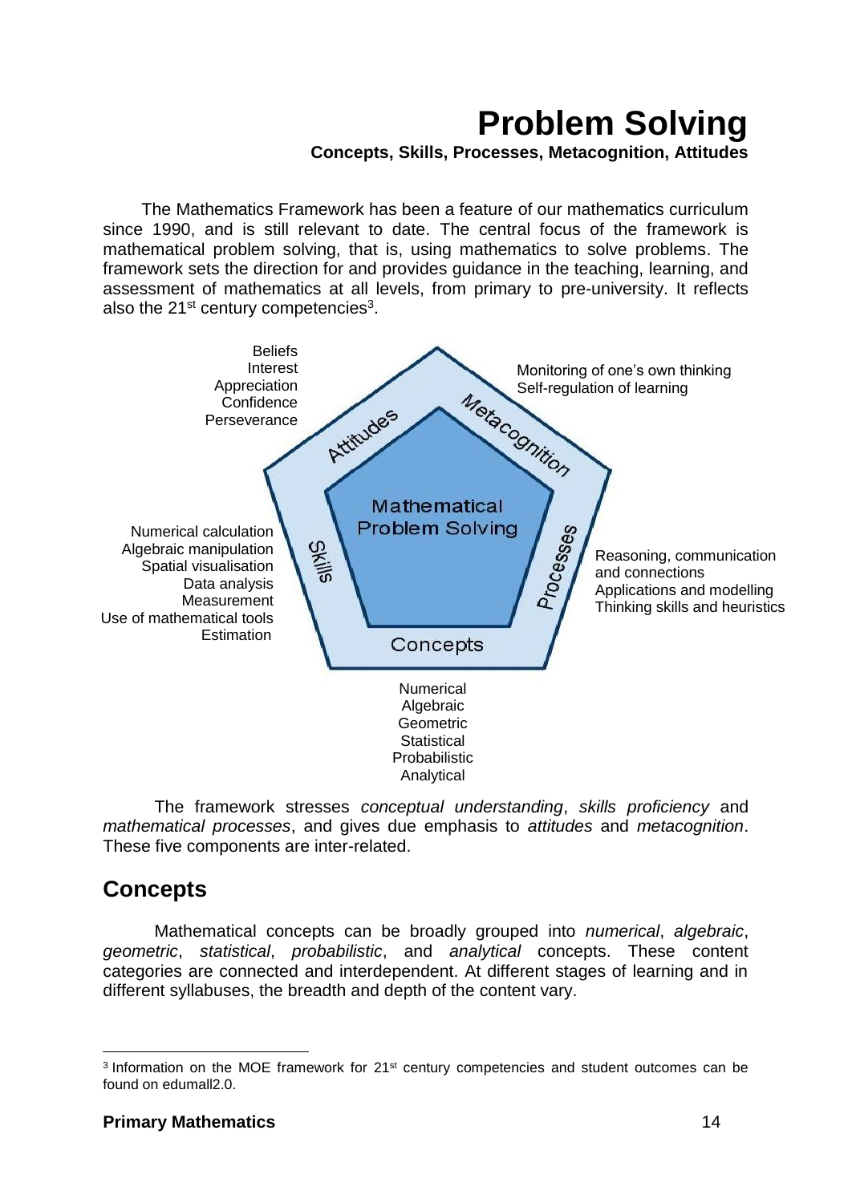# Problem Solving

**Concepts, Skills, Processes, Metacognition, Attitudes**

The Mathematics Framework has been a feature of our mathematics curriculum since 1990, and is still relevant to date. The central focus of the framework is mathematical problem solving, that is, using mathematics to solve problems. The framework sets the direction for and provides guidance in the teaching, learning, and assessment of mathematics at all levels, from primary to pre-university. It reflects also the 21st century competencies[3].

**Mathematical Problem Solving**

**Attitudes**
Beliefs
Interest
Appreciation
Confidence
Perseverance

**Metacognition**
Monitoring of one's own thinking
Self-regulation of learning

**Skills**
Numerical calculation
Algebraic manipulation
Spatial visualisation
Data analysis
Measurement
Use of mathematical tools
Estimation

**Processes**
Reasoning, communication and connections
Applications and modelling
Thinking skills and heuristics

**Concepts**
Numerical
Algebraic
Geometric
Statistical
Probabilistic
Analytical

The framework stresses *conceptual understanding*, *skills proficiency* and *mathematical processes*, and gives due emphasis to *attitudes* and *metacognition*. These five components are inter-related.

## Concepts

Mathematical concepts can be broadly grouped into *numerical*, *algebraic*, *geometric*, *statistical*, *probabilistic*, and *analytical* concepts. These content categories are connected and interdependent. At different stages of learning and in different syllabuses, the breadth and depth of the content vary.

[3] Information on the MOE framework for 21st century competencies and student outcomes can be found on edumall2.0.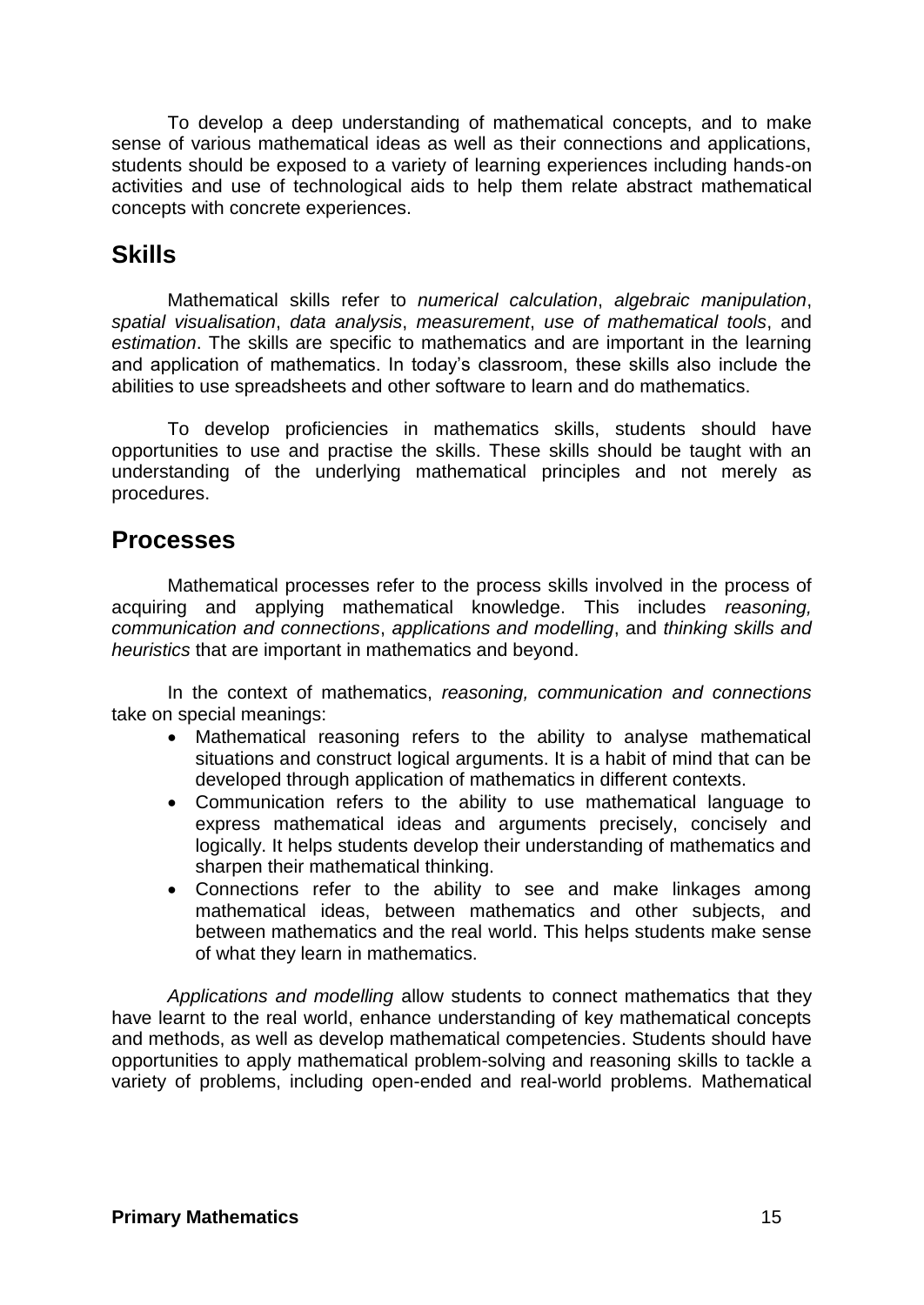To develop a deep understanding of mathematical concepts, and to make sense of various mathematical ideas as well as their connections and applications, students should be exposed to a variety of learning experiences including hands-on activities and use of technological aids to help them relate abstract mathematical concepts with concrete experiences.

## Skills

Mathematical skills refer to *numerical calculation*, *algebraic manipulation*, *spatial visualisation*, *data analysis*, *measurement*, *use of mathematical tools*, and *estimation*. The skills are specific to mathematics and are important in the learning and application of mathematics. In today's classroom, these skills also include the abilities to use spreadsheets and other software to learn and do mathematics.

To develop proficiencies in mathematics skills, students should have opportunities to use and practise the skills. These skills should be taught with an understanding of the underlying mathematical principles and not merely as procedures.

## Processes

Mathematical processes refer to the process skills involved in the process of acquiring and applying mathematical knowledge. This includes *reasoning, communication and connections*, *applications and modelling*, and *thinking skills and heuristics* that are important in mathematics and beyond.

In the context of mathematics, *reasoning, communication and connections* take on special meanings:

- Mathematical reasoning refers to the ability to analyse mathematical situations and construct logical arguments. It is a habit of mind that can be developed through application of mathematics in different contexts.
- Communication refers to the ability to use mathematical language to express mathematical ideas and arguments precisely, concisely and logically. It helps students develop their understanding of mathematics and sharpen their mathematical thinking.
- Connections refer to the ability to see and make linkages among mathematical ideas, between mathematics and other subjects, and between mathematics and the real world. This helps students make sense of what they learn in mathematics.

*Applications and modelling* allow students to connect mathematics that they have learnt to the real world, enhance understanding of key mathematical concepts and methods, as well as develop mathematical competencies. Students should have opportunities to apply mathematical problem-solving and reasoning skills to tackle a variety of problems, including open-ended and real-world problems. Mathematical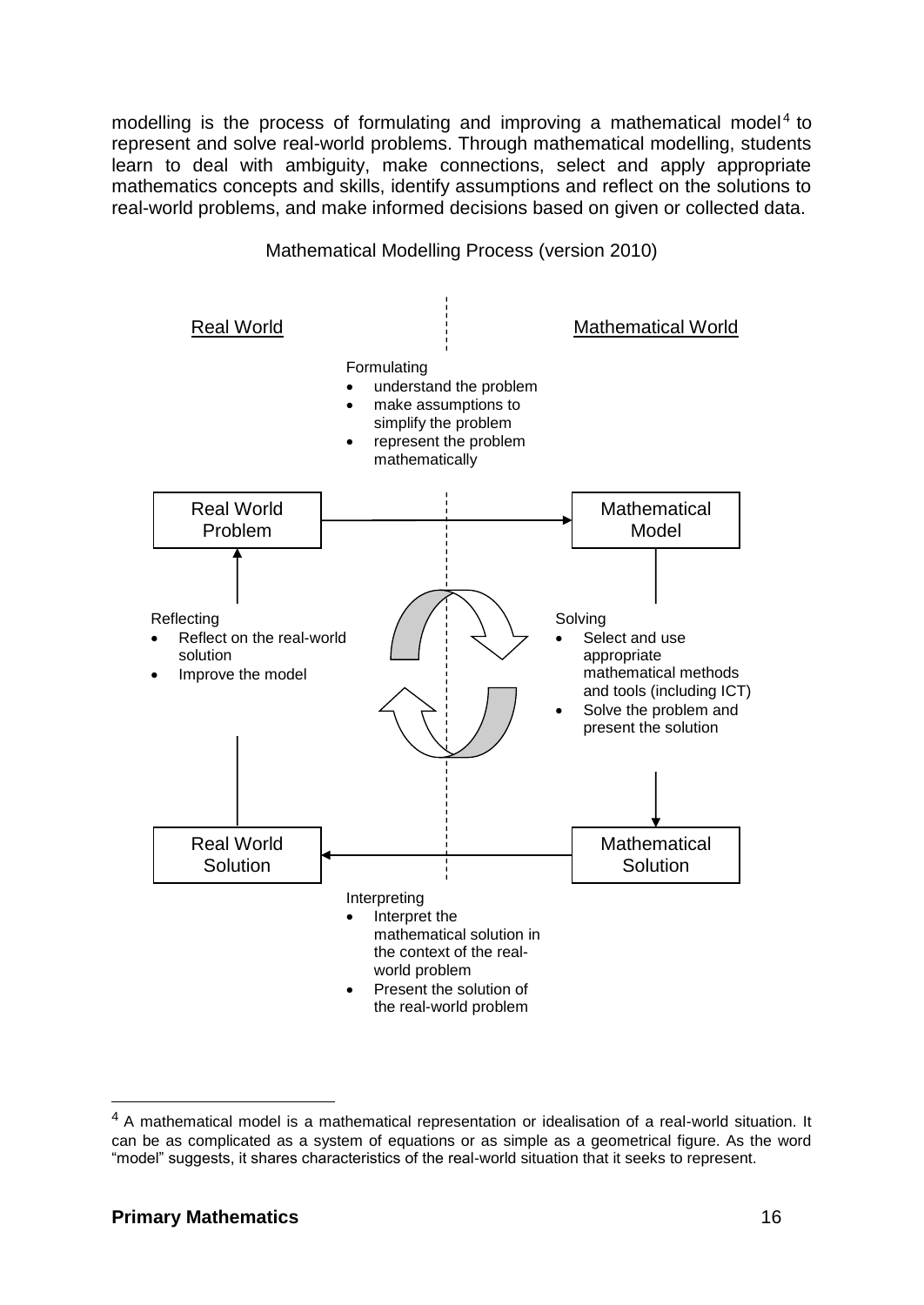modelling is the process of formulating and improving a mathematical model[4] to represent and solve real-world problems. Through mathematical modelling, students learn to deal with ambiguity, make connections, select and apply appropriate mathematics concepts and skills, identify assumptions and reflect on the solutions to real-world problems, and make informed decisions based on given or collected data.

Mathematical Modelling Process (version 2010)

Real World | Mathematical World

Formulating
- understand the problem
- make assumptions to simplify the problem
- represent the problem mathematically

Real World Problem → Mathematical Model

Solving
- Select and use appropriate mathematical methods and tools (including ICT)
- Solve the problem and present the solution

Mathematical Solution → Real World Solution

Interpreting
- Interpret the mathematical solution in the context of the real-world problem
- Present the solution of the real-world problem

Real World Solution → Real World Problem

Reflecting
- Reflect on the real-world solution
- Improve the model

---

[4] A mathematical model is a mathematical representation or idealisation of a real-world situation. It can be as complicated as a system of equations or as simple as a geometrical figure. As the word "model" suggests, it shares characteristics of the real-world situation that it seeks to represent.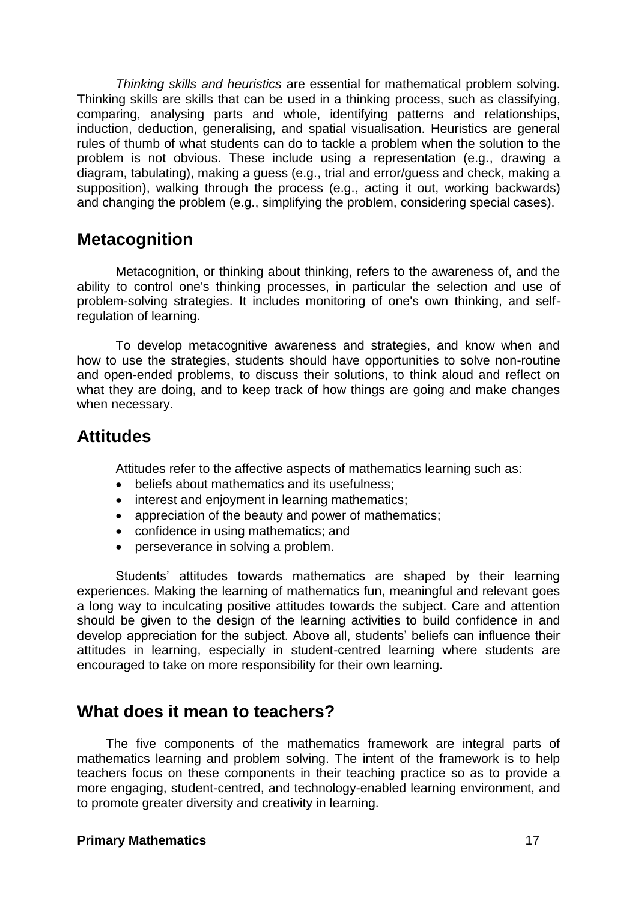*Thinking skills and heuristics* are essential for mathematical problem solving. Thinking skills are skills that can be used in a thinking process, such as classifying, comparing, analysing parts and whole, identifying patterns and relationships, induction, deduction, generalising, and spatial visualisation. Heuristics are general rules of thumb of what students can do to tackle a problem when the solution to the problem is not obvious. These include using a representation (e.g., drawing a diagram, tabulating), making a guess (e.g., trial and error/guess and check, making a supposition), walking through the process (e.g., acting it out, working backwards) and changing the problem (e.g., simplifying the problem, considering special cases).

## Metacognition

Metacognition, or thinking about thinking, refers to the awareness of, and the ability to control one's thinking processes, in particular the selection and use of problem-solving strategies. It includes monitoring of one's own thinking, and self-regulation of learning.

To develop metacognitive awareness and strategies, and know when and how to use the strategies, students should have opportunities to solve non-routine and open-ended problems, to discuss their solutions, to think aloud and reflect on what they are doing, and to keep track of how things are going and make changes when necessary.

## Attitudes

Attitudes refer to the affective aspects of mathematics learning such as:

- beliefs about mathematics and its usefulness;
- interest and enjoyment in learning mathematics;
- appreciation of the beauty and power of mathematics;
- confidence in using mathematics; and
- perseverance in solving a problem.

Students' attitudes towards mathematics are shaped by their learning experiences. Making the learning of mathematics fun, meaningful and relevant goes a long way to inculcating positive attitudes towards the subject. Care and attention should be given to the design of the learning activities to build confidence in and develop appreciation for the subject. Above all, students' beliefs can influence their attitudes in learning, especially in student-centred learning where students are encouraged to take on more responsibility for their own learning.

## What does it mean to teachers?

The five components of the mathematics framework are integral parts of mathematics learning and problem solving. The intent of the framework is to help teachers focus on these components in their teaching practice so as to provide a more engaging, student-centred, and technology-enabled learning environment, and to promote greater diversity and creativity in learning.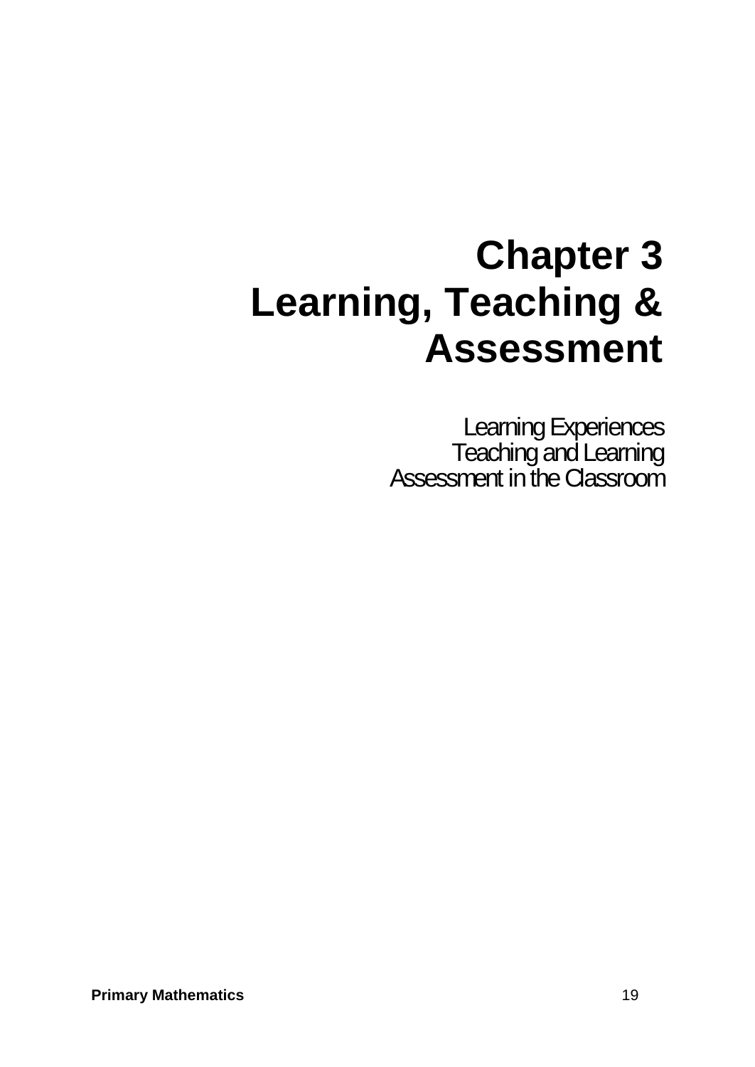# Chapter 3
# Learning, Teaching & Assessment

Learning Experiences
Teaching and Learning
Assessment in the Classroom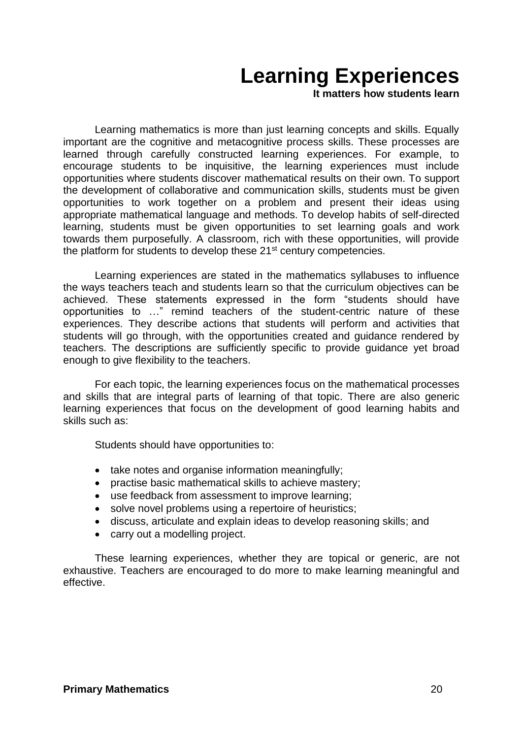# Learning Experiences

**It matters how students learn**

Learning mathematics is more than just learning concepts and skills. Equally important are the cognitive and metacognitive process skills. These processes are learned through carefully constructed learning experiences. For example, to encourage students to be inquisitive, the learning experiences must include opportunities where students discover mathematical results on their own. To support the development of collaborative and communication skills, students must be given opportunities to work together on a problem and present their ideas using appropriate mathematical language and methods. To develop habits of self-directed learning, students must be given opportunities to set learning goals and work towards them purposefully. A classroom, rich with these opportunities, will provide the platform for students to develop these 21st century competencies.

Learning experiences are stated in the mathematics syllabuses to influence the ways teachers teach and students learn so that the curriculum objectives can be achieved. These statements expressed in the form "students should have opportunities to …" remind teachers of the student-centric nature of these experiences. They describe actions that students will perform and activities that students will go through, with the opportunities created and guidance rendered by teachers. The descriptions are sufficiently specific to provide guidance yet broad enough to give flexibility to the teachers.

For each topic, the learning experiences focus on the mathematical processes and skills that are integral parts of learning of that topic. There are also generic learning experiences that focus on the development of good learning habits and skills such as:

Students should have opportunities to:

- take notes and organise information meaningfully;
- practise basic mathematical skills to achieve mastery;
- use feedback from assessment to improve learning;
- solve novel problems using a repertoire of heuristics;
- discuss, articulate and explain ideas to develop reasoning skills; and
- carry out a modelling project.

These learning experiences, whether they are topical or generic, are not exhaustive. Teachers are encouraged to do more to make learning meaningful and effective.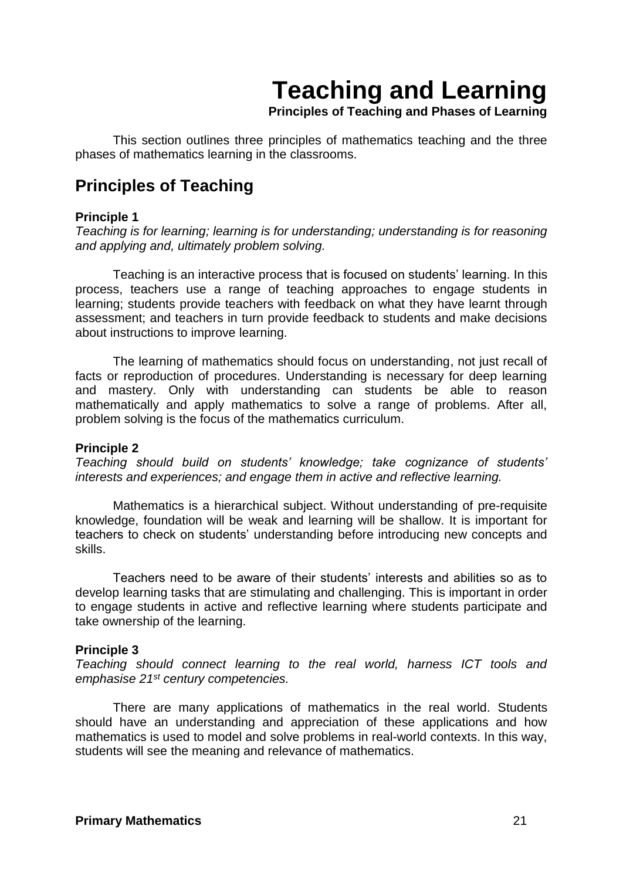# Teaching and Learning

**Principles of Teaching and Phases of Learning**

This section outlines three principles of mathematics teaching and the three phases of mathematics learning in the classrooms.

## Principles of Teaching

**Principle 1**

*Teaching is for learning; learning is for understanding; understanding is for reasoning and applying and, ultimately problem solving.*

Teaching is an interactive process that is focused on students' learning. In this process, teachers use a range of teaching approaches to engage students in learning; students provide teachers with feedback on what they have learnt through assessment; and teachers in turn provide feedback to students and make decisions about instructions to improve learning.

The learning of mathematics should focus on understanding, not just recall of facts or reproduction of procedures. Understanding is necessary for deep learning and mastery. Only with understanding can students be able to reason mathematically and apply mathematics to solve a range of problems. After all, problem solving is the focus of the mathematics curriculum.

**Principle 2**

*Teaching should build on students' knowledge; take cognizance of students' interests and experiences; and engage them in active and reflective learning.*

Mathematics is a hierarchical subject. Without understanding of pre-requisite knowledge, foundation will be weak and learning will be shallow. It is important for teachers to check on students' understanding before introducing new concepts and skills.

Teachers need to be aware of their students' interests and abilities so as to develop learning tasks that are stimulating and challenging. This is important in order to engage students in active and reflective learning where students participate and take ownership of the learning.

**Principle 3**

*Teaching should connect learning to the real world, harness ICT tools and emphasise 21st century competencies.*

There are many applications of mathematics in the real world. Students should have an understanding and appreciation of these applications and how mathematics is used to model and solve problems in real-world contexts. In this way, students will see the meaning and relevance of mathematics.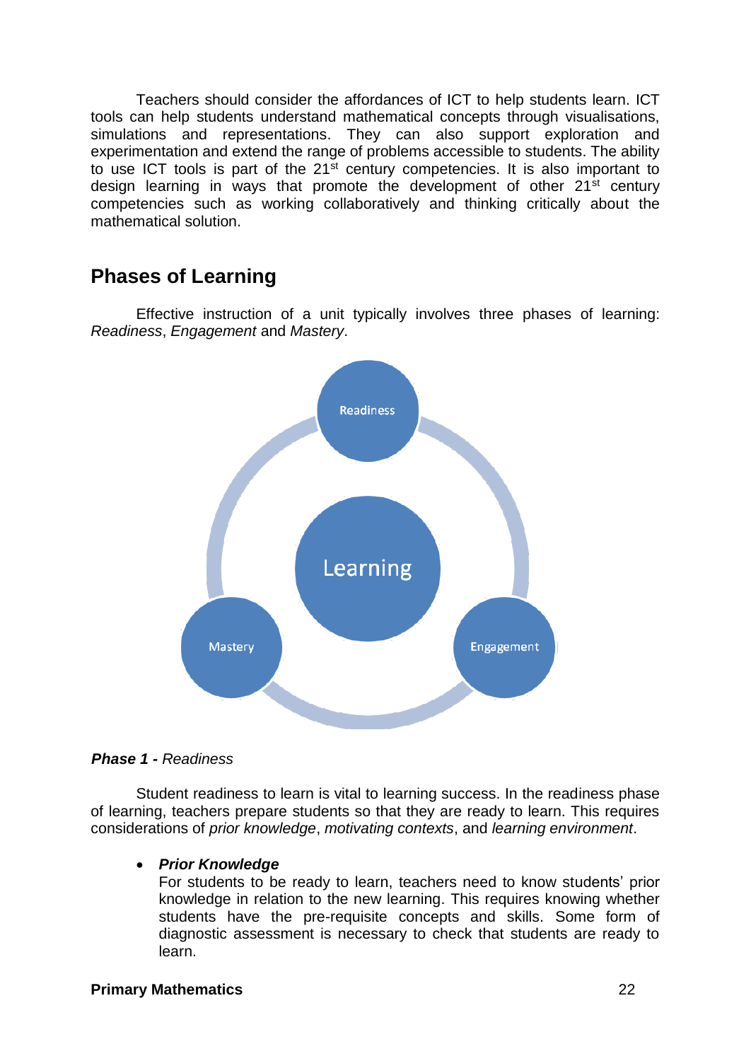Teachers should consider the affordances of ICT to help students learn. ICT tools can help students understand mathematical concepts through visualisations, simulations and representations. They can also support exploration and experimentation and extend the range of problems accessible to students. The ability to use ICT tools is part of the 21st century competencies. It is also important to design learning in ways that promote the development of other 21st century competencies such as working collaboratively and thinking critically about the mathematical solution.

## Phases of Learning

Effective instruction of a unit typically involves three phases of learning: *Readiness*, *Engagement* and *Mastery*.

Readiness

Learning

Mastery

Engagement

***Phase 1 -*** *Readiness*

Student readiness to learn is vital to learning success. In the readiness phase of learning, teachers prepare students so that they are ready to learn. This requires considerations of *prior knowledge*, *motivating contexts*, and *learning environment*.

- ***Prior Knowledge***
  For students to be ready to learn, teachers need to know students' prior knowledge in relation to the new learning. This requires knowing whether students have the pre-requisite concepts and skills. Some form of diagnostic assessment is necessary to check that students are ready to learn.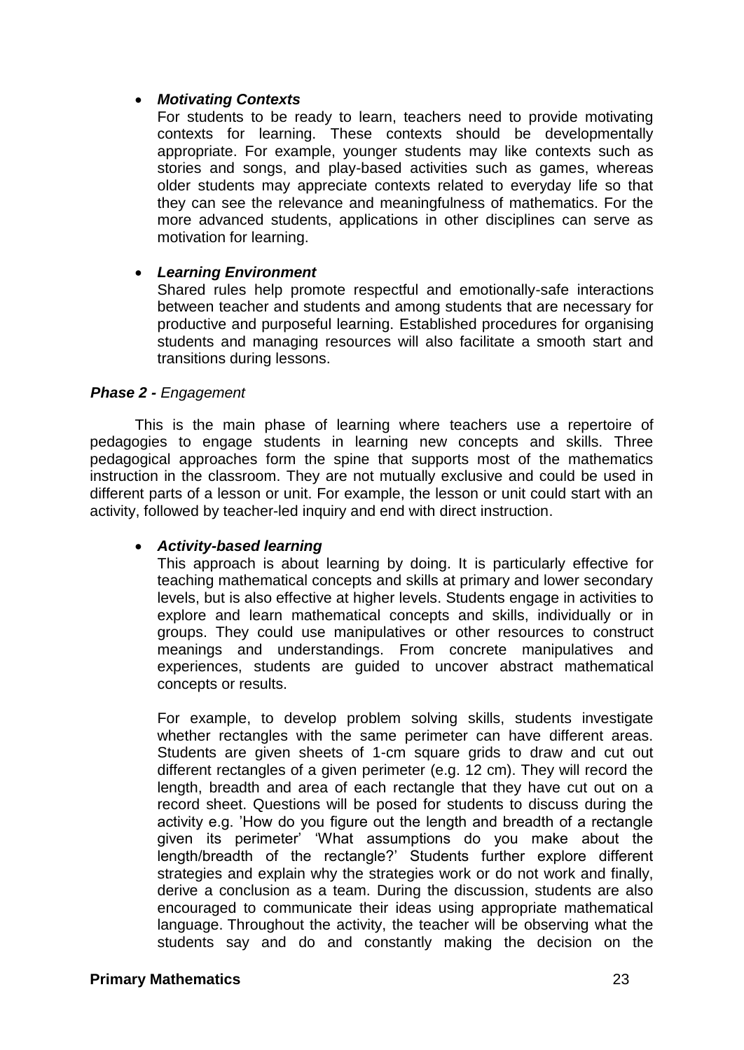- ***Motivating Contexts***

  For students to be ready to learn, teachers need to provide motivating contexts for learning. These contexts should be developmentally appropriate. For example, younger students may like contexts such as stories and songs, and play-based activities such as games, whereas older students may appreciate contexts related to everyday life so that they can see the relevance and meaningfulness of mathematics. For the more advanced students, applications in other disciplines can serve as motivation for learning.

- ***Learning Environment***

  Shared rules help promote respectful and emotionally-safe interactions between teacher and students and among students that are necessary for productive and purposeful learning. Established procedures for organising students and managing resources will also facilitate a smooth start and transitions during lessons.

***Phase 2 -*** *Engagement*

This is the main phase of learning where teachers use a repertoire of pedagogies to engage students in learning new concepts and skills. Three pedagogical approaches form the spine that supports most of the mathematics instruction in the classroom. They are not mutually exclusive and could be used in different parts of a lesson or unit. For example, the lesson or unit could start with an activity, followed by teacher-led inquiry and end with direct instruction.

- ***Activity-based learning***

  This approach is about learning by doing. It is particularly effective for teaching mathematical concepts and skills at primary and lower secondary levels, but is also effective at higher levels. Students engage in activities to explore and learn mathematical concepts and skills, individually or in groups. They could use manipulatives or other resources to construct meanings and understandings. From concrete manipulatives and experiences, students are guided to uncover abstract mathematical concepts or results.

  For example, to develop problem solving skills, students investigate whether rectangles with the same perimeter can have different areas. Students are given sheets of 1-cm square grids to draw and cut out different rectangles of a given perimeter (e.g. 12 cm). They will record the length, breadth and area of each rectangle that they have cut out on a record sheet. Questions will be posed for students to discuss during the activity e.g. 'How do you figure out the length and breadth of a rectangle given its perimeter' 'What assumptions do you make about the length/breadth of the rectangle?' Students further explore different strategies and explain why the strategies work or do not work and finally, derive a conclusion as a team. During the discussion, students are also encouraged to communicate their ideas using appropriate mathematical language. Throughout the activity, the teacher will be observing what the students say and do and constantly making the decision on the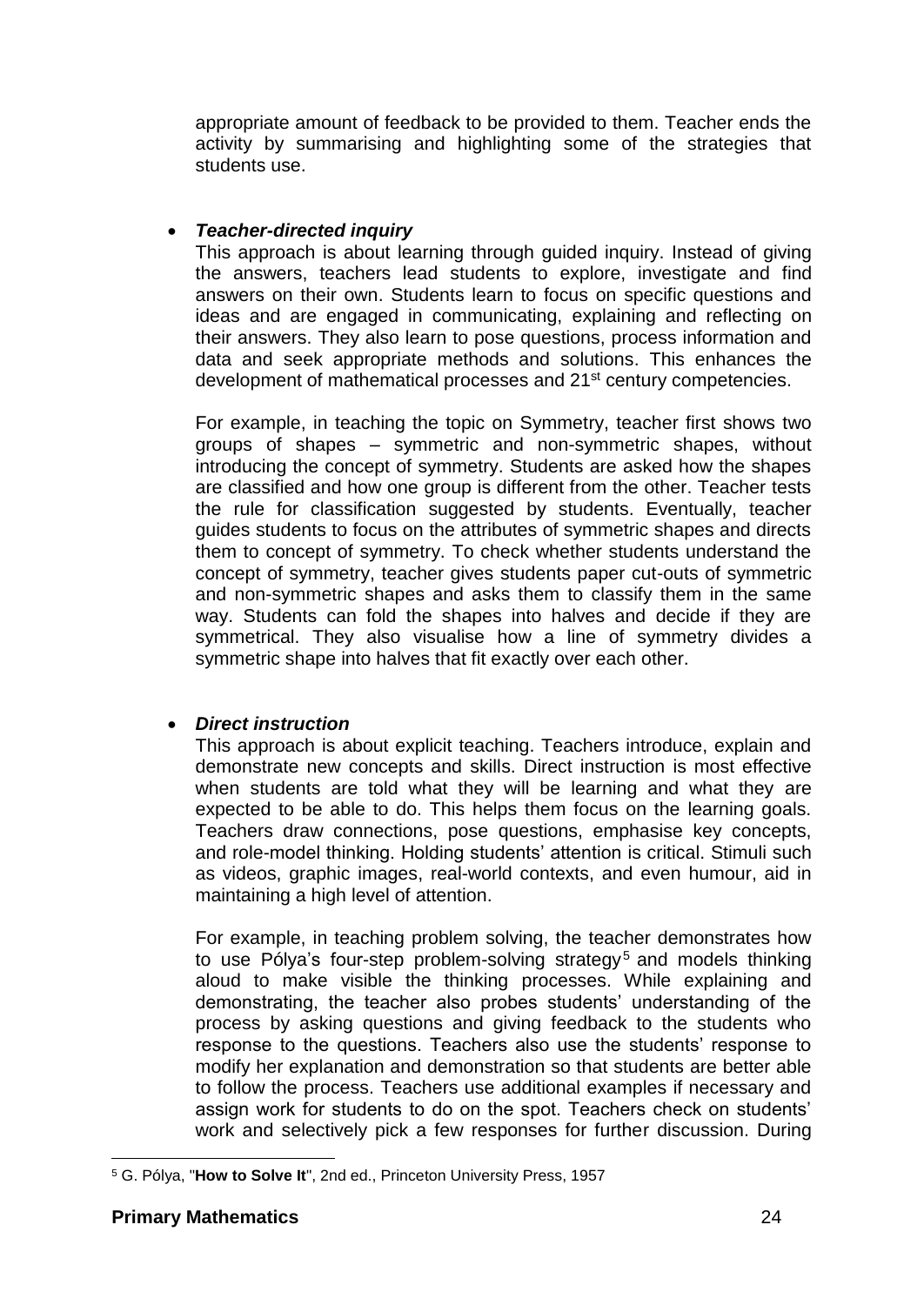appropriate amount of feedback to be provided to them. Teacher ends the activity by summarising and highlighting some of the strategies that students use.

- ***Teacher-directed inquiry***

  This approach is about learning through guided inquiry. Instead of giving the answers, teachers lead students to explore, investigate and find answers on their own. Students learn to focus on specific questions and ideas and are engaged in communicating, explaining and reflecting on their answers. They also learn to pose questions, process information and data and seek appropriate methods and solutions. This enhances the development of mathematical processes and 21st century competencies.

  For example, in teaching the topic on Symmetry, teacher first shows two groups of shapes – symmetric and non-symmetric shapes, without introducing the concept of symmetry. Students are asked how the shapes are classified and how one group is different from the other. Teacher tests the rule for classification suggested by students. Eventually, teacher guides students to focus on the attributes of symmetric shapes and directs them to concept of symmetry. To check whether students understand the concept of symmetry, teacher gives students paper cut-outs of symmetric and non-symmetric shapes and asks them to classify them in the same way. Students can fold the shapes into halves and decide if they are symmetrical. They also visualise how a line of symmetry divides a symmetric shape into halves that fit exactly over each other.

- ***Direct instruction***

  This approach is about explicit teaching. Teachers introduce, explain and demonstrate new concepts and skills. Direct instruction is most effective when students are told what they will be learning and what they are expected to be able to do. This helps them focus on the learning goals. Teachers draw connections, pose questions, emphasise key concepts, and role-model thinking. Holding students' attention is critical. Stimuli such as videos, graphic images, real-world contexts, and even humour, aid in maintaining a high level of attention.

  For example, in teaching problem solving, the teacher demonstrates how to use Pólya's four-step problem-solving strategy[5] and models thinking aloud to make visible the thinking processes. While explaining and demonstrating, the teacher also probes students' understanding of the process by asking questions and giving feedback to the students who response to the questions. Teachers also use the students' response to modify her explanation and demonstration so that students are better able to follow the process. Teachers use additional examples if necessary and assign work for students to do on the spot. Teachers check on students' work and selectively pick a few responses for further discussion. During

---

[5] G. Pólya, "**How to Solve It**", 2nd ed., Princeton University Press, 1957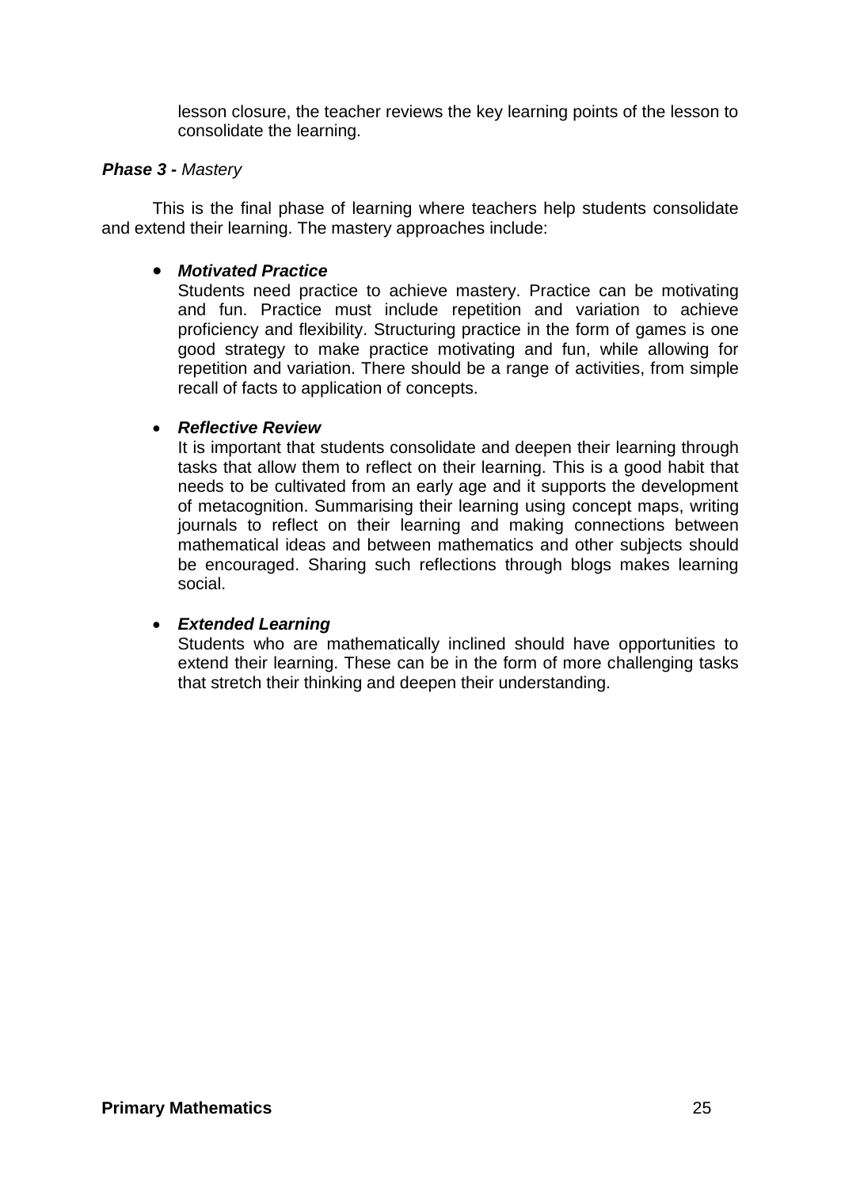lesson closure, the teacher reviews the key learning points of the lesson to consolidate the learning.

***Phase 3 -*** *Mastery*

This is the final phase of learning where teachers help students consolidate and extend their learning. The mastery approaches include:

- ***Motivated Practice***
  Students need practice to achieve mastery. Practice can be motivating and fun. Practice must include repetition and variation to achieve proficiency and flexibility. Structuring practice in the form of games is one good strategy to make practice motivating and fun, while allowing for repetition and variation. There should be a range of activities, from simple recall of facts to application of concepts.

- ***Reflective Review***
  It is important that students consolidate and deepen their learning through tasks that allow them to reflect on their learning. This is a good habit that needs to be cultivated from an early age and it supports the development of metacognition. Summarising their learning using concept maps, writing journals to reflect on their learning and making connections between mathematical ideas and between mathematics and other subjects should be encouraged. Sharing such reflections through blogs makes learning social.

- ***Extended Learning***
  Students who are mathematically inclined should have opportunities to extend their learning. These can be in the form of more challenging tasks that stretch their thinking and deepen their understanding.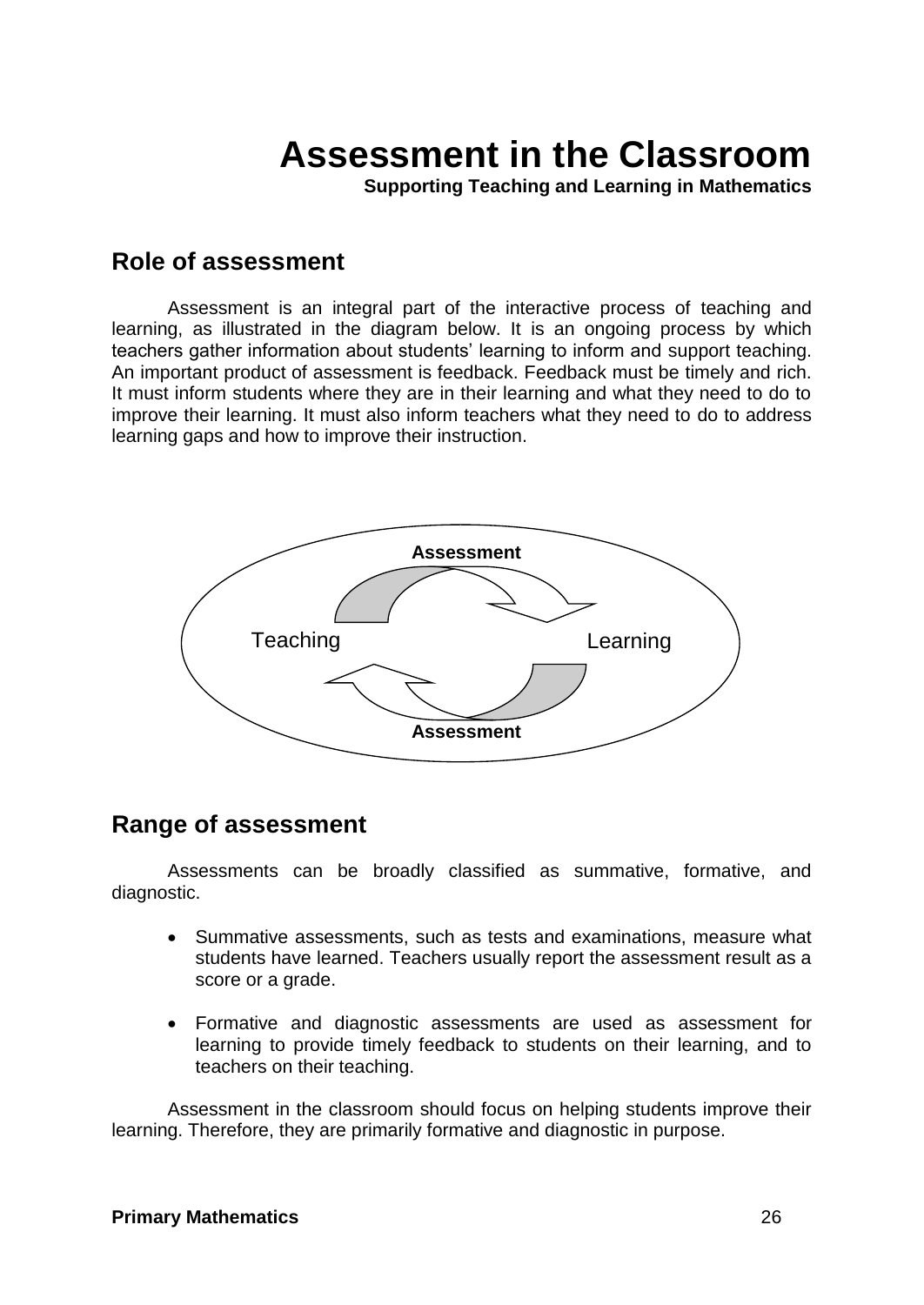# Assessment in the Classroom

**Supporting Teaching and Learning in Mathematics**

## Role of assessment

Assessment is an integral part of the interactive process of teaching and learning, as illustrated in the diagram below. It is an ongoing process by which teachers gather information about students' learning to inform and support teaching. An important product of assessment is feedback. Feedback must be timely and rich. It must inform students where they are in their learning and what they need to do to improve their learning. It must also inform teachers what they need to do to address learning gaps and how to improve their instruction.

**Assessment**

Teaching Learning

**Assessment**

## Range of assessment

Assessments can be broadly classified as summative, formative, and diagnostic.

- Summative assessments, such as tests and examinations, measure what students have learned. Teachers usually report the assessment result as a score or a grade.

- Formative and diagnostic assessments are used as assessment for learning to provide timely feedback to students on their learning, and to teachers on their teaching.

Assessment in the classroom should focus on helping students improve their learning. Therefore, they are primarily formative and diagnostic in purpose.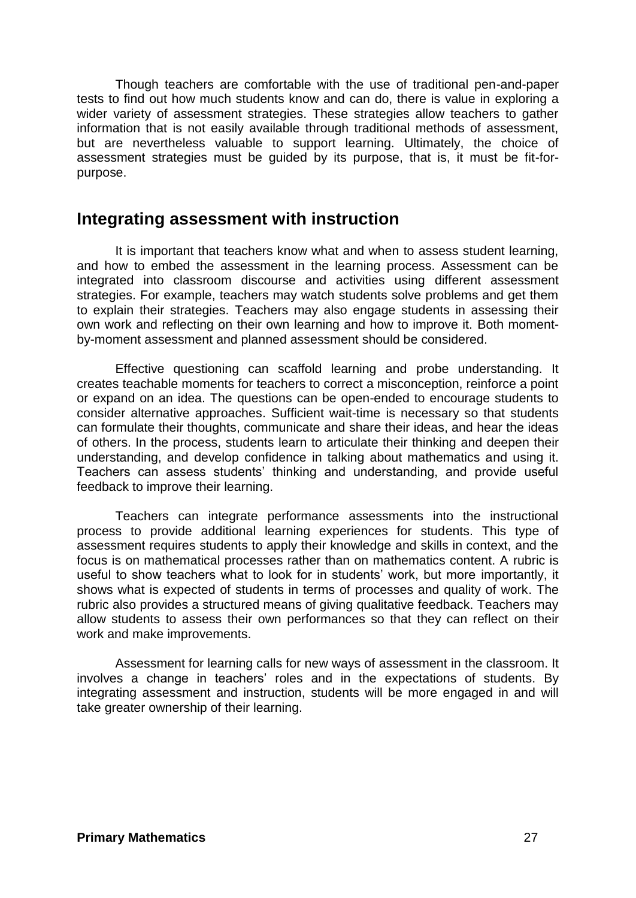Though teachers are comfortable with the use of traditional pen-and-paper tests to find out how much students know and can do, there is value in exploring a wider variety of assessment strategies. These strategies allow teachers to gather information that is not easily available through traditional methods of assessment, but are nevertheless valuable to support learning. Ultimately, the choice of assessment strategies must be guided by its purpose, that is, it must be fit-for-purpose.

## Integrating assessment with instruction

It is important that teachers know what and when to assess student learning, and how to embed the assessment in the learning process. Assessment can be integrated into classroom discourse and activities using different assessment strategies. For example, teachers may watch students solve problems and get them to explain their strategies. Teachers may also engage students in assessing their own work and reflecting on their own learning and how to improve it. Both moment-by-moment assessment and planned assessment should be considered.

Effective questioning can scaffold learning and probe understanding. It creates teachable moments for teachers to correct a misconception, reinforce a point or expand on an idea. The questions can be open-ended to encourage students to consider alternative approaches. Sufficient wait-time is necessary so that students can formulate their thoughts, communicate and share their ideas, and hear the ideas of others. In the process, students learn to articulate their thinking and deepen their understanding, and develop confidence in talking about mathematics and using it. Teachers can assess students' thinking and understanding, and provide useful feedback to improve their learning.

Teachers can integrate performance assessments into the instructional process to provide additional learning experiences for students. This type of assessment requires students to apply their knowledge and skills in context, and the focus is on mathematical processes rather than on mathematics content. A rubric is useful to show teachers what to look for in students' work, but more importantly, it shows what is expected of students in terms of processes and quality of work. The rubric also provides a structured means of giving qualitative feedback. Teachers may allow students to assess their own performances so that they can reflect on their work and make improvements.

Assessment for learning calls for new ways of assessment in the classroom. It involves a change in teachers' roles and in the expectations of students. By integrating assessment and instruction, students will be more engaged in and will take greater ownership of their learning.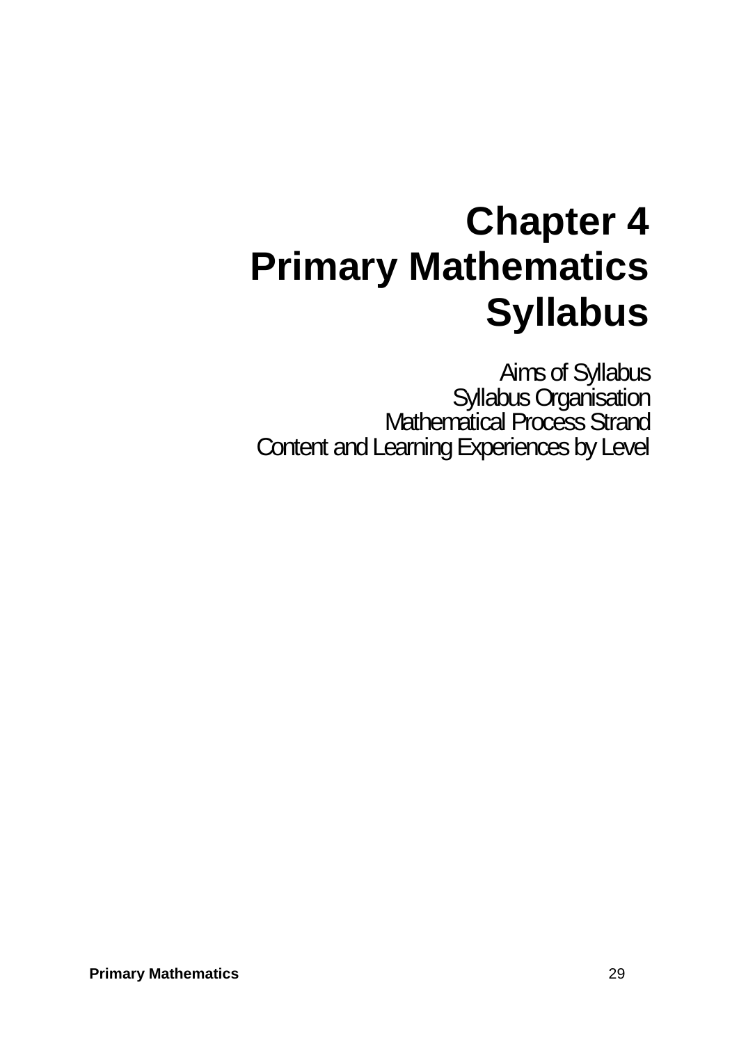# Chapter 4
# Primary Mathematics Syllabus

Aims of Syllabus
Syllabus Organisation
Mathematical Process Strand
Content and Learning Experiences by Level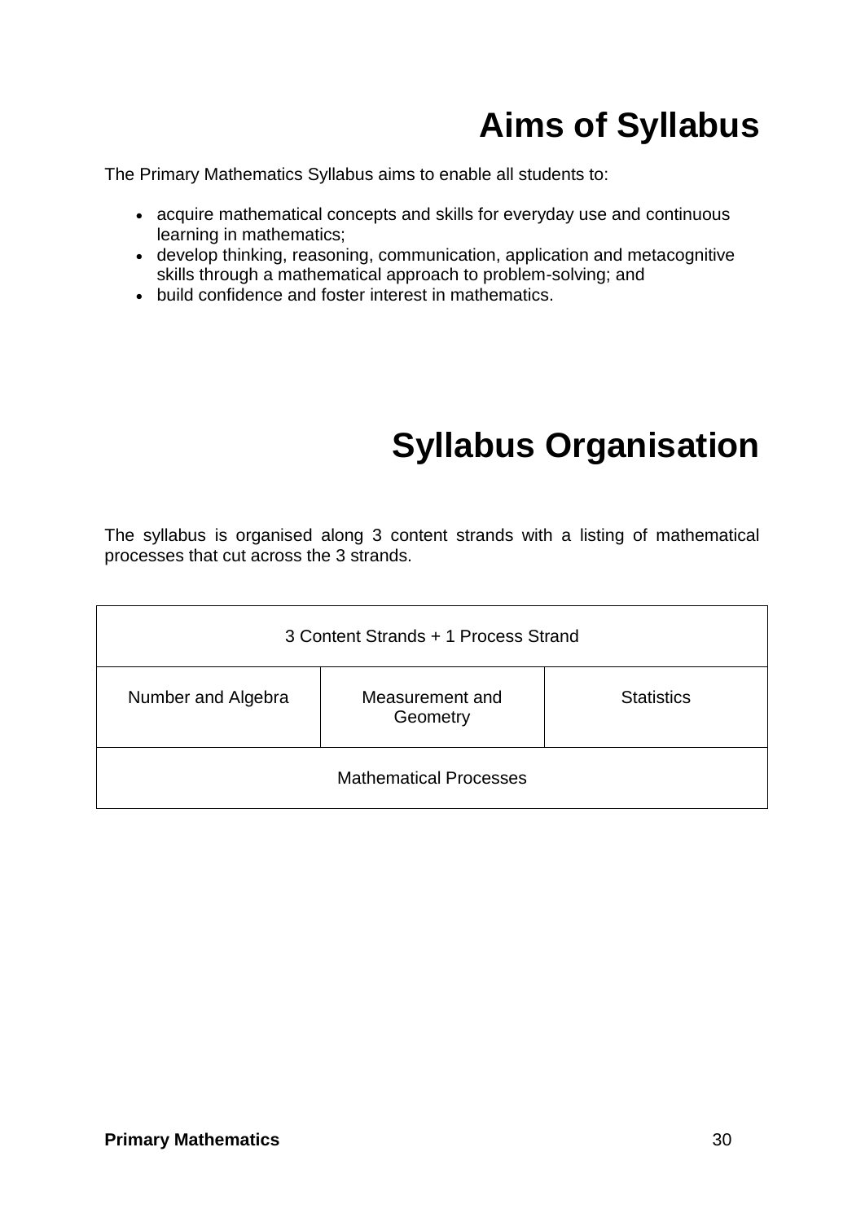# Aims of Syllabus

The Primary Mathematics Syllabus aims to enable all students to:

- acquire mathematical concepts and skills for everyday use and continuous learning in mathematics;
- develop thinking, reasoning, communication, application and metacognitive skills through a mathematical approach to problem-solving; and
- build confidence and foster interest in mathematics.

# Syllabus Organisation

The syllabus is organised along 3 content strands with a listing of mathematical processes that cut across the 3 strands.

| 3 Content Strands + 1 Process Strand | | |
|---|---|---|
| Number and Algebra | Measurement and Geometry | Statistics |
| Mathematical Processes | | |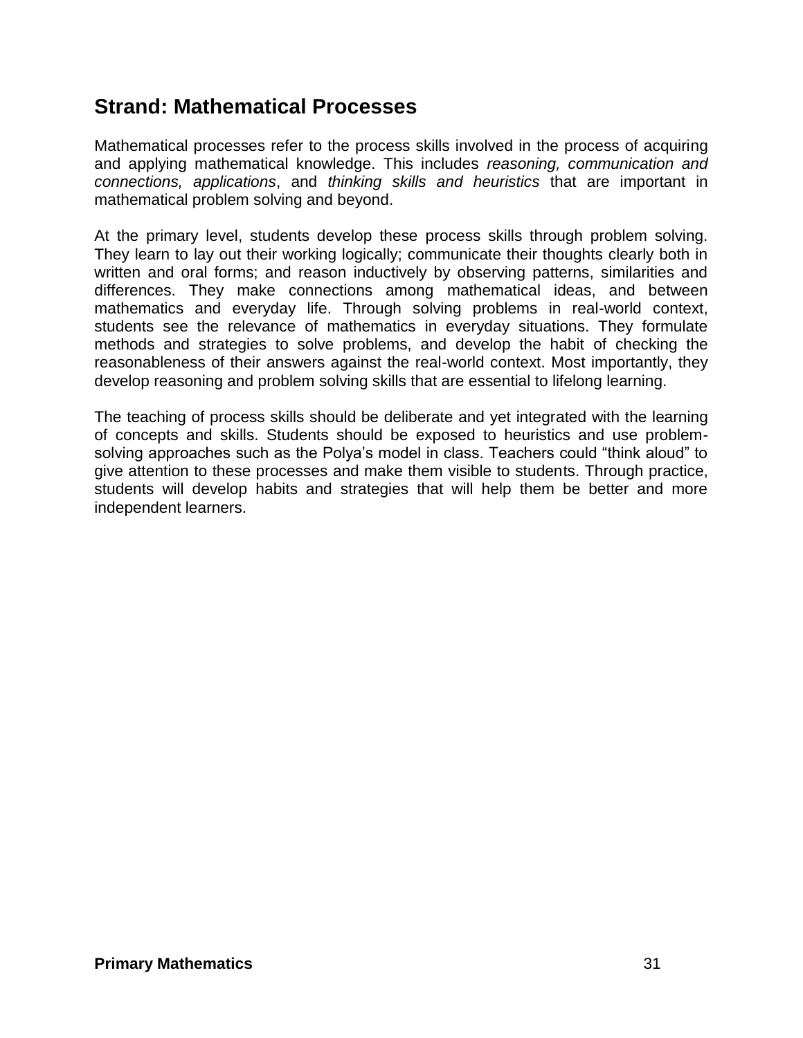## Strand: Mathematical Processes

Mathematical processes refer to the process skills involved in the process of acquiring and applying mathematical knowledge. This includes *reasoning, communication and connections, applications*, and *thinking skills and heuristics* that are important in mathematical problem solving and beyond.

At the primary level, students develop these process skills through problem solving. They learn to lay out their working logically; communicate their thoughts clearly both in written and oral forms; and reason inductively by observing patterns, similarities and differences. They make connections among mathematical ideas, and between mathematics and everyday life. Through solving problems in real-world context, students see the relevance of mathematics in everyday situations. They formulate methods and strategies to solve problems, and develop the habit of checking the reasonableness of their answers against the real-world context. Most importantly, they develop reasoning and problem solving skills that are essential to lifelong learning.

The teaching of process skills should be deliberate and yet integrated with the learning of concepts and skills. Students should be exposed to heuristics and use problem-solving approaches such as the Polya's model in class. Teachers could "think aloud" to give attention to these processes and make them visible to students. Through practice, students will develop habits and strategies that will help them be better and more independent learners.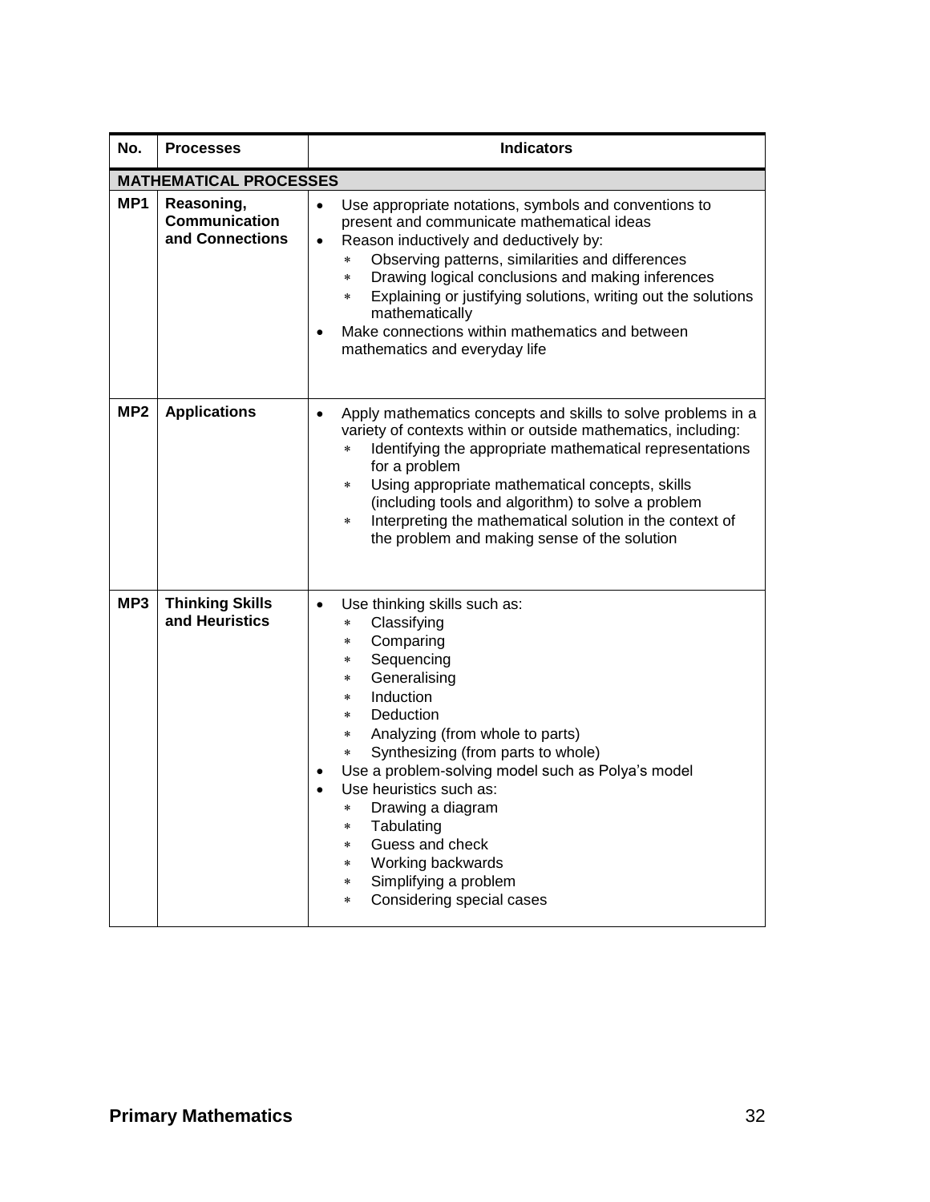| No. | Processes | Indicators |
|---|---|---|
| **MATHEMATICAL PROCESSES** | | |
| **MP1** | **Reasoning, Communication and Connections** | • Use appropriate notations, symbols and conventions to present and communicate mathematical ideas<br>• Reason inductively and deductively by:<br>&nbsp;&nbsp;* Observing patterns, similarities and differences<br>&nbsp;&nbsp;* Drawing logical conclusions and making inferences<br>&nbsp;&nbsp;* Explaining or justifying solutions, writing out the solutions mathematically<br>• Make connections within mathematics and between mathematics and everyday life |
| **MP2** | **Applications** | • Apply mathematics concepts and skills to solve problems in a variety of contexts within or outside mathematics, including:<br>&nbsp;&nbsp;* Identifying the appropriate mathematical representations for a problem<br>&nbsp;&nbsp;* Using appropriate mathematical concepts, skills (including tools and algorithm) to solve a problem<br>&nbsp;&nbsp;* Interpreting the mathematical solution in the context of the problem and making sense of the solution |
| **MP3** | **Thinking Skills and Heuristics** | • Use thinking skills such as:<br>&nbsp;&nbsp;* Classifying<br>&nbsp;&nbsp;* Comparing<br>&nbsp;&nbsp;* Sequencing<br>&nbsp;&nbsp;* Generalising<br>&nbsp;&nbsp;* Induction<br>&nbsp;&nbsp;* Deduction<br>&nbsp;&nbsp;* Analyzing (from whole to parts)<br>&nbsp;&nbsp;* Synthesizing (from parts to whole)<br>• Use a problem-solving model such as Polya's model<br>• Use heuristics such as:<br>&nbsp;&nbsp;* Drawing a diagram<br>&nbsp;&nbsp;* Tabulating<br>&nbsp;&nbsp;* Guess and check<br>&nbsp;&nbsp;* Working backwards<br>&nbsp;&nbsp;* Simplifying a problem<br>&nbsp;&nbsp;* Considering special cases |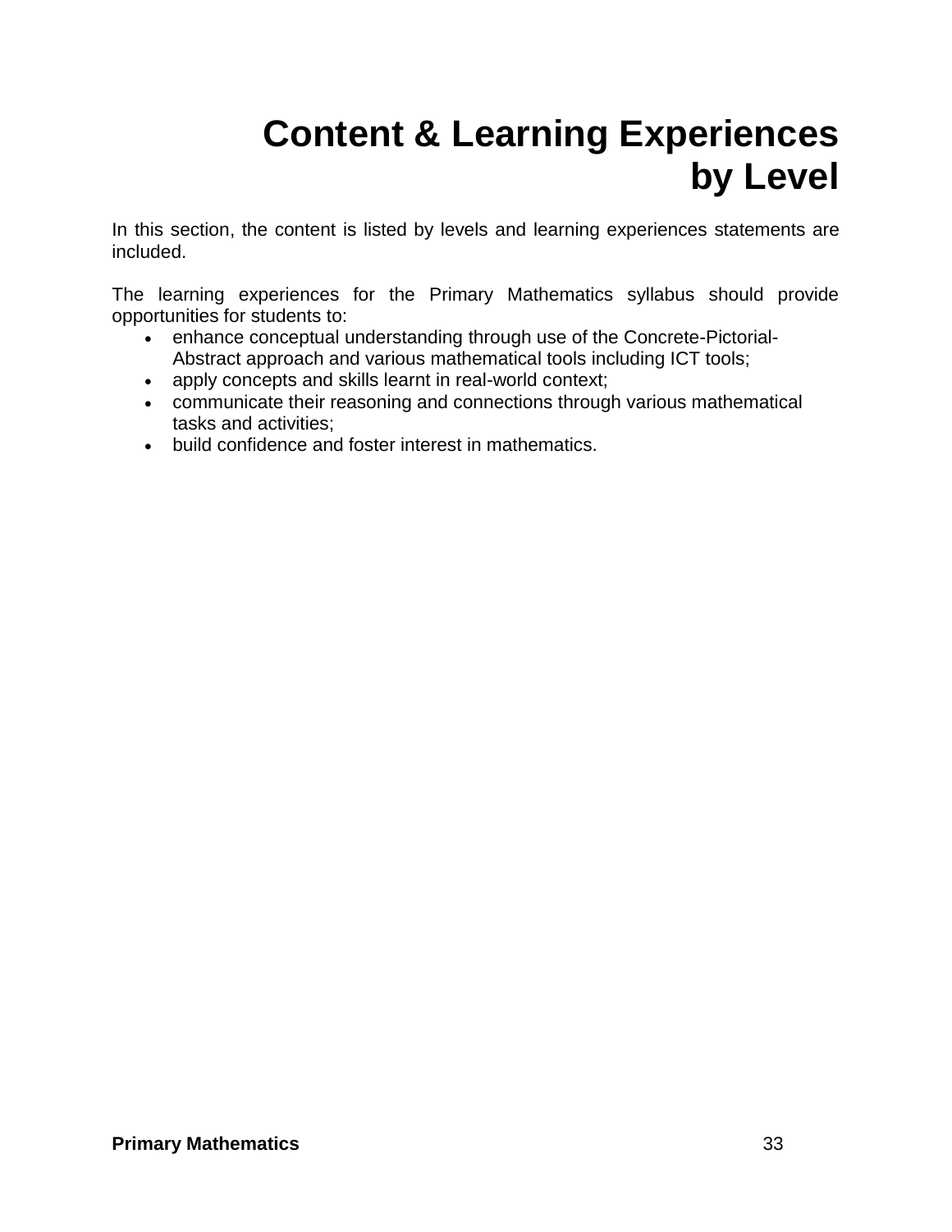# Content & Learning Experiences by Level

In this section, the content is listed by levels and learning experiences statements are included.

The learning experiences for the Primary Mathematics syllabus should provide opportunities for students to:

- enhance conceptual understanding through use of the Concrete-Pictorial-Abstract approach and various mathematical tools including ICT tools;
- apply concepts and skills learnt in real-world context;
- communicate their reasoning and connections through various mathematical tasks and activities;
- build confidence and foster interest in mathematics.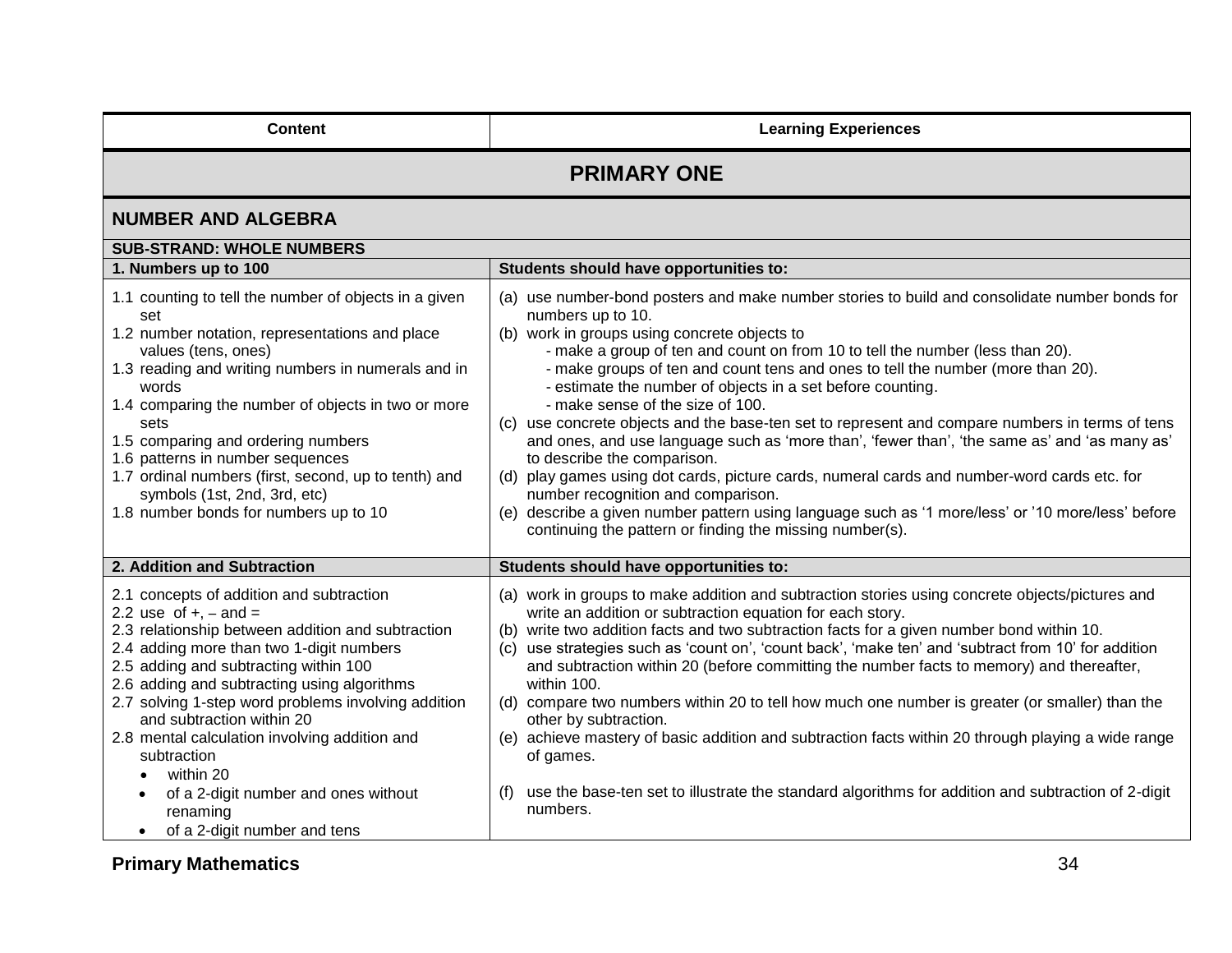| Content | Learning Experiences |
|---|---|
| **PRIMARY ONE** | |
| **NUMBER AND ALGEBRA** | |
| **SUB-STRAND: WHOLE NUMBERS** | |
| **1. Numbers up to 100** | **Students should have opportunities to:** |
| 1.1 counting to tell the number of objects in a given set<br>1.2 number notation, representations and place values (tens, ones)<br>1.3 reading and writing numbers in numerals and in words<br>1.4 comparing the number of objects in two or more sets<br>1.5 comparing and ordering numbers<br>1.6 patterns in number sequences<br>1.7 ordinal numbers (first, second, up to tenth) and symbols (1st, 2nd, 3rd, etc)<br>1.8 number bonds for numbers up to 10 | (a) use number-bond posters and make number stories to build and consolidate number bonds for numbers up to 10.<br>(b) work in groups using concrete objects to<br>- make a group of ten and count on from 10 to tell the number (less than 20).<br>- make groups of ten and count tens and ones to tell the number (more than 20).<br>- estimate the number of objects in a set before counting.<br>- make sense of the size of 100.<br>(c) use concrete objects and the base-ten set to represent and compare numbers in terms of tens and ones, and use language such as 'more than', 'fewer than', 'the same as' and 'as many as' to describe the comparison.<br>(d) play games using dot cards, picture cards, numeral cards and number-word cards etc. for number recognition and comparison.<br>(e) describe a given number pattern using language such as '1 more/less' or '10 more/less' before continuing the pattern or finding the missing number(s). |
| **2. Addition and Subtraction** | **Students should have opportunities to:** |
| 2.1 concepts of addition and subtraction<br>2.2 use of +, – and =<br>2.3 relationship between addition and subtraction<br>2.4 adding more than two 1-digit numbers<br>2.5 adding and subtracting within 100<br>2.6 adding and subtracting using algorithms<br>2.7 solving 1-step word problems involving addition and subtraction within 20<br>2.8 mental calculation involving addition and subtraction<br>• within 20<br>• of a 2-digit number and ones without renaming<br>• of a 2-digit number and tens | (a) work in groups to make addition and subtraction stories using concrete objects/pictures and write an addition or subtraction equation for each story.<br>(b) write two addition facts and two subtraction facts for a given number bond within 10.<br>(c) use strategies such as 'count on', 'count back', 'make ten' and 'subtract from 10' for addition and subtraction within 20 (before committing the number facts to memory) and thereafter, within 100.<br>(d) compare two numbers within 20 to tell how much one number is greater (or smaller) than the other by subtraction.<br>(e) achieve mastery of basic addition and subtraction facts within 20 through playing a wide range of games.<br>(f) use the base-ten set to illustrate the standard algorithms for addition and subtraction of 2-digit numbers. |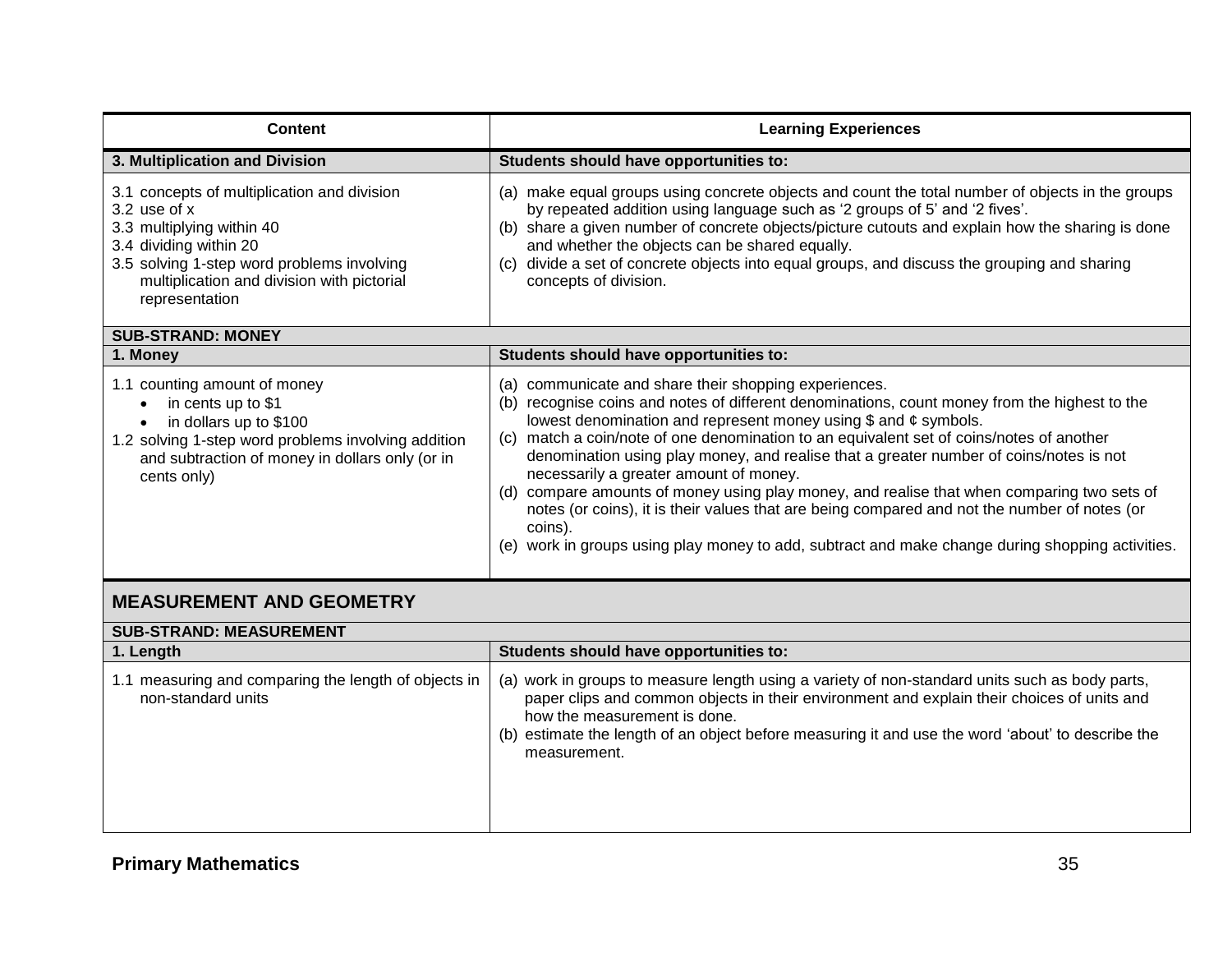| Content | Learning Experiences |
|---|---|
| **3. Multiplication and Division** | **Students should have opportunities to:** |
| 3.1 concepts of multiplication and division<br>3.2 use of x<br>3.3 multiplying within 40<br>3.4 dividing within 20<br>3.5 solving 1-step word problems involving multiplication and division with pictorial representation | (a) make equal groups using concrete objects and count the total number of objects in the groups by repeated addition using language such as ‘2 groups of 5’ and ‘2 fives’.<br>(b) share a given number of concrete objects/picture cutouts and explain how the sharing is done and whether the objects can be shared equally.<br>(c) divide a set of concrete objects into equal groups, and discuss the grouping and sharing concepts of division. |
| **SUB-STRAND: MONEY** | |
| **1. Money** | **Students should have opportunities to:** |
| 1.1 counting amount of money<br>• in cents up to $1<br>• in dollars up to $100<br>1.2 solving 1-step word problems involving addition and subtraction of money in dollars only (or in cents only) | (a) communicate and share their shopping experiences.<br>(b) recognise coins and notes of different denominations, count money from the highest to the lowest denomination and represent money using $ and ¢ symbols.<br>(c) match a coin/note of one denomination to an equivalent set of coins/notes of another denomination using play money, and realise that a greater number of coins/notes is not necessarily a greater amount of money.<br>(d) compare amounts of money using play money, and realise that when comparing two sets of notes (or coins), it is their values that are being compared and not the number of notes (or coins).<br>(e) work in groups using play money to add, subtract and make change during shopping activities. |
| **MEASUREMENT AND GEOMETRY** | |
| **SUB-STRAND: MEASUREMENT** | |
| **1. Length** | **Students should have opportunities to:** |
| 1.1 measuring and comparing the length of objects in non-standard units | (a) work in groups to measure length using a variety of non-standard units such as body parts, paper clips and common objects in their environment and explain their choices of units and how the measurement is done.<br>(b) estimate the length of an object before measuring it and use the word ‘about’ to describe the measurement. |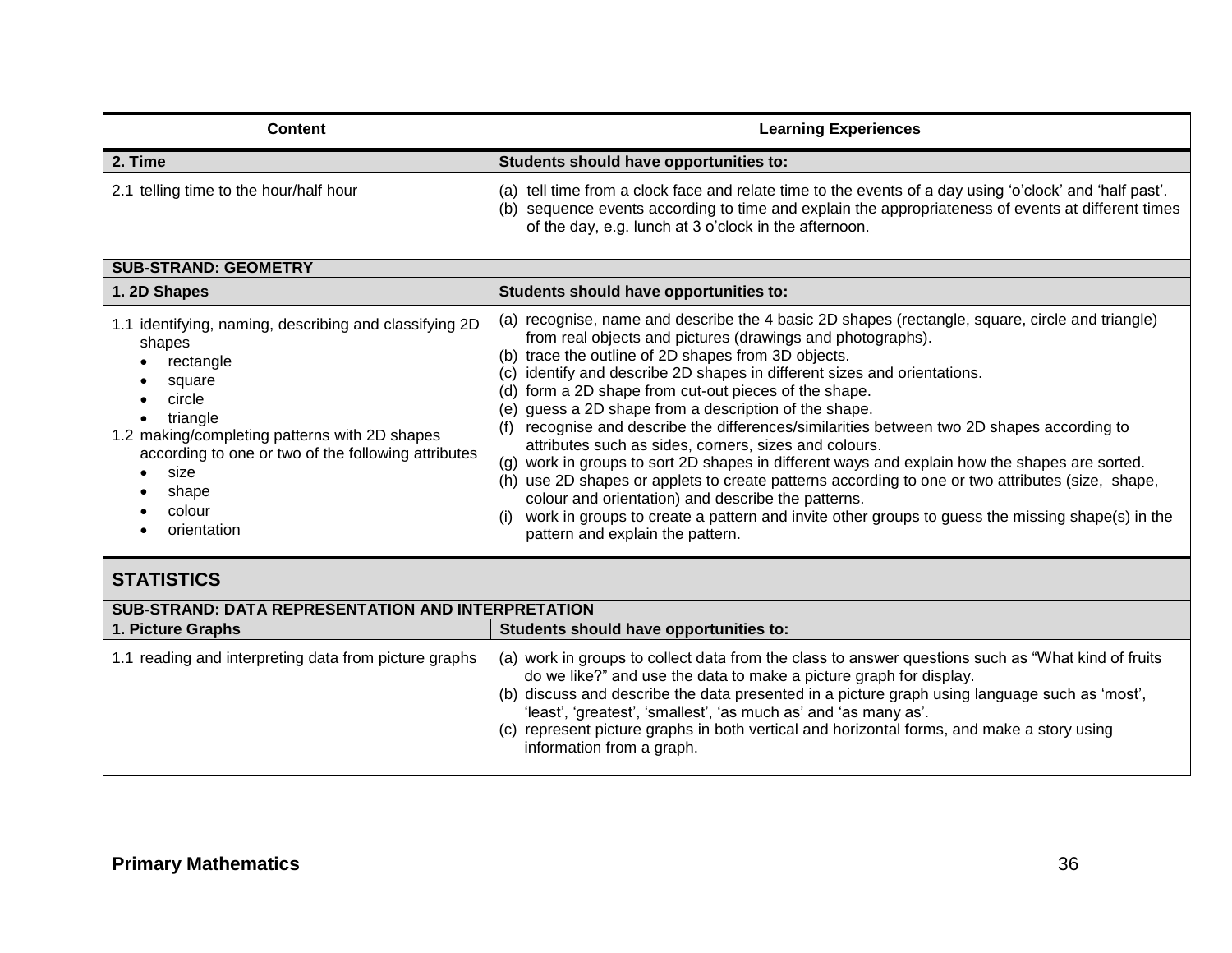| Content | Learning Experiences |
|---|---|
| **2. Time** | **Students should have opportunities to:** |
| 2.1 telling time to the hour/half hour | (a) tell time from a clock face and relate time to the events of a day using 'o'clock' and 'half past'.<br>(b) sequence events according to time and explain the appropriateness of events at different times of the day, e.g. lunch at 3 o'clock in the afternoon. |
| **SUB-STRAND: GEOMETRY** | |
| **1. 2D Shapes** | **Students should have opportunities to:** |
| 1.1 identifying, naming, describing and classifying 2D shapes<br>• rectangle<br>• square<br>• circle<br>• triangle<br>1.2 making/completing patterns with 2D shapes according to one or two of the following attributes<br>• size<br>• shape<br>• colour<br>• orientation | (a) recognise, name and describe the 4 basic 2D shapes (rectangle, square, circle and triangle) from real objects and pictures (drawings and photographs).<br>(b) trace the outline of 2D shapes from 3D objects.<br>(c) identify and describe 2D shapes in different sizes and orientations.<br>(d) form a 2D shape from cut-out pieces of the shape.<br>(e) guess a 2D shape from a description of the shape.<br>(f) recognise and describe the differences/similarities between two 2D shapes according to attributes such as sides, corners, sizes and colours.<br>(g) work in groups to sort 2D shapes in different ways and explain how the shapes are sorted.<br>(h) use 2D shapes or applets to create patterns according to one or two attributes (size, shape, colour and orientation) and describe the patterns.<br>(i) work in groups to create a pattern and invite other groups to guess the missing shape(s) in the pattern and explain the pattern. |

## STATISTICS

| Content | Learning Experiences |
|---|---|
| **SUB-STRAND: DATA REPRESENTATION AND INTERPRETATION** | |
| **1. Picture Graphs** | **Students should have opportunities to:** |
| 1.1 reading and interpreting data from picture graphs | (a) work in groups to collect data from the class to answer questions such as "What kind of fruits do we like?" and use the data to make a picture graph for display.<br>(b) discuss and describe the data presented in a picture graph using language such as 'most', 'least', 'greatest', 'smallest', 'as much as' and 'as many as'.<br>(c) represent picture graphs in both vertical and horizontal forms, and make a story using information from a graph. |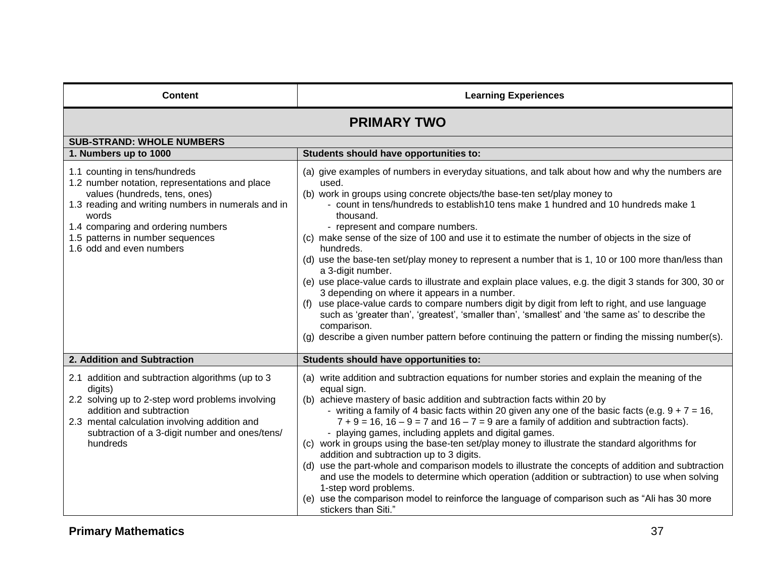| Content | Learning Experiences |
| --- | --- |
| **PRIMARY TWO** | |
| **SUB-STRAND: WHOLE NUMBERS** | |
| **1. Numbers up to 1000** | **Students should have opportunities to:** |
| 1.1 counting in tens/hundreds<br>1.2 number notation, representations and place values (hundreds, tens, ones)<br>1.3 reading and writing numbers in numerals and in words<br>1.4 comparing and ordering numbers<br>1.5 patterns in number sequences<br>1.6 odd and even numbers | (a) give examples of numbers in everyday situations, and talk about how and why the numbers are used.<br>(b) work in groups using concrete objects/the base-ten set/play money to<br>- count in tens/hundreds to establish10 tens make 1 hundred and 10 hundreds make 1 thousand.<br>- represent and compare numbers.<br>(c) make sense of the size of 100 and use it to estimate the number of objects in the size of hundreds.<br>(d) use the base-ten set/play money to represent a number that is 1, 10 or 100 more than/less than a 3-digit number.<br>(e) use place-value cards to illustrate and explain place values, e.g. the digit 3 stands for 300, 30 or 3 depending on where it appears in a number.<br>(f) use place-value cards to compare numbers digit by digit from left to right, and use language such as 'greater than', 'greatest', 'smaller than', 'smallest' and 'the same as' to describe the comparison.<br>(g) describe a given number pattern before continuing the pattern or finding the missing number(s). |
| **2. Addition and Subtraction** | **Students should have opportunities to:** |
| 2.1 addition and subtraction algorithms (up to 3 digits)<br>2.2 solving up to 2-step word problems involving addition and subtraction<br>2.3 mental calculation involving addition and subtraction of a 3-digit number and ones/tens/ hundreds | (a) write addition and subtraction equations for number stories and explain the meaning of the equal sign.<br>(b) achieve mastery of basic addition and subtraction facts within 20 by<br>- writing a family of 4 basic facts within 20 given any one of the basic facts (e.g. $9 + 7 = 16$, $7 + 9 = 16$, $16 – 9 = 7$ and $16 – 7 = 9$ are a family of addition and subtraction facts).<br>- playing games, including applets and digital games.<br>(c) work in groups using the base-ten set/play money to illustrate the standard algorithms for addition and subtraction up to 3 digits.<br>(d) use the part-whole and comparison models to illustrate the concepts of addition and subtraction and use the models to determine which operation (addition or subtraction) to use when solving 1-step word problems.<br>(e) use the comparison model to reinforce the language of comparison such as "Ali has 30 more stickers than Siti." |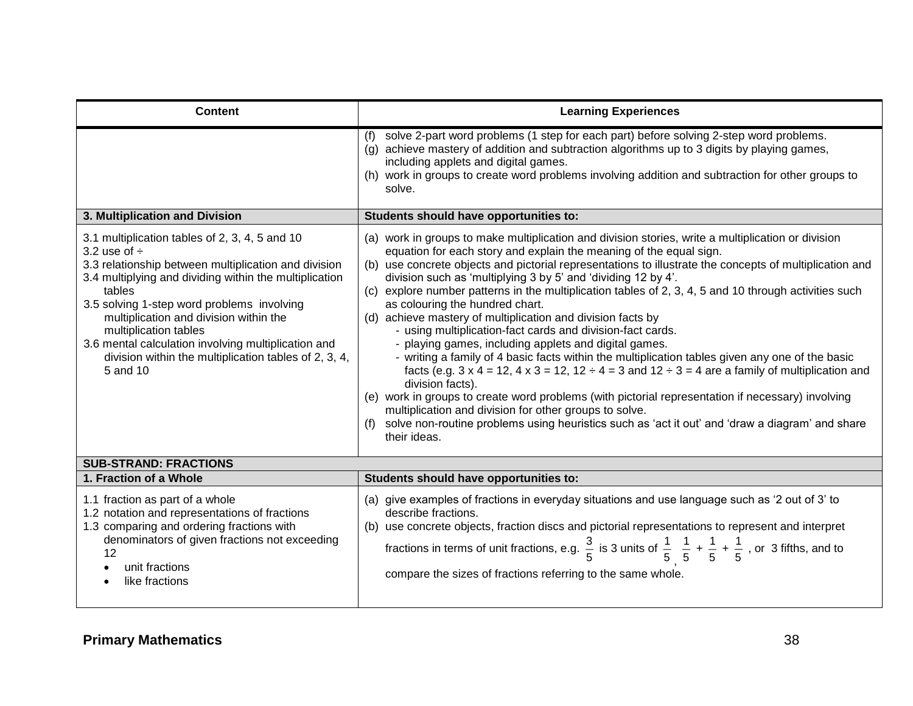| Content | Learning Experiences |
|---|---|
| | (f) solve 2-part word problems (1 step for each part) before solving 2-step word problems.<br>(g) achieve mastery of addition and subtraction algorithms up to 3 digits by playing games, including applets and digital games.<br>(h) work in groups to create word problems involving addition and subtraction for other groups to solve. |
| **3. Multiplication and Division** | **Students should have opportunities to:** |
| 3.1 multiplication tables of 2, 3, 4, 5 and 10<br>3.2 use of ÷<br>3.3 relationship between multiplication and division<br>3.4 multiplying and dividing within the multiplication tables<br>3.5 solving 1-step word problems involving multiplication and division within the multiplication tables<br>3.6 mental calculation involving multiplication and division within the multiplication tables of 2, 3, 4, 5 and 10 | (a) work in groups to make multiplication and division stories, write a multiplication or division equation for each story and explain the meaning of the equal sign.<br>(b) use concrete objects and pictorial representations to illustrate the concepts of multiplication and division such as 'multiplying 3 by 5' and 'dividing 12 by 4'.<br>(c) explore number patterns in the multiplication tables of 2, 3, 4, 5 and 10 through activities such as colouring the hundred chart.<br>(d) achieve mastery of multiplication and division facts by<br>- using multiplication-fact cards and division-fact cards.<br>- playing games, including applets and digital games.<br>- writing a family of 4 basic facts within the multiplication tables given any one of the basic facts (e.g. 3 x 4 = 12, 4 x 3 = 12, 12 ÷ 4 = 3 and 12 ÷ 3 = 4 are a family of multiplication and division facts).<br>(e) work in groups to create word problems (with pictorial representation if necessary) involving multiplication and division for other groups to solve.<br>(f) solve non-routine problems using heuristics such as 'act it out' and 'draw a diagram' and share their ideas. |
| **SUB-STRAND: FRACTIONS** | |
| **1. Fraction of a Whole** | **Students should have opportunities to:** |
| 1.1 fraction as part of a whole<br>1.2 notation and representations of fractions<br>1.3 comparing and ordering fractions with denominators of given fractions not exceeding 12<br>• unit fractions<br>• like fractions | (a) give examples of fractions in everyday situations and use language such as '2 out of 3' to describe fractions.<br>(b) use concrete objects, fraction discs and pictorial representations to represent and interpret fractions in terms of unit fractions, e.g. $\frac{3}{5}$ is 3 units of $\frac{1}{5}$, $\frac{1}{5} + \frac{1}{5} + \frac{1}{5}$, or 3 fifths, and to compare the sizes of fractions referring to the same whole. |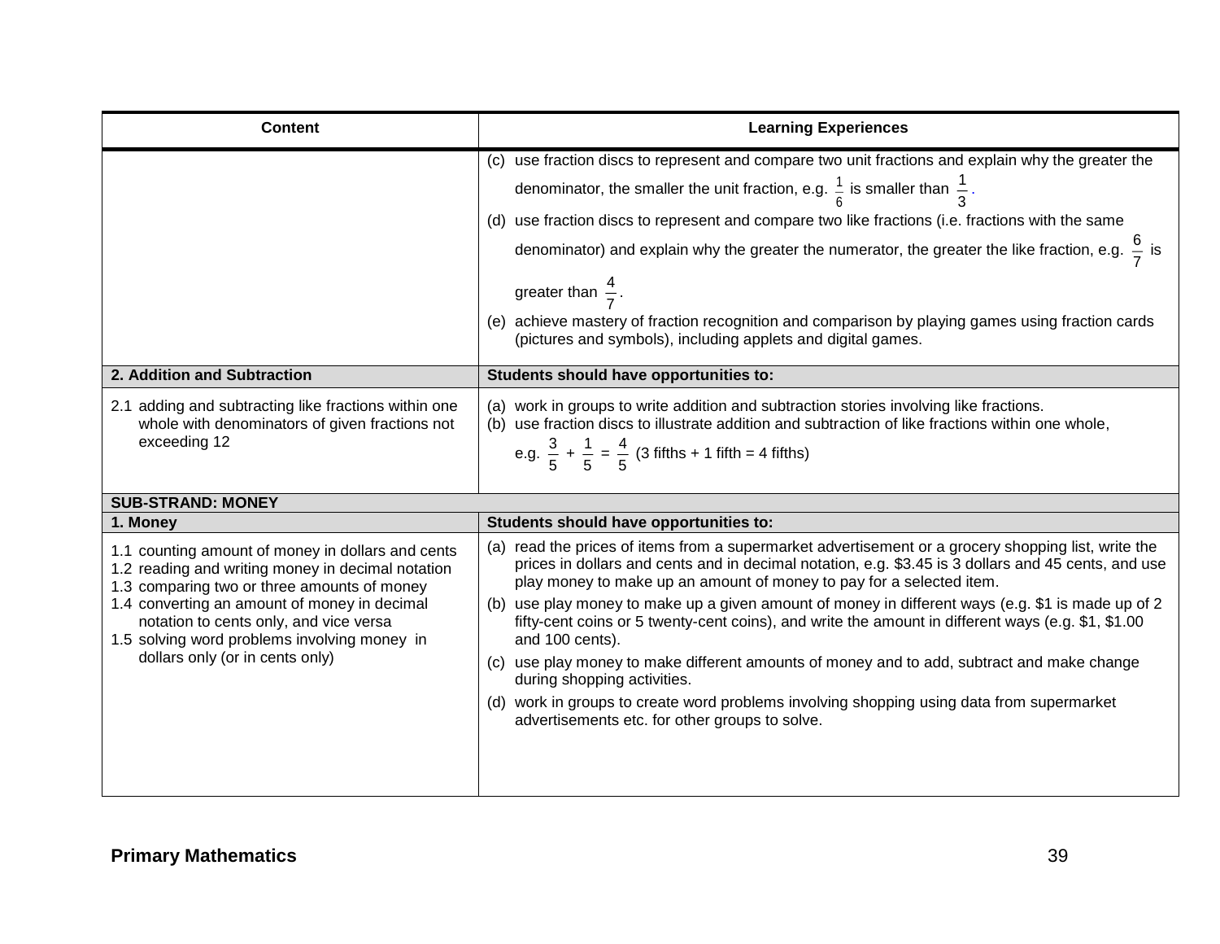| Content | Learning Experiences |
|---|---|
| | (c) use fraction discs to represent and compare two unit fractions and explain why the greater the denominator, the smaller the unit fraction, e.g. $\frac{1}{6}$ is smaller than $\frac{1}{3}$.<br>(d) use fraction discs to represent and compare two like fractions (i.e. fractions with the same denominator) and explain why the greater the numerator, the greater the like fraction, e.g. $\frac{6}{7}$ is greater than $\frac{4}{7}$.<br>(e) achieve mastery of fraction recognition and comparison by playing games using fraction cards (pictures and symbols), including applets and digital games. |
| **2. Addition and Subtraction** | **Students should have opportunities to:** |
| 2.1 adding and subtracting like fractions within one whole with denominators of given fractions not exceeding 12 | (a) work in groups to write addition and subtraction stories involving like fractions.<br>(b) use fraction discs to illustrate addition and subtraction of like fractions within one whole, e.g. $\frac{3}{5} + \frac{1}{5} = \frac{4}{5}$ (3 fifths + 1 fifth = 4 fifths) |
| **SUB-STRAND: MONEY** | |
| **1. Money** | **Students should have opportunities to:** |
| 1.1 counting amount of money in dollars and cents<br>1.2 reading and writing money in decimal notation<br>1.3 comparing two or three amounts of money<br>1.4 converting an amount of money in decimal notation to cents only, and vice versa<br>1.5 solving word problems involving money in dollars only (or in cents only) | (a) read the prices of items from a supermarket advertisement or a grocery shopping list, write the prices in dollars and cents and in decimal notation, e.g. $3.45 is 3 dollars and 45 cents, and use play money to make up an amount of money to pay for a selected item.<br>(b) use play money to make up a given amount of money in different ways (e.g. $1 is made up of 2 fifty-cent coins or 5 twenty-cent coins), and write the amount in different ways (e.g. $1, $1.00 and 100 cents).<br>(c) use play money to make different amounts of money and to add, subtract and make change during shopping activities.<br>(d) work in groups to create word problems involving shopping using data from supermarket advertisements etc. for other groups to solve. |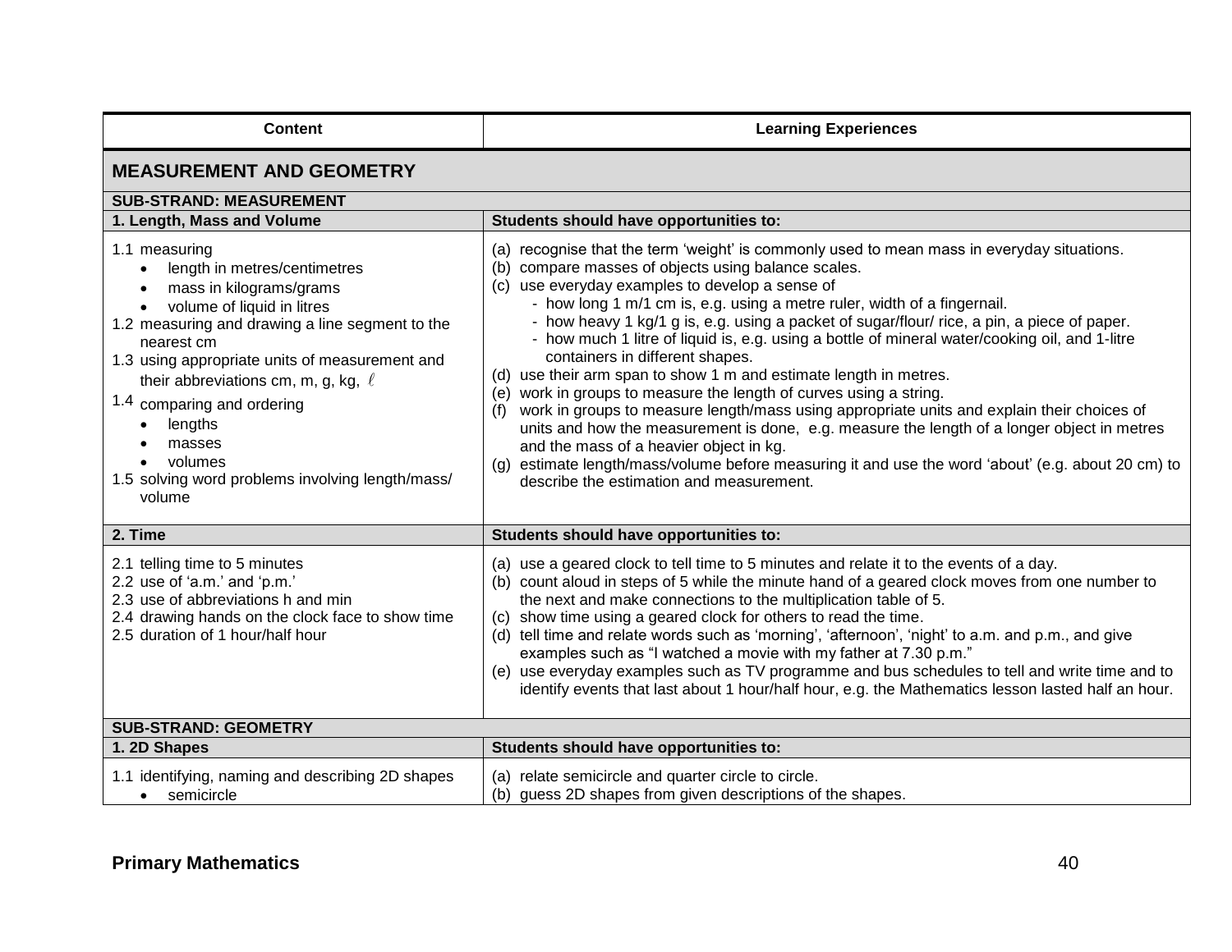| Content | Learning Experiences |
|---|---|
| **MEASUREMENT AND GEOMETRY** | |
| **SUB-STRAND: MEASUREMENT** | |
| **1. Length, Mass and Volume** | **Students should have opportunities to:** |
| 1.1 measuring<br>• length in metres/centimetres<br>• mass in kilograms/grams<br>• volume of liquid in litres<br>1.2 measuring and drawing a line segment to the nearest cm<br>1.3 using appropriate units of measurement and their abbreviations cm, m, g, kg, $\ell$<br>1.4 comparing and ordering<br>• lengths<br>• masses<br>• volumes<br>1.5 solving word problems involving length/mass/ volume | (a) recognise that the term 'weight' is commonly used to mean mass in everyday situations.<br>(b) compare masses of objects using balance scales.<br>(c) use everyday examples to develop a sense of<br>- how long 1 m/1 cm is, e.g. using a metre ruler, width of a fingernail.<br>- how heavy 1 kg/1 g is, e.g. using a packet of sugar/flour/ rice, a pin, a piece of paper.<br>- how much 1 litre of liquid is, e.g. using a bottle of mineral water/cooking oil, and 1-litre containers in different shapes.<br>(d) use their arm span to show 1 m and estimate length in metres.<br>(e) work in groups to measure the length of curves using a string.<br>(f) work in groups to measure length/mass using appropriate units and explain their choices of units and how the measurement is done, e.g. measure the length of a longer object in metres and the mass of a heavier object in kg.<br>(g) estimate length/mass/volume before measuring it and use the word 'about' (e.g. about 20 cm) to describe the estimation and measurement. |
| **2. Time** | **Students should have opportunities to:** |
| 2.1 telling time to 5 minutes<br>2.2 use of 'a.m.' and 'p.m.'<br>2.3 use of abbreviations h and min<br>2.4 drawing hands on the clock face to show time<br>2.5 duration of 1 hour/half hour | (a) use a geared clock to tell time to 5 minutes and relate it to the events of a day.<br>(b) count aloud in steps of 5 while the minute hand of a geared clock moves from one number to the next and make connections to the multiplication table of 5.<br>(c) show time using a geared clock for others to read the time.<br>(d) tell time and relate words such as 'morning', 'afternoon', 'night' to a.m. and p.m., and give examples such as "I watched a movie with my father at 7.30 p.m."<br>(e) use everyday examples such as TV programme and bus schedules to tell and write time and to identify events that last about 1 hour/half hour, e.g. the Mathematics lesson lasted half an hour. |
| **SUB-STRAND: GEOMETRY** | |
| **1. 2D Shapes** | **Students should have opportunities to:** |
| 1.1 identifying, naming and describing 2D shapes<br>• semicircle | (a) relate semicircle and quarter circle to circle.<br>(b) guess 2D shapes from given descriptions of the shapes. |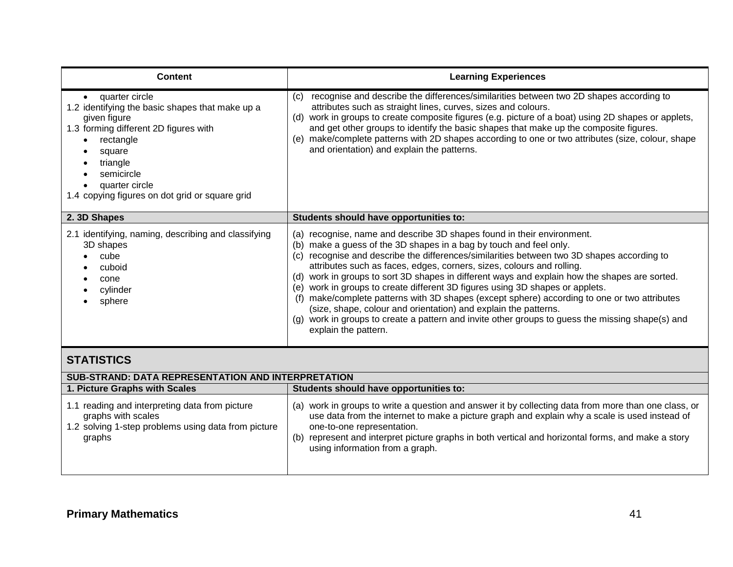| Content | Learning Experiences |
|---|---|
| • quarter circle<br>1.2 identifying the basic shapes that make up a given figure<br>1.3 forming different 2D figures with<br>• rectangle<br>• square<br>• triangle<br>• semicircle<br>• quarter circle<br>1.4 copying figures on dot grid or square grid | (c) recognise and describe the differences/similarities between two 2D shapes according to attributes such as straight lines, curves, sizes and colours.<br>(d) work in groups to create composite figures (e.g. picture of a boat) using 2D shapes or applets, and get other groups to identify the basic shapes that make up the composite figures.<br>(e) make/complete patterns with 2D shapes according to one or two attributes (size, colour, shape and orientation) and explain the patterns. |
| **2. 3D Shapes** | **Students should have opportunities to:** |
| 2.1 identifying, naming, describing and classifying 3D shapes<br>• cube<br>• cuboid<br>• cone<br>• cylinder<br>• sphere | (a) recognise, name and describe 3D shapes found in their environment.<br>(b) make a guess of the 3D shapes in a bag by touch and feel only.<br>(c) recognise and describe the differences/similarities between two 3D shapes according to attributes such as faces, edges, corners, sizes, colours and rolling.<br>(d) work in groups to sort 3D shapes in different ways and explain how the shapes are sorted.<br>(e) work in groups to create different 3D figures using 3D shapes or applets.<br>(f) make/complete patterns with 3D shapes (except sphere) according to one or two attributes (size, shape, colour and orientation) and explain the patterns.<br>(g) work in groups to create a pattern and invite other groups to guess the missing shape(s) and explain the pattern. |

## STATISTICS

**SUB-STRAND: DATA REPRESENTATION AND INTERPRETATION**

| 1. Picture Graphs with Scales | Students should have opportunities to: |
|---|---|
| 1.1 reading and interpreting data from picture graphs with scales<br>1.2 solving 1-step problems using data from picture graphs | (a) work in groups to write a question and answer it by collecting data from more than one class, or use data from the internet to make a picture graph and explain why a scale is used instead of one-to-one representation.<br>(b) represent and interpret picture graphs in both vertical and horizontal forms, and make a story using information from a graph. |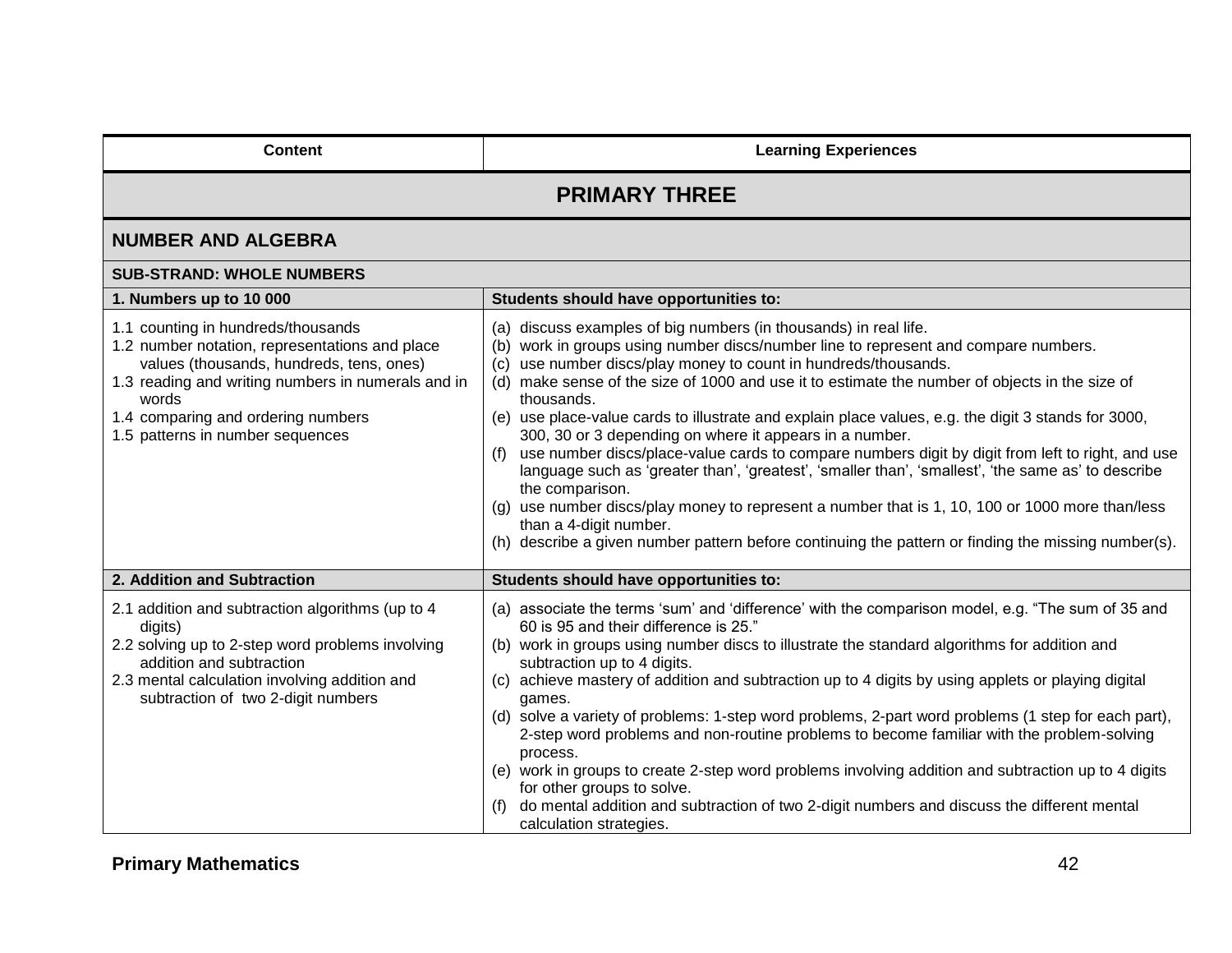| Content | Learning Experiences |
|---|---|
| **PRIMARY THREE** | |
| **NUMBER AND ALGEBRA** | |
| **SUB-STRAND: WHOLE NUMBERS** | |
| **1. Numbers up to 10 000** | **Students should have opportunities to:** |
| 1.1 counting in hundreds/thousands<br>1.2 number notation, representations and place values (thousands, hundreds, tens, ones)<br>1.3 reading and writing numbers in numerals and in words<br>1.4 comparing and ordering numbers<br>1.5 patterns in number sequences | (a) discuss examples of big numbers (in thousands) in real life.<br>(b) work in groups using number discs/number line to represent and compare numbers.<br>(c) use number discs/play money to count in hundreds/thousands.<br>(d) make sense of the size of 1000 and use it to estimate the number of objects in the size of thousands.<br>(e) use place-value cards to illustrate and explain place values, e.g. the digit 3 stands for 3000, 300, 30 or 3 depending on where it appears in a number.<br>(f) use number discs/place-value cards to compare numbers digit by digit from left to right, and use language such as 'greater than', 'greatest', 'smaller than', 'smallest', 'the same as' to describe the comparison.<br>(g) use number discs/play money to represent a number that is 1, 10, 100 or 1000 more than/less than a 4-digit number.<br>(h) describe a given number pattern before continuing the pattern or finding the missing number(s). |
| **2. Addition and Subtraction** | **Students should have opportunities to:** |
| 2.1 addition and subtraction algorithms (up to 4 digits)<br>2.2 solving up to 2-step word problems involving addition and subtraction<br>2.3 mental calculation involving addition and subtraction of two 2-digit numbers | (a) associate the terms 'sum' and 'difference' with the comparison model, e.g. "The sum of 35 and 60 is 95 and their difference is 25."<br>(b) work in groups using number discs to illustrate the standard algorithms for addition and subtraction up to 4 digits.<br>(c) achieve mastery of addition and subtraction up to 4 digits by using applets or playing digital games.<br>(d) solve a variety of problems: 1-step word problems, 2-part word problems (1 step for each part), 2-step word problems and non-routine problems to become familiar with the problem-solving process.<br>(e) work in groups to create 2-step word problems involving addition and subtraction up to 4 digits for other groups to solve.<br>(f) do mental addition and subtraction of two 2-digit numbers and discuss the different mental calculation strategies. |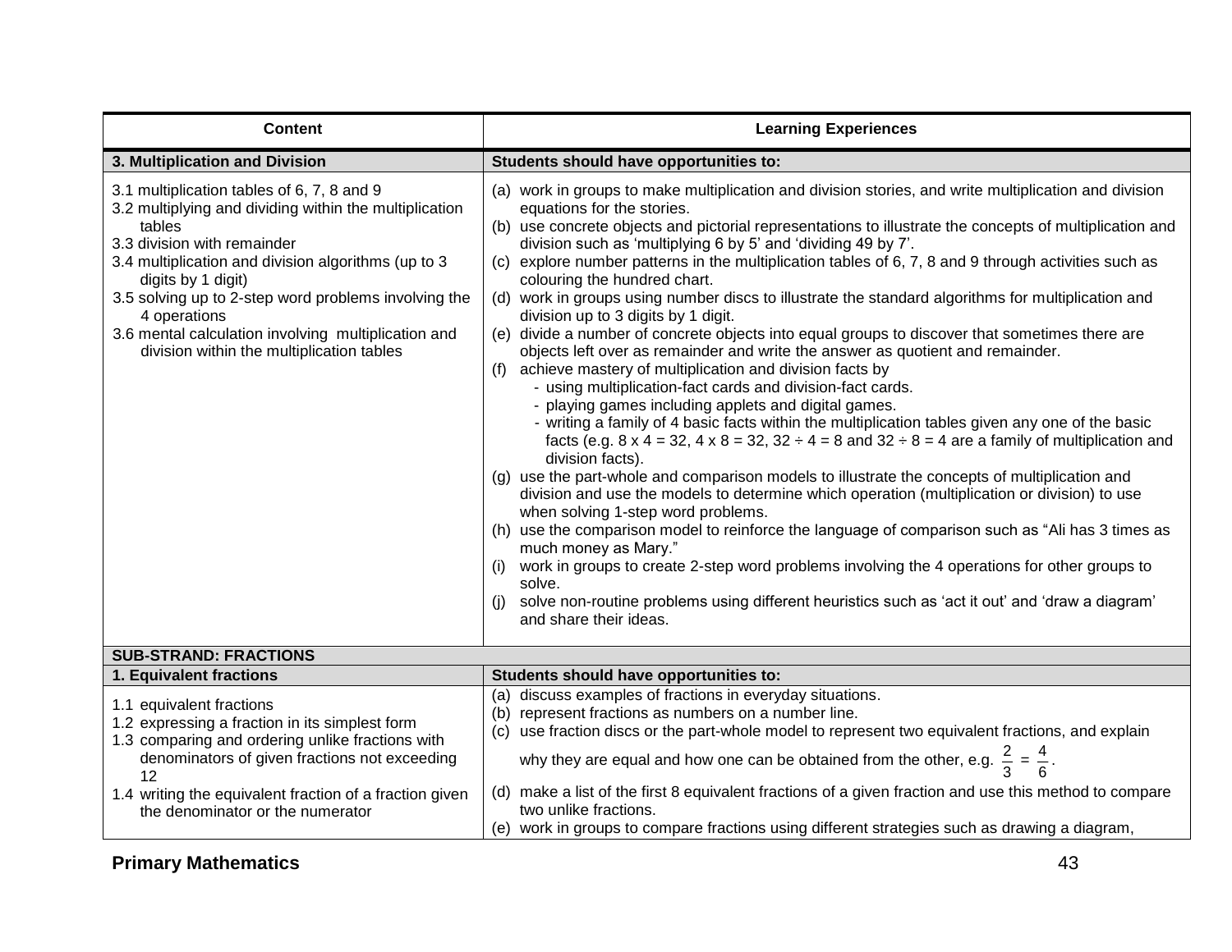| Content | Learning Experiences |
|---|---|
| **3. Multiplication and Division** | **Students should have opportunities to:** |
| 3.1 multiplication tables of 6, 7, 8 and 9<br>3.2 multiplying and dividing within the multiplication tables<br>3.3 division with remainder<br>3.4 multiplication and division algorithms (up to 3 digits by 1 digit)<br>3.5 solving up to 2-step word problems involving the 4 operations<br>3.6 mental calculation involving multiplication and division within the multiplication tables | (a) work in groups to make multiplication and division stories, and write multiplication and division equations for the stories.<br>(b) use concrete objects and pictorial representations to illustrate the concepts of multiplication and division such as 'multiplying 6 by 5' and 'dividing 49 by 7'.<br>(c) explore number patterns in the multiplication tables of 6, 7, 8 and 9 through activities such as colouring the hundred chart.<br>(d) work in groups using number discs to illustrate the standard algorithms for multiplication and division up to 3 digits by 1 digit.<br>(e) divide a number of concrete objects into equal groups to discover that sometimes there are objects left over as remainder and write the answer as quotient and remainder.<br>(f) achieve mastery of multiplication and division facts by<br>- using multiplication-fact cards and division-fact cards.<br>- playing games including applets and digital games.<br>- writing a family of 4 basic facts within the multiplication tables given any one of the basic facts (e.g. $8 \times 4 = 32$, $4 \times 8 = 32$, $32 \div 4 = 8$ and $32 \div 8 = 4$ are a family of multiplication and division facts).<br>(g) use the part-whole and comparison models to illustrate the concepts of multiplication and division and use the models to determine which operation (multiplication or division) to use when solving 1-step word problems.<br>(h) use the comparison model to reinforce the language of comparison such as "Ali has 3 times as much money as Mary."<br>(i) work in groups to create 2-step word problems involving the 4 operations for other groups to solve.<br>(j) solve non-routine problems using different heuristics such as 'act it out' and 'draw a diagram' and share their ideas. |
| **SUB-STRAND: FRACTIONS** | |
| **1. Equivalent fractions** | **Students should have opportunities to:** |
| 1.1 equivalent fractions<br>1.2 expressing a fraction in its simplest form<br>1.3 comparing and ordering unlike fractions with denominators of given fractions not exceeding 12<br>1.4 writing the equivalent fraction of a fraction given the denominator or the numerator | (a) discuss examples of fractions in everyday situations.<br>(b) represent fractions as numbers on a number line.<br>(c) use fraction discs or the part-whole model to represent two equivalent fractions, and explain why they are equal and how one can be obtained from the other, e.g. $\frac{2}{3} = \frac{4}{6}$.<br>(d) make a list of the first 8 equivalent fractions of a given fraction and use this method to compare two unlike fractions.<br>(e) work in groups to compare fractions using different strategies such as drawing a diagram, |

**Primary Mathematics**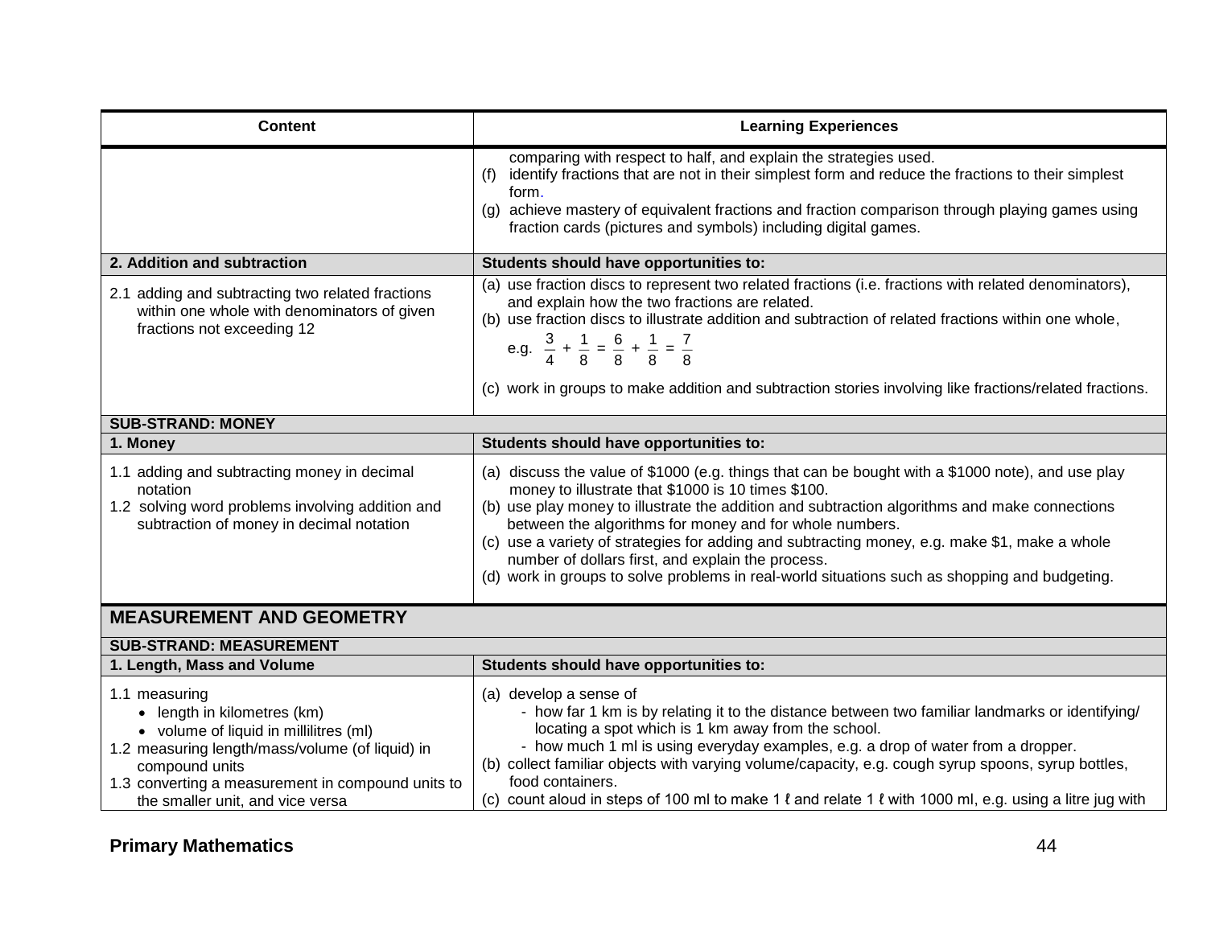| Content | Learning Experiences |
|---|---|
| | comparing with respect to half, and explain the strategies used.<br>(f) identify fractions that are not in their simplest form and reduce the fractions to their simplest form.<br>(g) achieve mastery of equivalent fractions and fraction comparison through playing games using fraction cards (pictures and symbols) including digital games. |
| **2. Addition and subtraction** | **Students should have opportunities to:** |
| 2.1 adding and subtracting two related fractions within one whole with denominators of given fractions not exceeding 12 | (a) use fraction discs to represent two related fractions (i.e. fractions with related denominators), and explain how the two fractions are related.<br>(b) use fraction discs to illustrate addition and subtraction of related fractions within one whole, e.g. $\frac{3}{4} + \frac{1}{8} = \frac{6}{8} + \frac{1}{8} = \frac{7}{8}$<br>(c) work in groups to make addition and subtraction stories involving like fractions/related fractions. |
| **SUB-STRAND: MONEY** | |
| **1. Money** | **Students should have opportunities to:** |
| 1.1 adding and subtracting money in decimal notation<br>1.2 solving word problems involving addition and subtraction of money in decimal notation | (a) discuss the value of $1000 (e.g. things that can be bought with a $1000 note), and use play money to illustrate that $1000 is 10 times $100.<br>(b) use play money to illustrate the addition and subtraction algorithms and make connections between the algorithms for money and for whole numbers.<br>(c) use a variety of strategies for adding and subtracting money, e.g. make $1, make a whole number of dollars first, and explain the process.<br>(d) work in groups to solve problems in real-world situations such as shopping and budgeting. |
| **MEASUREMENT AND GEOMETRY** | |
| **SUB-STRAND: MEASUREMENT** | |
| **1. Length, Mass and Volume** | **Students should have opportunities to:** |
| 1.1 measuring<br>• length in kilometres (km)<br>• volume of liquid in millilitres (ml)<br>1.2 measuring length/mass/volume (of liquid) in compound units<br>1.3 converting a measurement in compound units to the smaller unit, and vice versa | (a) develop a sense of<br>- how far 1 km is by relating it to the distance between two familiar landmarks or identifying/ locating a spot which is 1 km away from the school.<br>- how much 1 ml is using everyday examples, e.g. a drop of water from a dropper.<br>(b) collect familiar objects with varying volume/capacity, e.g. cough syrup spoons, syrup bottles, food containers.<br>(c) count aloud in steps of 100 ml to make 1 ℓ and relate 1 ℓ with 1000 ml, e.g. using a litre jug with |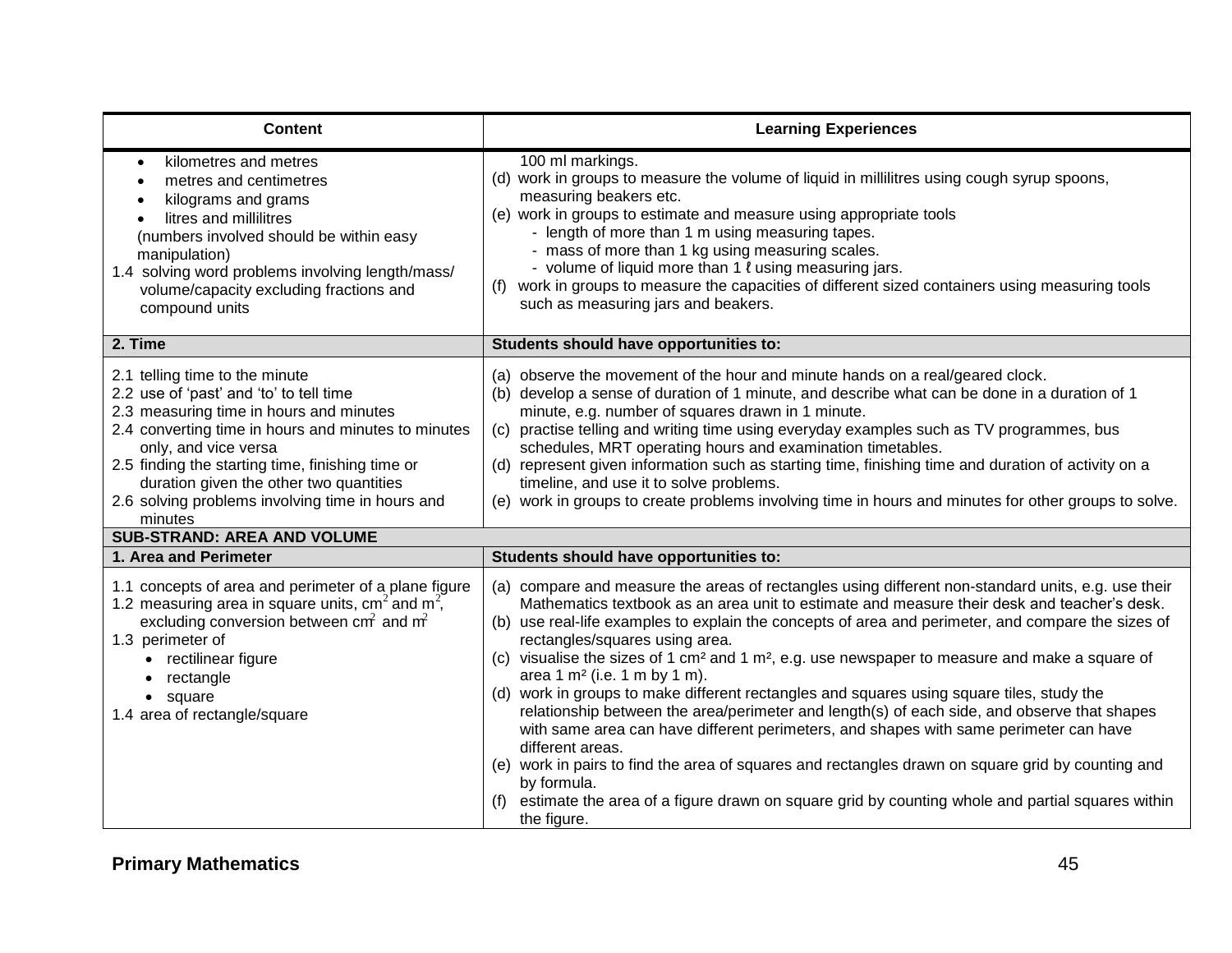| Content | Learning Experiences |
|---|---|
| • kilometres and metres<br>• metres and centimetres<br>• kilograms and grams<br>• litres and millilitres<br>(numbers involved should be within easy manipulation)<br>1.4 solving word problems involving length/mass/ volume/capacity excluding fractions and compound units | 100 ml markings.<br>(d) work in groups to measure the volume of liquid in millilitres using cough syrup spoons, measuring beakers etc.<br>(e) work in groups to estimate and measure using appropriate tools<br>- length of more than 1 m using measuring tapes.<br>- mass of more than 1 kg using measuring scales.<br>- volume of liquid more than 1 ℓ using measuring jars.<br>(f) work in groups to measure the capacities of different sized containers using measuring tools such as measuring jars and beakers. |
| **2. Time** | **Students should have opportunities to:** |
| 2.1 telling time to the minute<br>2.2 use of 'past' and 'to' to tell time<br>2.3 measuring time in hours and minutes<br>2.4 converting time in hours and minutes to minutes only, and vice versa<br>2.5 finding the starting time, finishing time or duration given the other two quantities<br>2.6 solving problems involving time in hours and minutes | (a) observe the movement of the hour and minute hands on a real/geared clock.<br>(b) develop a sense of duration of 1 minute, and describe what can be done in a duration of 1 minute, e.g. number of squares drawn in 1 minute.<br>(c) practise telling and writing time using everyday examples such as TV programmes, bus schedules, MRT operating hours and examination timetables.<br>(d) represent given information such as starting time, finishing time and duration of activity on a timeline, and use it to solve problems.<br>(e) work in groups to create problems involving time in hours and minutes for other groups to solve. |
| **SUB-STRAND: AREA AND VOLUME** | |
| **1. Area and Perimeter** | **Students should have opportunities to:** |
| 1.1 concepts of area and perimeter of a plane figure<br>1.2 measuring area in square units, $cm^2$ and $m^2$, excluding conversion between $cm^2$ and $m^2$<br>1.3 perimeter of<br>• rectilinear figure<br>• rectangle<br>• square<br>1.4 area of rectangle/square | (a) compare and measure the areas of rectangles using different non-standard units, e.g. use their Mathematics textbook as an area unit to estimate and measure their desk and teacher's desk.<br>(b) use real-life examples to explain the concepts of area and perimeter, and compare the sizes of rectangles/squares using area.<br>(c) visualise the sizes of 1 $cm^2$ and 1 $m^2$, e.g. use newspaper to measure and make a square of area 1 $m^2$ (i.e. 1 m by 1 m).<br>(d) work in groups to make different rectangles and squares using square tiles, study the relationship between the area/perimeter and length(s) of each side, and observe that shapes with same area can have different perimeters, and shapes with same perimeter can have different areas.<br>(e) work in pairs to find the area of squares and rectangles drawn on square grid by counting and by formula.<br>(f) estimate the area of a figure drawn on square grid by counting whole and partial squares within the figure. |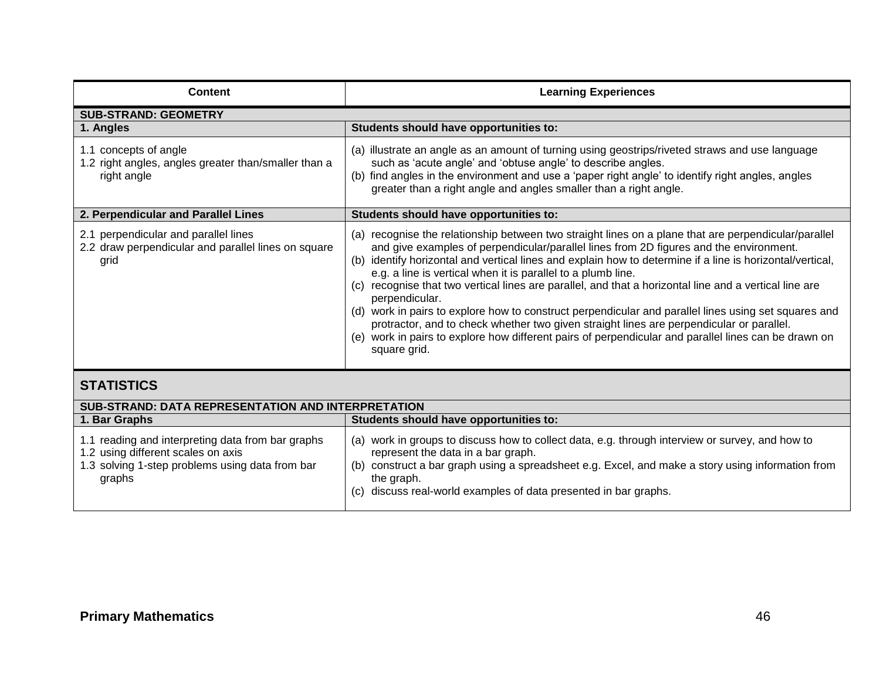| Content | Learning Experiences |
|---|---|
| **SUB-STRAND: GEOMETRY** | |
| **1. Angles** | **Students should have opportunities to:** |
| 1.1 concepts of angle<br>1.2 right angles, angles greater than/smaller than a right angle | (a) illustrate an angle as an amount of turning using geostrips/riveted straws and use language such as 'acute angle' and 'obtuse angle' to describe angles.<br>(b) find angles in the environment and use a 'paper right angle' to identify right angles, angles greater than a right angle and angles smaller than a right angle. |
| **2. Perpendicular and Parallel Lines** | **Students should have opportunities to:** |
| 2.1 perpendicular and parallel lines<br>2.2 draw perpendicular and parallel lines on square grid | (a) recognise the relationship between two straight lines on a plane that are perpendicular/parallel and give examples of perpendicular/parallel lines from 2D figures and the environment.<br>(b) identify horizontal and vertical lines and explain how to determine if a line is horizontal/vertical, e.g. a line is vertical when it is parallel to a plumb line.<br>(c) recognise that two vertical lines are parallel, and that a horizontal line and a vertical line are perpendicular.<br>(d) work in pairs to explore how to construct perpendicular and parallel lines using set squares and protractor, and to check whether two given straight lines are perpendicular or parallel.<br>(e) work in pairs to explore how different pairs of perpendicular and parallel lines can be drawn on square grid. |

## STATISTICS

| Content | Learning Experiences |
|---|---|
| **SUB-STRAND: DATA REPRESENTATION AND INTERPRETATION** | |
| **1. Bar Graphs** | **Students should have opportunities to:** |
| 1.1 reading and interpreting data from bar graphs<br>1.2 using different scales on axis<br>1.3 solving 1-step problems using data from bar graphs | (a) work in groups to discuss how to collect data, e.g. through interview or survey, and how to represent the data in a bar graph.<br>(b) construct a bar graph using a spreadsheet e.g. Excel, and make a story using information from the graph.<br>(c) discuss real-world examples of data presented in bar graphs. |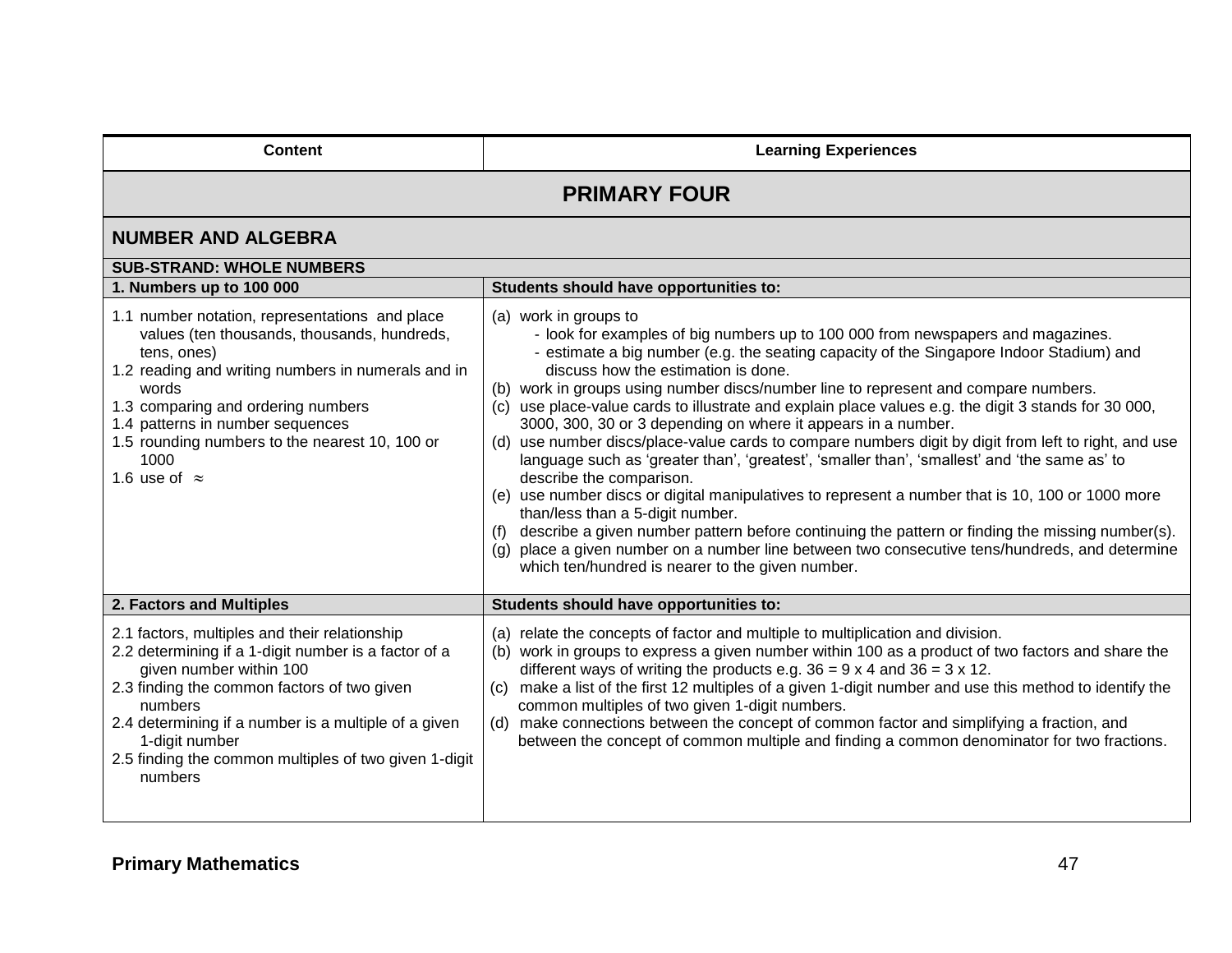| Content | Learning Experiences |
|---|---|
| **PRIMARY FOUR** | |
| **NUMBER AND ALGEBRA** | |
| **SUB-STRAND: WHOLE NUMBERS** | |
| **1. Numbers up to 100 000** | **Students should have opportunities to:** |
| 1.1 number notation, representations and place values (ten thousands, thousands, hundreds, tens, ones)<br>1.2 reading and writing numbers in numerals and in words<br>1.3 comparing and ordering numbers<br>1.4 patterns in number sequences<br>1.5 rounding numbers to the nearest 10, 100 or 1000<br>1.6 use of $\approx$ | (a) work in groups to<br>- look for examples of big numbers up to 100 000 from newspapers and magazines.<br>- estimate a big number (e.g. the seating capacity of the Singapore Indoor Stadium) and discuss how the estimation is done.<br>(b) work in groups using number discs/number line to represent and compare numbers.<br>(c) use place-value cards to illustrate and explain place values e.g. the digit 3 stands for 30 000, 3000, 300, 30 or 3 depending on where it appears in a number.<br>(d) use number discs/place-value cards to compare numbers digit by digit from left to right, and use language such as 'greater than', 'greatest', 'smaller than', 'smallest' and 'the same as' to describe the comparison.<br>(e) use number discs or digital manipulatives to represent a number that is 10, 100 or 1000 more than/less than a 5-digit number.<br>(f) describe a given number pattern before continuing the pattern or finding the missing number(s).<br>(g) place a given number on a number line between two consecutive tens/hundreds, and determine which ten/hundred is nearer to the given number. |
| **2. Factors and Multiples** | **Students should have opportunities to:** |
| 2.1 factors, multiples and their relationship<br>2.2 determining if a 1-digit number is a factor of a given number within 100<br>2.3 finding the common factors of two given numbers<br>2.4 determining if a number is a multiple of a given 1-digit number<br>2.5 finding the common multiples of two given 1-digit numbers | (a) relate the concepts of factor and multiple to multiplication and division.<br>(b) work in groups to express a given number within 100 as a product of two factors and share the different ways of writing the products e.g. 36 = 9 x 4 and 36 = 3 x 12.<br>(c) make a list of the first 12 multiples of a given 1-digit number and use this method to identify the common multiples of two given 1-digit numbers.<br>(d) make connections between the concept of common factor and simplifying a fraction, and between the concept of common multiple and finding a common denominator for two fractions. |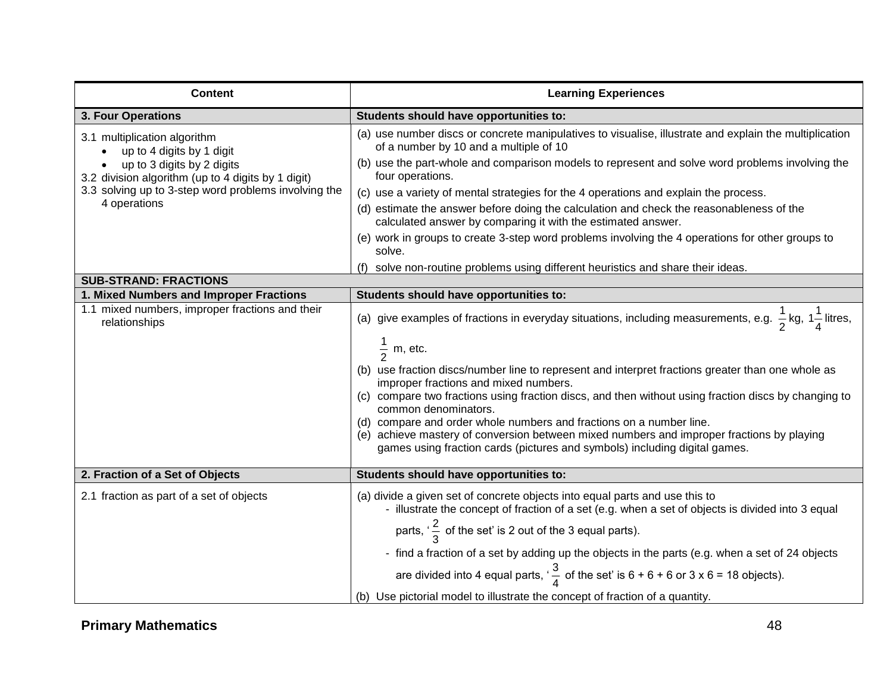| Content | Learning Experiences |
|---|---|
| **3. Four Operations** | **Students should have opportunities to:** |
| 3.1 multiplication algorithm<br>• up to 4 digits by 1 digit<br>• up to 3 digits by 2 digits<br>3.2 division algorithm (up to 4 digits by 1 digit)<br>3.3 solving up to 3-step word problems involving the 4 operations | (a) use number discs or concrete manipulatives to visualise, illustrate and explain the multiplication of a number by 10 and a multiple of 10<br>(b) use the part-whole and comparison models to represent and solve word problems involving the four operations.<br>(c) use a variety of mental strategies for the 4 operations and explain the process.<br>(d) estimate the answer before doing the calculation and check the reasonableness of the calculated answer by comparing it with the estimated answer.<br>(e) work in groups to create 3-step word problems involving the 4 operations for other groups to solve.<br>(f) solve non-routine problems using different heuristics and share their ideas. |
| **SUB-STRAND: FRACTIONS** | |
| **1. Mixed Numbers and Improper Fractions** | **Students should have opportunities to:** |
| 1.1 mixed numbers, improper fractions and their relationships | (a) give examples of fractions in everyday situations, including measurements, e.g. $\frac{1}{2}$ kg, $1\frac{1}{4}$ litres, $\frac{1}{2}$ m, etc.<br>(b) use fraction discs/number line to represent and interpret fractions greater than one whole as improper fractions and mixed numbers.<br>(c) compare two fractions using fraction discs, and then without using fraction discs by changing to common denominators.<br>(d) compare and order whole numbers and fractions on a number line.<br>(e) achieve mastery of conversion between mixed numbers and improper fractions by playing games using fraction cards (pictures and symbols) including digital games. |
| **2. Fraction of a Set of Objects** | **Students should have opportunities to:** |
| 2.1 fraction as part of a set of objects | (a) divide a given set of concrete objects into equal parts and use this to<br>- illustrate the concept of fraction of a set (e.g. when a set of objects is divided into 3 equal parts, '$\frac{2}{3}$ of the set' is 2 out of the 3 equal parts).<br>- find a fraction of a set by adding up the objects in the parts (e.g. when a set of 24 objects are divided into 4 equal parts, '$\frac{3}{4}$ of the set' is 6 + 6 + 6 or 3 x 6 = 18 objects).<br>(b) Use pictorial model to illustrate the concept of fraction of a quantity. |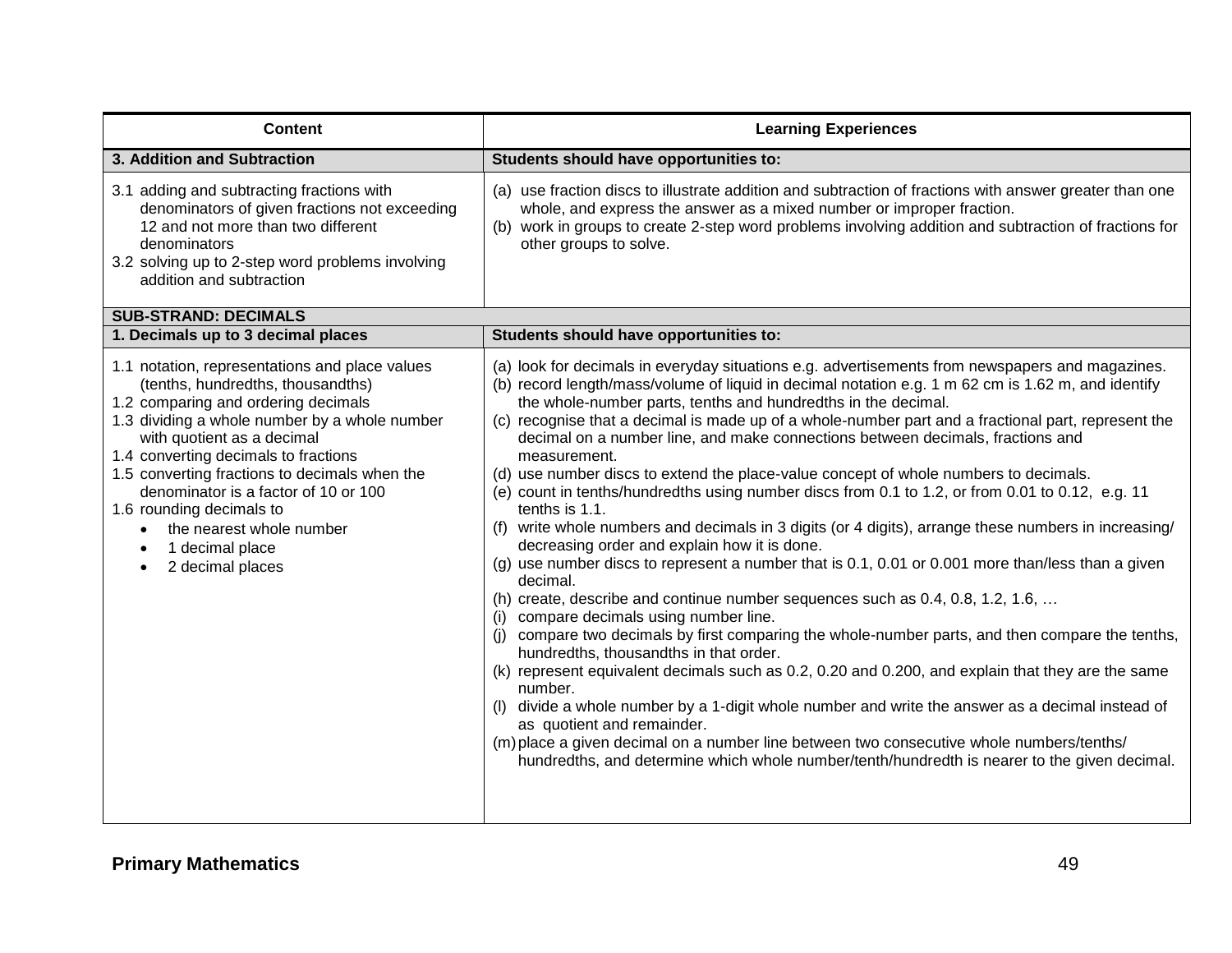| Content | Learning Experiences |
|---|---|
| **3. Addition and Subtraction** | **Students should have opportunities to:** |
| 3.1 adding and subtracting fractions with denominators of given fractions not exceeding 12 and not more than two different denominators<br>3.2 solving up to 2-step word problems involving addition and subtraction | (a) use fraction discs to illustrate addition and subtraction of fractions with answer greater than one whole, and express the answer as a mixed number or improper fraction.<br>(b) work in groups to create 2-step word problems involving addition and subtraction of fractions for other groups to solve. |
| **SUB-STRAND: DECIMALS** | |
| **1. Decimals up to 3 decimal places** | **Students should have opportunities to:** |
| 1.1 notation, representations and place values (tenths, hundredths, thousandths)<br>1.2 comparing and ordering decimals<br>1.3 dividing a whole number by a whole number with quotient as a decimal<br>1.4 converting decimals to fractions<br>1.5 converting fractions to decimals when the denominator is a factor of 10 or 100<br>1.6 rounding decimals to<br>• the nearest whole number<br>• 1 decimal place<br>• 2 decimal places | (a) look for decimals in everyday situations e.g. advertisements from newspapers and magazines.<br>(b) record length/mass/volume of liquid in decimal notation e.g. 1 m 62 cm is 1.62 m, and identify the whole-number parts, tenths and hundredths in the decimal.<br>(c) recognise that a decimal is made up of a whole-number part and a fractional part, represent the decimal on a number line, and make connections between decimals, fractions and measurement.<br>(d) use number discs to extend the place-value concept of whole numbers to decimals.<br>(e) count in tenths/hundredths using number discs from 0.1 to 1.2, or from 0.01 to 0.12, e.g. 11 tenths is 1.1.<br>(f) write whole numbers and decimals in 3 digits (or 4 digits), arrange these numbers in increasing/ decreasing order and explain how it is done.<br>(g) use number discs to represent a number that is 0.1, 0.01 or 0.001 more than/less than a given decimal.<br>(h) create, describe and continue number sequences such as 0.4, 0.8, 1.2, 1.6, …<br>(i) compare decimals using number line.<br>(j) compare two decimals by first comparing the whole-number parts, and then compare the tenths, hundredths, thousandths in that order.<br>(k) represent equivalent decimals such as 0.2, 0.20 and 0.200, and explain that they are the same number.<br>(l) divide a whole number by a 1-digit whole number and write the answer as a decimal instead of as quotient and remainder.<br>(m) place a given decimal on a number line between two consecutive whole numbers/tenths/ hundredths, and determine which whole number/tenth/hundredth is nearer to the given decimal. |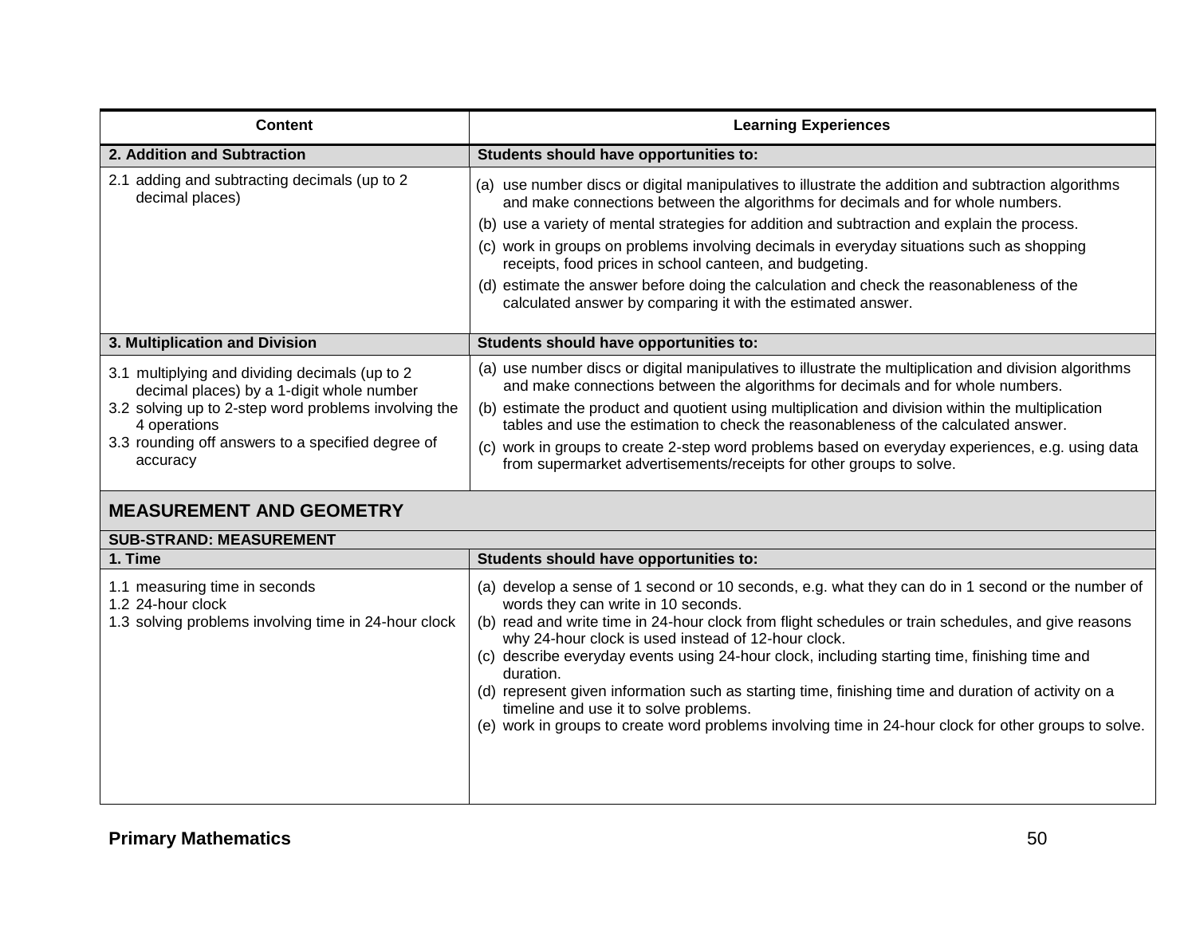| Content | Learning Experiences |
|---|---|
| **2. Addition and Subtraction** | **Students should have opportunities to:** |
| 2.1 adding and subtracting decimals (up to 2 decimal places) | (a) use number discs or digital manipulatives to illustrate the addition and subtraction algorithms and make connections between the algorithms for decimals and for whole numbers.<br>(b) use a variety of mental strategies for addition and subtraction and explain the process.<br>(c) work in groups on problems involving decimals in everyday situations such as shopping receipts, food prices in school canteen, and budgeting.<br>(d) estimate the answer before doing the calculation and check the reasonableness of the calculated answer by comparing it with the estimated answer. |
| **3. Multiplication and Division** | **Students should have opportunities to:** |
| 3.1 multiplying and dividing decimals (up to 2 decimal places) by a 1-digit whole number<br>3.2 solving up to 2-step word problems involving the 4 operations<br>3.3 rounding off answers to a specified degree of accuracy | (a) use number discs or digital manipulatives to illustrate the multiplication and division algorithms and make connections between the algorithms for decimals and for whole numbers.<br>(b) estimate the product and quotient using multiplication and division within the multiplication tables and use the estimation to check the reasonableness of the calculated answer.<br>(c) work in groups to create 2-step word problems based on everyday experiences, e.g. using data from supermarket advertisements/receipts for other groups to solve. |

## MEASUREMENT AND GEOMETRY

**SUB-STRAND: MEASUREMENT**

| Content | Learning Experiences |
|---|---|
| **1. Time** | **Students should have opportunities to:** |
| 1.1 measuring time in seconds<br>1.2 24-hour clock<br>1.3 solving problems involving time in 24-hour clock | (a) develop a sense of 1 second or 10 seconds, e.g. what they can do in 1 second or the number of words they can write in 10 seconds.<br>(b) read and write time in 24-hour clock from flight schedules or train schedules, and give reasons why 24-hour clock is used instead of 12-hour clock.<br>(c) describe everyday events using 24-hour clock, including starting time, finishing time and duration.<br>(d) represent given information such as starting time, finishing time and duration of activity on a timeline and use it to solve problems.<br>(e) work in groups to create word problems involving time in 24-hour clock for other groups to solve. |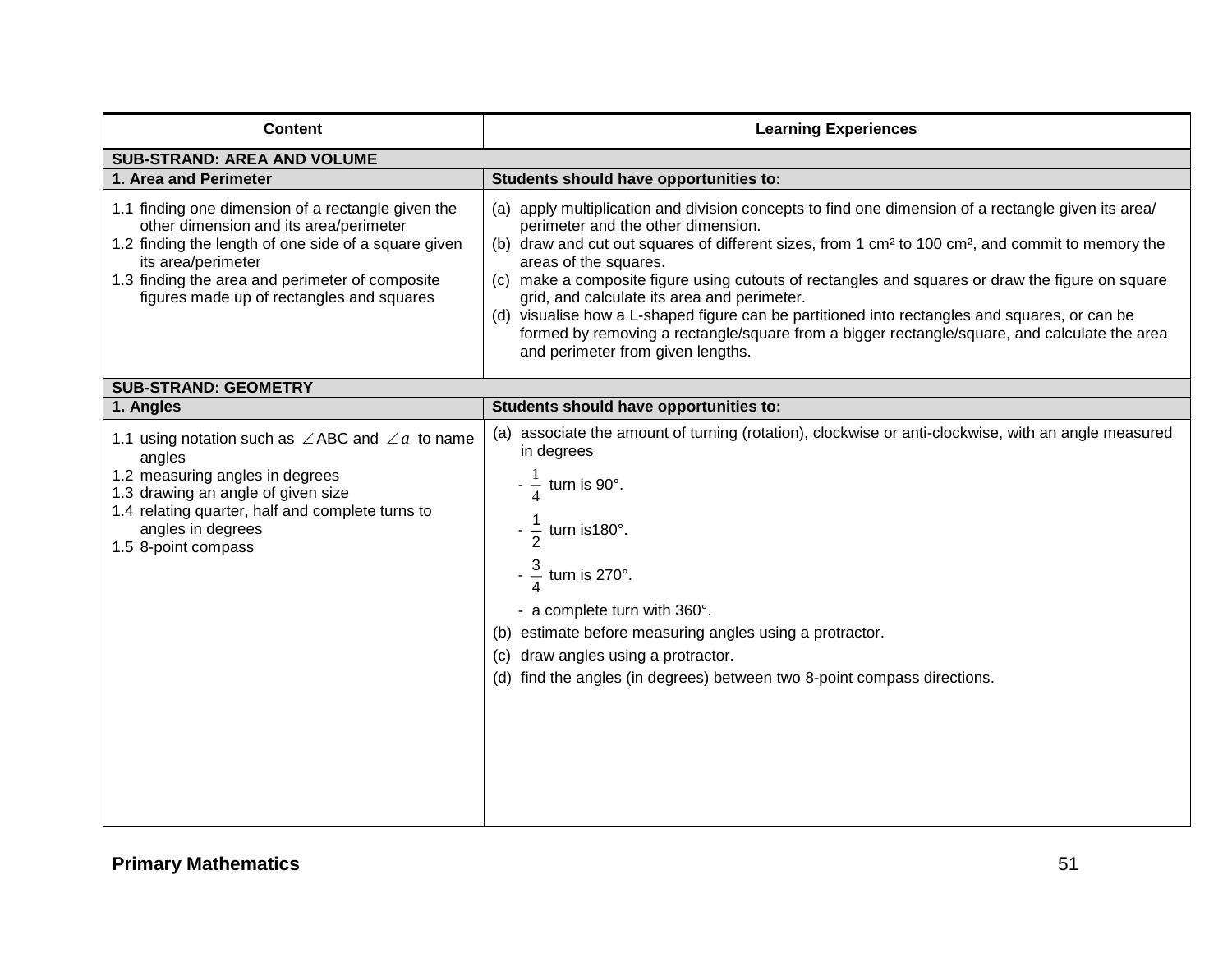| Content | Learning Experiences |
|---|---|
| **SUB-STRAND: AREA AND VOLUME** | |
| **1. Area and Perimeter** | **Students should have opportunities to:** |
| 1.1 finding one dimension of a rectangle given the other dimension and its area/perimeter<br>1.2 finding the length of one side of a square given its area/perimeter<br>1.3 finding the area and perimeter of composite figures made up of rectangles and squares | (a) apply multiplication and division concepts to find one dimension of a rectangle given its area/ perimeter and the other dimension.<br>(b) draw and cut out squares of different sizes, from 1 $cm^2$ to 100 $cm^2$, and commit to memory the areas of the squares.<br>(c) make a composite figure using cutouts of rectangles and squares or draw the figure on square grid, and calculate its area and perimeter.<br>(d) visualise how a L-shaped figure can be partitioned into rectangles and squares, or can be formed by removing a rectangle/square from a bigger rectangle/square, and calculate the area and perimeter from given lengths. |
| **SUB-STRAND: GEOMETRY** | |
| **1. Angles** | **Students should have opportunities to:** |
| 1.1 using notation such as $\angle$ABC and $\angle a$ to name angles<br>1.2 measuring angles in degrees<br>1.3 drawing an angle of given size<br>1.4 relating quarter, half and complete turns to angles in degrees<br>1.5 8-point compass | (a) associate the amount of turning (rotation), clockwise or anti-clockwise, with an angle measured in degrees<br>- $\frac{1}{4}$ turn is 90°.<br>- $\frac{1}{2}$ turn is180°.<br>- $\frac{3}{4}$ turn is 270°.<br>- a complete turn with 360°.<br>(b) estimate before measuring angles using a protractor.<br>(c) draw angles using a protractor.<br>(d) find the angles (in degrees) between two 8-point compass directions. |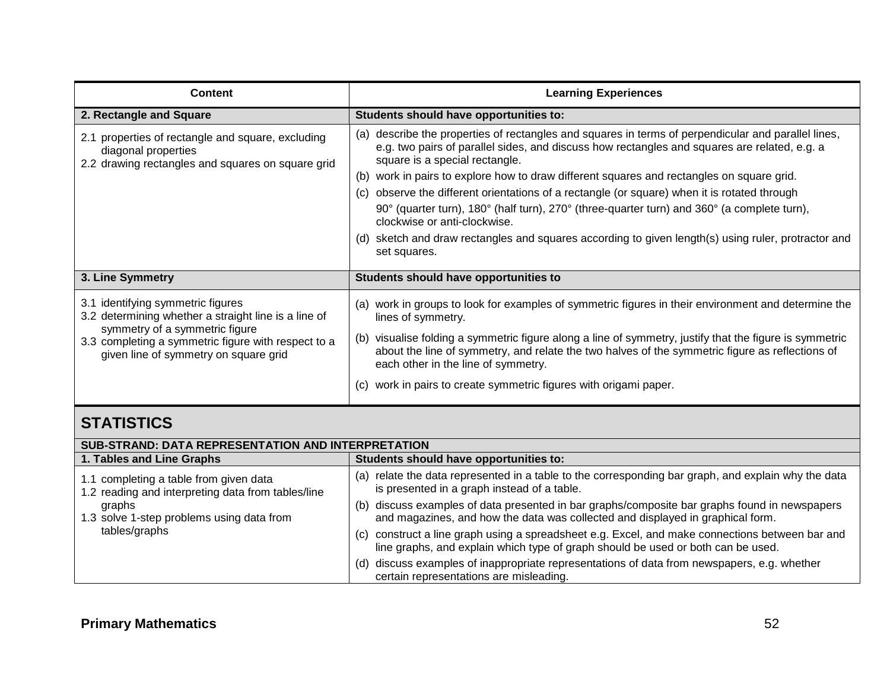| Content | Learning Experiences |
|---|---|
| **2. Rectangle and Square** | **Students should have opportunities to:** |
| 2.1 properties of rectangle and square, excluding diagonal properties<br>2.2 drawing rectangles and squares on square grid | (a) describe the properties of rectangles and squares in terms of perpendicular and parallel lines, e.g. two pairs of parallel sides, and discuss how rectangles and squares are related, e.g. a square is a special rectangle.<br>(b) work in pairs to explore how to draw different squares and rectangles on square grid.<br>(c) observe the different orientations of a rectangle (or square) when it is rotated through 90° (quarter turn), 180° (half turn), 270° (three-quarter turn) and 360° (a complete turn), clockwise or anti-clockwise.<br>(d) sketch and draw rectangles and squares according to given length(s) using ruler, protractor and set squares. |
| **3. Line Symmetry** | **Students should have opportunities to** |
| 3.1 identifying symmetric figures<br>3.2 determining whether a straight line is a line of symmetry of a symmetric figure<br>3.3 completing a symmetric figure with respect to a given line of symmetry on square grid | (a) work in groups to look for examples of symmetric figures in their environment and determine the lines of symmetry.<br>(b) visualise folding a symmetric figure along a line of symmetry, justify that the figure is symmetric about the line of symmetry, and relate the two halves of the symmetric figure as reflections of each other in the line of symmetry.<br>(c) work in pairs to create symmetric figures with origami paper. |

## STATISTICS

| SUB-STRAND: DATA REPRESENTATION AND INTERPRETATION | |
|---|---|
| **1. Tables and Line Graphs** | **Students should have opportunities to:** |
| 1.1 completing a table from given data<br>1.2 reading and interpreting data from tables/line graphs<br>1.3 solve 1-step problems using data from tables/graphs | (a) relate the data represented in a table to the corresponding bar graph, and explain why the data is presented in a graph instead of a table.<br>(b) discuss examples of data presented in bar graphs/composite bar graphs found in newspapers and magazines, and how the data was collected and displayed in graphical form.<br>(c) construct a line graph using a spreadsheet e.g. Excel, and make connections between bar and line graphs, and explain which type of graph should be used or both can be used.<br>(d) discuss examples of inappropriate representations of data from newspapers, e.g. whether certain representations are misleading. |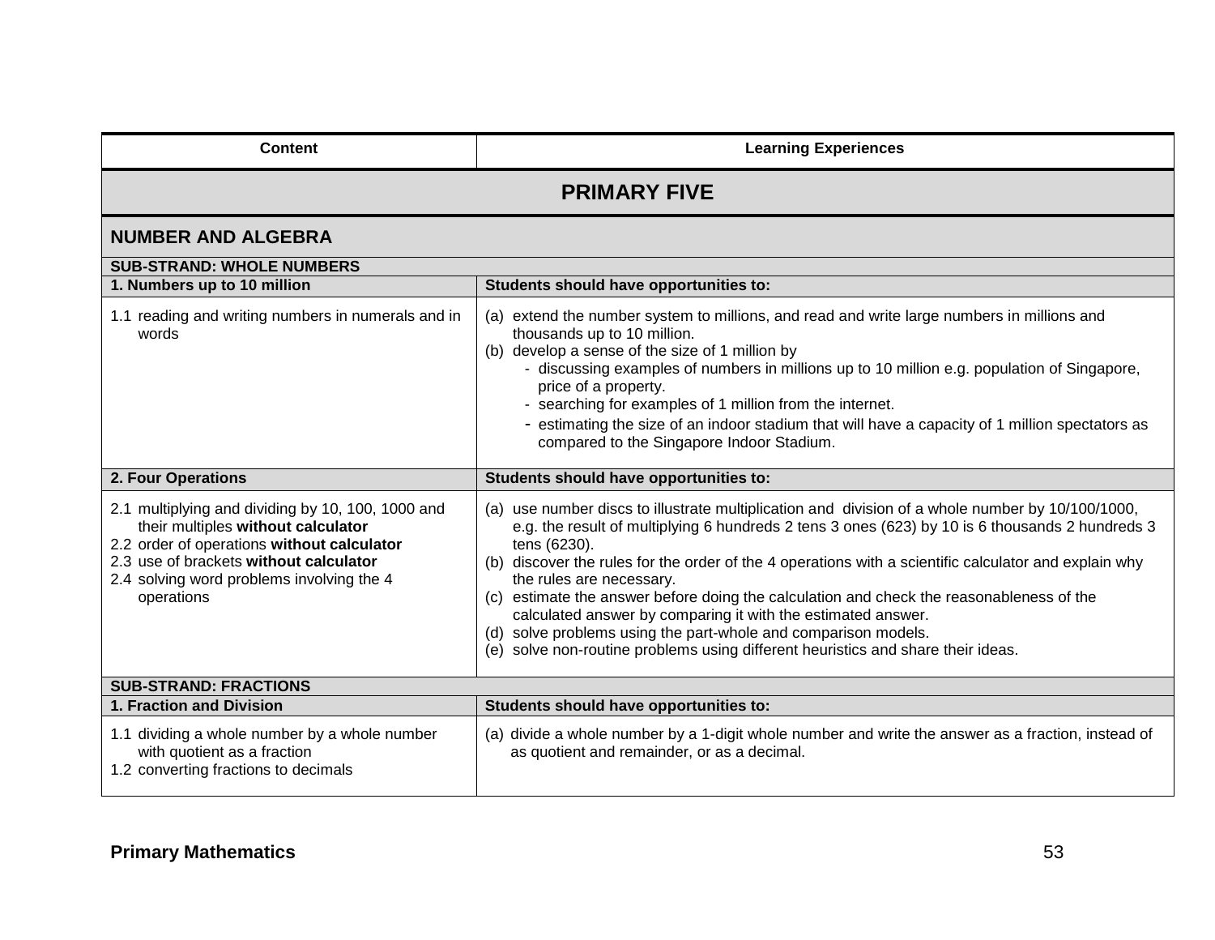| Content | Learning Experiences |
|---|---|
| **PRIMARY FIVE** | |
| **NUMBER AND ALGEBRA** | |
| **SUB-STRAND: WHOLE NUMBERS** | |
| **1. Numbers up to 10 million** | **Students should have opportunities to:** |
| 1.1 reading and writing numbers in numerals and in words | (a) extend the number system to millions, and read and write large numbers in millions and thousands up to 10 million.<br>(b) develop a sense of the size of 1 million by<br>- discussing examples of numbers in millions up to 10 million e.g. population of Singapore, price of a property.<br>- searching for examples of 1 million from the internet.<br>- estimating the size of an indoor stadium that will have a capacity of 1 million spectators as compared to the Singapore Indoor Stadium. |
| **2. Four Operations** | **Students should have opportunities to:** |
| 2.1 multiplying and dividing by 10, 100, 1000 and their multiples **without calculator**<br>2.2 order of operations **without calculator**<br>2.3 use of brackets **without calculator**<br>2.4 solving word problems involving the 4 operations | (a) use number discs to illustrate multiplication and division of a whole number by 10/100/1000, e.g. the result of multiplying 6 hundreds 2 tens 3 ones (623) by 10 is 6 thousands 2 hundreds 3 tens (6230).<br>(b) discover the rules for the order of the 4 operations with a scientific calculator and explain why the rules are necessary.<br>(c) estimate the answer before doing the calculation and check the reasonableness of the calculated answer by comparing it with the estimated answer.<br>(d) solve problems using the part-whole and comparison models.<br>(e) solve non-routine problems using different heuristics and share their ideas. |
| **SUB-STRAND: FRACTIONS** | |
| **1. Fraction and Division** | **Students should have opportunities to:** |
| 1.1 dividing a whole number by a whole number with quotient as a fraction<br>1.2 converting fractions to decimals | (a) divide a whole number by a 1-digit whole number and write the answer as a fraction, instead of as quotient and remainder, or as a decimal. |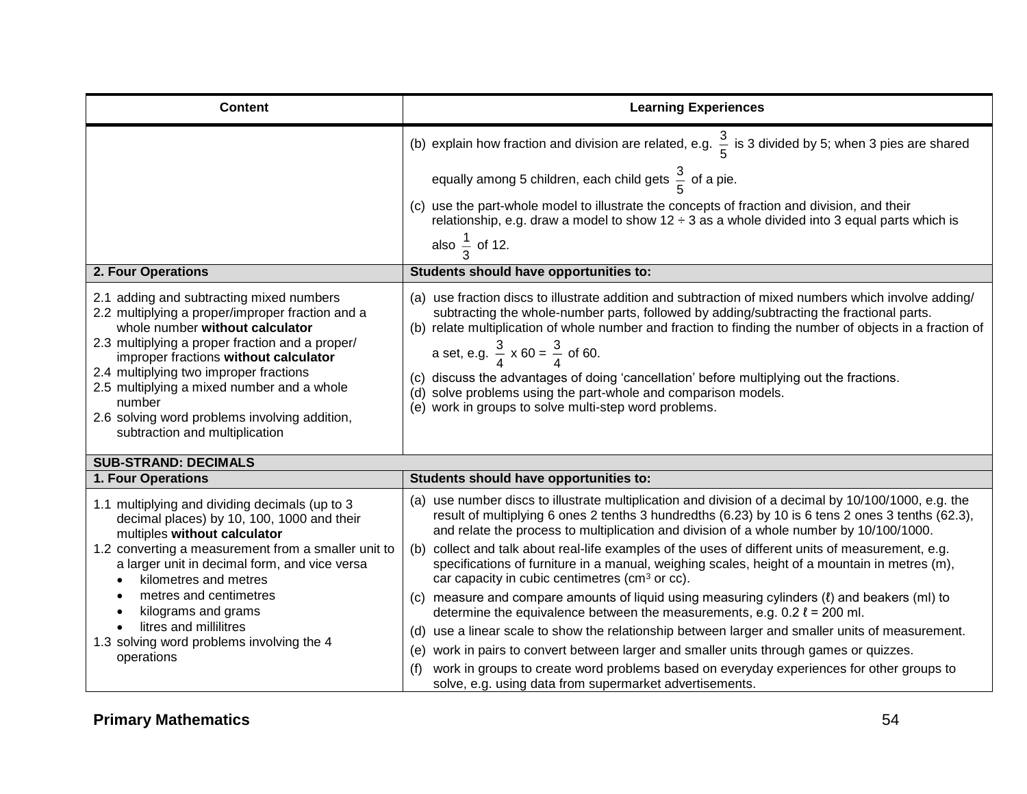| Content | Learning Experiences |
| --- | --- |
| | (b) explain how fraction and division are related, e.g. $\frac{3}{5}$ is 3 divided by 5; when 3 pies are shared equally among 5 children, each child gets $\frac{3}{5}$ of a pie.<br>(c) use the part-whole model to illustrate the concepts of fraction and division, and their relationship, e.g. draw a model to show 12 ÷ 3 as a whole divided into 3 equal parts which is also $\frac{1}{3}$ of 12. |
| **2. Four Operations** | **Students should have opportunities to:** |
| 2.1 adding and subtracting mixed numbers<br>2.2 multiplying a proper/improper fraction and a whole number **without calculator**<br>2.3 multiplying a proper fraction and a proper/ improper fractions **without calculator**<br>2.4 multiplying two improper fractions<br>2.5 multiplying a mixed number and a whole number<br>2.6 solving word problems involving addition, subtraction and multiplication | (a) use fraction discs to illustrate addition and subtraction of mixed numbers which involve adding/ subtracting the whole-number parts, followed by adding/subtracting the fractional parts.<br>(b) relate multiplication of whole number and fraction to finding the number of objects in a fraction of a set, e.g. $\frac{3}{4}$ x 60 = $\frac{3}{4}$ of 60.<br>(c) discuss the advantages of doing 'cancellation' before multiplying out the fractions.<br>(d) solve problems using the part-whole and comparison models.<br>(e) work in groups to solve multi-step word problems. |
| **SUB-STRAND: DECIMALS** | |
| **1. Four Operations** | **Students should have opportunities to:** |
| 1.1 multiplying and dividing decimals (up to 3 decimal places) by 10, 100, 1000 and their multiples **without calculator**<br>1.2 converting a measurement from a smaller unit to a larger unit in decimal form, and vice versa<br>• kilometres and metres<br>• metres and centimetres<br>• kilograms and grams<br>• litres and millilitres<br>1.3 solving word problems involving the 4 operations | (a) use number discs to illustrate multiplication and division of a decimal by 10/100/1000, e.g. the result of multiplying 6 ones 2 tenths 3 hundredths (6.23) by 10 is 6 tens 2 ones 3 tenths (62.3), and relate the process to multiplication and division of a whole number by 10/100/1000.<br>(b) collect and talk about real-life examples of the uses of different units of measurement, e.g. specifications of furniture in a manual, weighing scales, height of a mountain in metres (m), car capacity in cubic centimetres ($cm^3$ or cc).<br>(c) measure and compare amounts of liquid using measuring cylinders (ℓ) and beakers (ml) to determine the equivalence between the measurements, e.g. 0.2 ℓ = 200 ml.<br>(d) use a linear scale to show the relationship between larger and smaller units of measurement.<br>(e) work in pairs to convert between larger and smaller units through games or quizzes.<br>(f) work in groups to create word problems based on everyday experiences for other groups to solve, e.g. using data from supermarket advertisements. |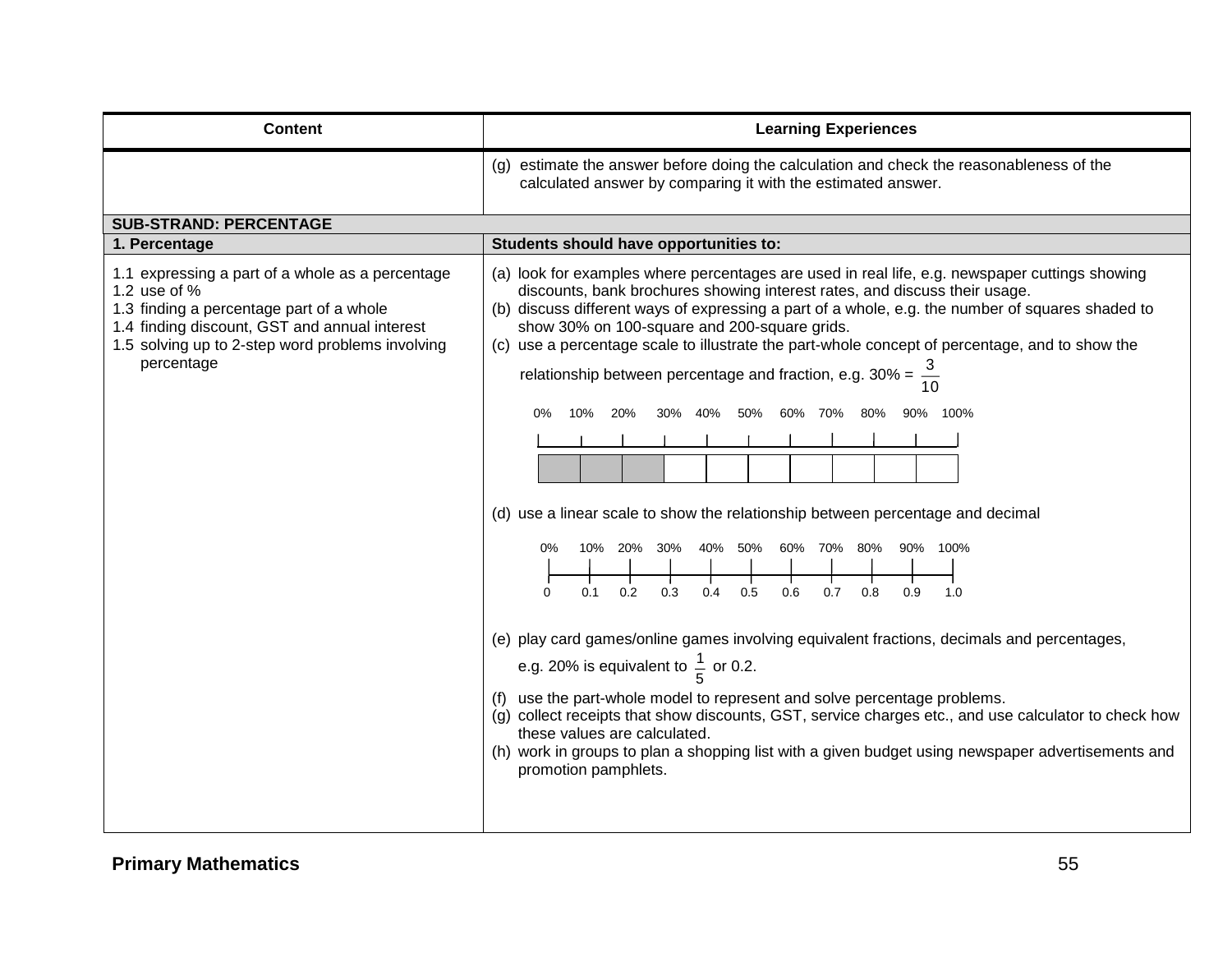| Content | Learning Experiences |
|---|---|
| | (g) estimate the answer before doing the calculation and check the reasonableness of the calculated answer by comparing it with the estimated answer. |
| **SUB-STRAND: PERCENTAGE** | |
| **1. Percentage** | **Students should have opportunities to:** |
| 1.1 expressing a part of a whole as a percentage<br>1.2 use of %<br>1.3 finding a percentage part of a whole<br>1.4 finding discount, GST and annual interest<br>1.5 solving up to 2-step word problems involving percentage | (a) look for examples where percentages are used in real life, e.g. newspaper cuttings showing discounts, bank brochures showing interest rates, and discuss their usage.<br>(b) discuss different ways of expressing a part of a whole, e.g. the number of squares shaded to show 30% on 100-square and 200-square grids.<br>(c) use a percentage scale to illustrate the part-whole concept of percentage, and to show the relationship between percentage and fraction, e.g. 30% = $\frac{3}{10}$<br>0% 10% 20% 30% 40% 50% 60% 70% 80% 90% 100%<br>(d) use a linear scale to show the relationship between percentage and decimal<br>0% 10% 20% 30% 40% 50% 60% 70% 80% 90% 100%<br>0 0.1 0.2 0.3 0.4 0.5 0.6 0.7 0.8 0.9 1.0<br>(e) play card games/online games involving equivalent fractions, decimals and percentages, e.g. 20% is equivalent to $\frac{1}{5}$ or 0.2.<br>(f) use the part-whole model to represent and solve percentage problems.<br>(g) collect receipts that show discounts, GST, service charges etc., and use calculator to check how these values are calculated.<br>(h) work in groups to plan a shopping list with a given budget using newspaper advertisements and promotion pamphlets. |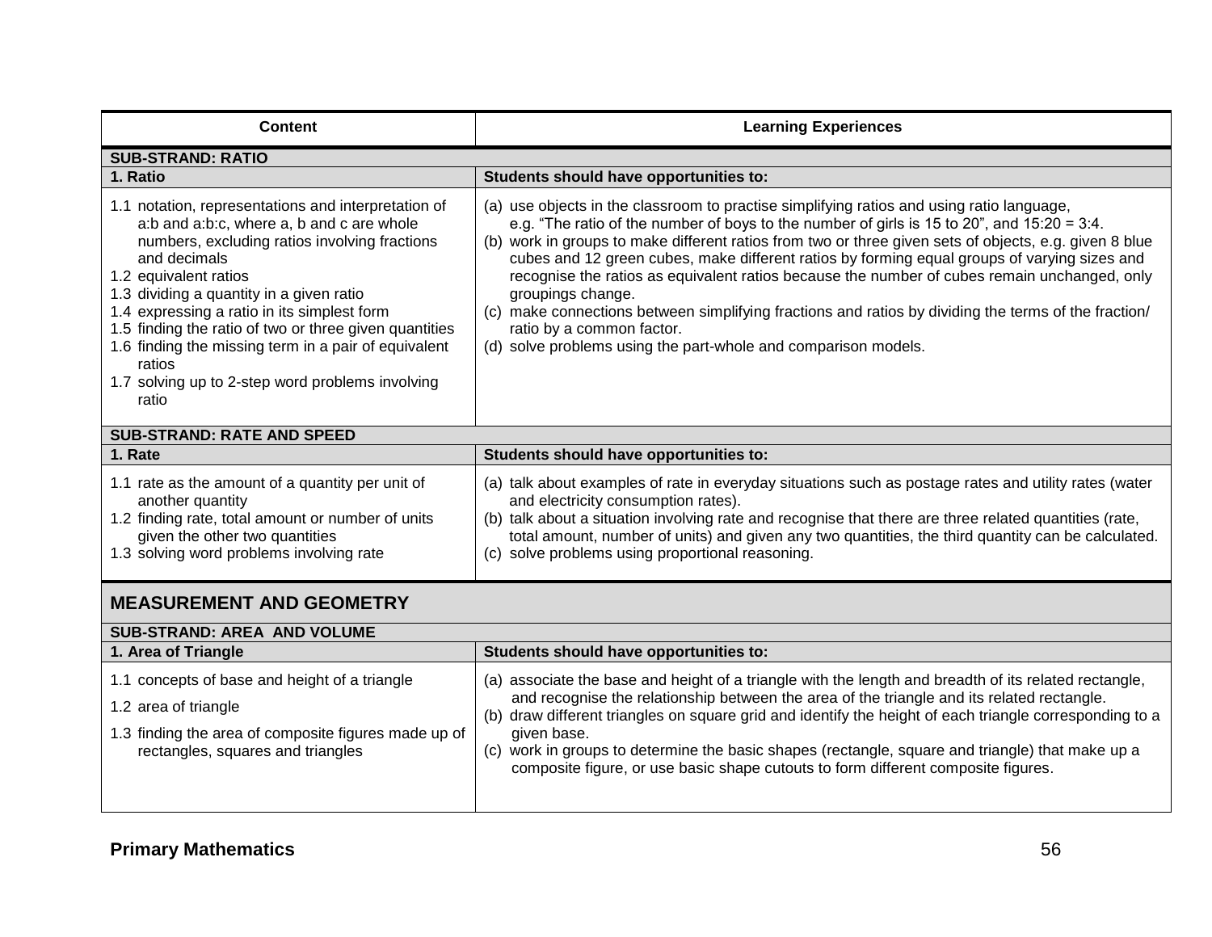| Content | Learning Experiences |
|---|---|
| **SUB-STRAND: RATIO** | |
| **1. Ratio** | **Students should have opportunities to:** |
| 1.1 notation, representations and interpretation of a:b and a:b:c, where a, b and c are whole numbers, excluding ratios involving fractions and decimals<br>1.2 equivalent ratios<br>1.3 dividing a quantity in a given ratio<br>1.4 expressing a ratio in its simplest form<br>1.5 finding the ratio of two or three given quantities<br>1.6 finding the missing term in a pair of equivalent ratios<br>1.7 solving up to 2-step word problems involving ratio | (a) use objects in the classroom to practise simplifying ratios and using ratio language, e.g. "The ratio of the number of boys to the number of girls is 15 to 20", and 15:20 = 3:4.<br>(b) work in groups to make different ratios from two or three given sets of objects, e.g. given 8 blue cubes and 12 green cubes, make different ratios by forming equal groups of varying sizes and recognise the ratios as equivalent ratios because the number of cubes remain unchanged, only groupings change.<br>(c) make connections between simplifying fractions and ratios by dividing the terms of the fraction/ ratio by a common factor.<br>(d) solve problems using the part-whole and comparison models. |
| **SUB-STRAND: RATE AND SPEED** | |
| **1. Rate** | **Students should have opportunities to:** |
| 1.1 rate as the amount of a quantity per unit of another quantity<br>1.2 finding rate, total amount or number of units given the other two quantities<br>1.3 solving word problems involving rate | (a) talk about examples of rate in everyday situations such as postage rates and utility rates (water and electricity consumption rates).<br>(b) talk about a situation involving rate and recognise that there are three related quantities (rate, total amount, number of units) and given any two quantities, the third quantity can be calculated.<br>(c) solve problems using proportional reasoning. |
| **MEASUREMENT AND GEOMETRY** | |
| **SUB-STRAND: AREA AND VOLUME** | |
| **1. Area of Triangle** | **Students should have opportunities to:** |
| 1.1 concepts of base and height of a triangle<br>1.2 area of triangle<br>1.3 finding the area of composite figures made up of rectangles, squares and triangles | (a) associate the base and height of a triangle with the length and breadth of its related rectangle, and recognise the relationship between the area of the triangle and its related rectangle.<br>(b) draw different triangles on square grid and identify the height of each triangle corresponding to a given base.<br>(c) work in groups to determine the basic shapes (rectangle, square and triangle) that make up a composite figure, or use basic shape cutouts to form different composite figures. |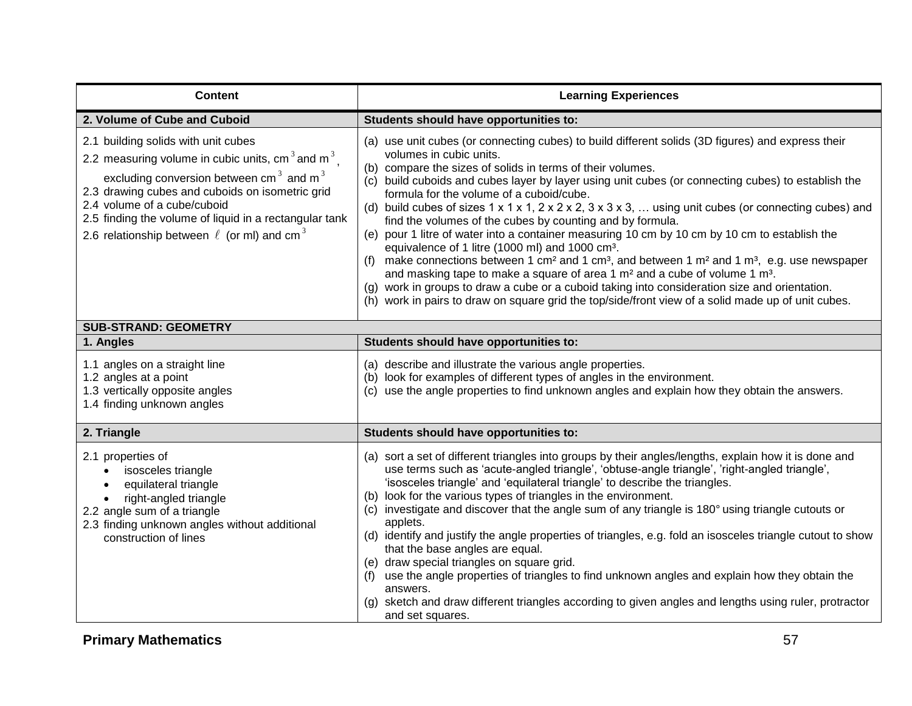| Content | Learning Experiences |
|---|---|
| **2. Volume of Cube and Cuboid** | **Students should have opportunities to:** |
| 2.1 building solids with unit cubes<br>2.2 measuring volume in cubic units, $cm^3$ and $m^3$, excluding conversion between $cm^3$ and $m^3$<br>2.3 drawing cubes and cuboids on isometric grid<br>2.4 volume of a cube/cuboid<br>2.5 finding the volume of liquid in a rectangular tank<br>2.6 relationship between $\ell$ (or ml) and $cm^3$ | (a) use unit cubes (or connecting cubes) to build different solids (3D figures) and express their volumes in cubic units.<br>(b) compare the sizes of solids in terms of their volumes.<br>(c) build cuboids and cubes layer by layer using unit cubes (or connecting cubes) to establish the formula for the volume of a cuboid/cube.<br>(d) build cubes of sizes 1 x 1 x 1, 2 x 2 x 2, 3 x 3 x 3, … using unit cubes (or connecting cubes) and find the volumes of the cubes by counting and by formula.<br>(e) pour 1 litre of water into a container measuring 10 cm by 10 cm by 10 cm to establish the equivalence of 1 litre (1000 ml) and 1000 $cm^3$.<br>(f) make connections between 1 $cm^2$ and 1 $cm^3$, and between 1 $m^2$ and 1 $m^3$, e.g. use newspaper and masking tape to make a square of area 1 $m^2$ and a cube of volume 1 $m^3$.<br>(g) work in groups to draw a cube or a cuboid taking into consideration size and orientation.<br>(h) work in pairs to draw on square grid the top/side/front view of a solid made up of unit cubes. |
| **SUB-STRAND: GEOMETRY** | |
| **1. Angles** | **Students should have opportunities to:** |
| 1.1 angles on a straight line<br>1.2 angles at a point<br>1.3 vertically opposite angles<br>1.4 finding unknown angles | (a) describe and illustrate the various angle properties.<br>(b) look for examples of different types of angles in the environment.<br>(c) use the angle properties to find unknown angles and explain how they obtain the answers. |
| **2. Triangle** | **Students should have opportunities to:** |
| 2.1 properties of<br>• isosceles triangle<br>• equilateral triangle<br>• right-angled triangle<br>2.2 angle sum of a triangle<br>2.3 finding unknown angles without additional construction of lines | (a) sort a set of different triangles into groups by their angles/lengths, explain how it is done and use terms such as 'acute-angled triangle', 'obtuse-angle triangle', 'right-angled triangle', 'isosceles triangle' and 'equilateral triangle' to describe the triangles.<br>(b) look for the various types of triangles in the environment.<br>(c) investigate and discover that the angle sum of any triangle is 180° using triangle cutouts or applets.<br>(d) identify and justify the angle properties of triangles, e.g. fold an isosceles triangle cutout to show that the base angles are equal.<br>(e) draw special triangles on square grid.<br>(f) use the angle properties of triangles to find unknown angles and explain how they obtain the answers.<br>(g) sketch and draw different triangles according to given angles and lengths using ruler, protractor and set squares. |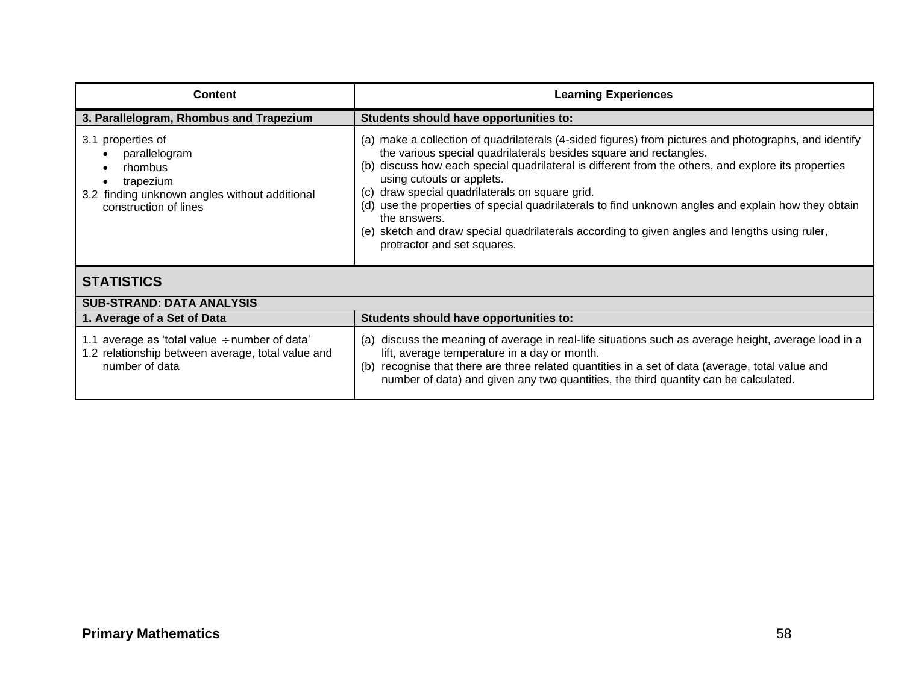| Content | Learning Experiences |
|---|---|
| **3. Parallelogram, Rhombus and Trapezium** | **Students should have opportunities to:** |
| 3.1 properties of<br>• parallelogram<br>• rhombus<br>• trapezium<br>3.2 finding unknown angles without additional construction of lines | (a) make a collection of quadrilaterals (4-sided figures) from pictures and photographs, and identify the various special quadrilaterals besides square and rectangles.<br>(b) discuss how each special quadrilateral is different from the others, and explore its properties using cutouts or applets.<br>(c) draw special quadrilaterals on square grid.<br>(d) use the properties of special quadrilaterals to find unknown angles and explain how they obtain the answers.<br>(e) sketch and draw special quadrilaterals according to given angles and lengths using ruler, protractor and set squares. |

## STATISTICS

### SUB-STRAND: DATA ANALYSIS

| Content | Learning Experiences |
|---|---|
| **1. Average of a Set of Data** | **Students should have opportunities to:** |
| 1.1 average as 'total value $\div$ number of data'<br>1.2 relationship between average, total value and number of data | (a) discuss the meaning of average in real-life situations such as average height, average load in a lift, average temperature in a day or month.<br>(b) recognise that there are three related quantities in a set of data (average, total value and number of data) and given any two quantities, the third quantity can be calculated. |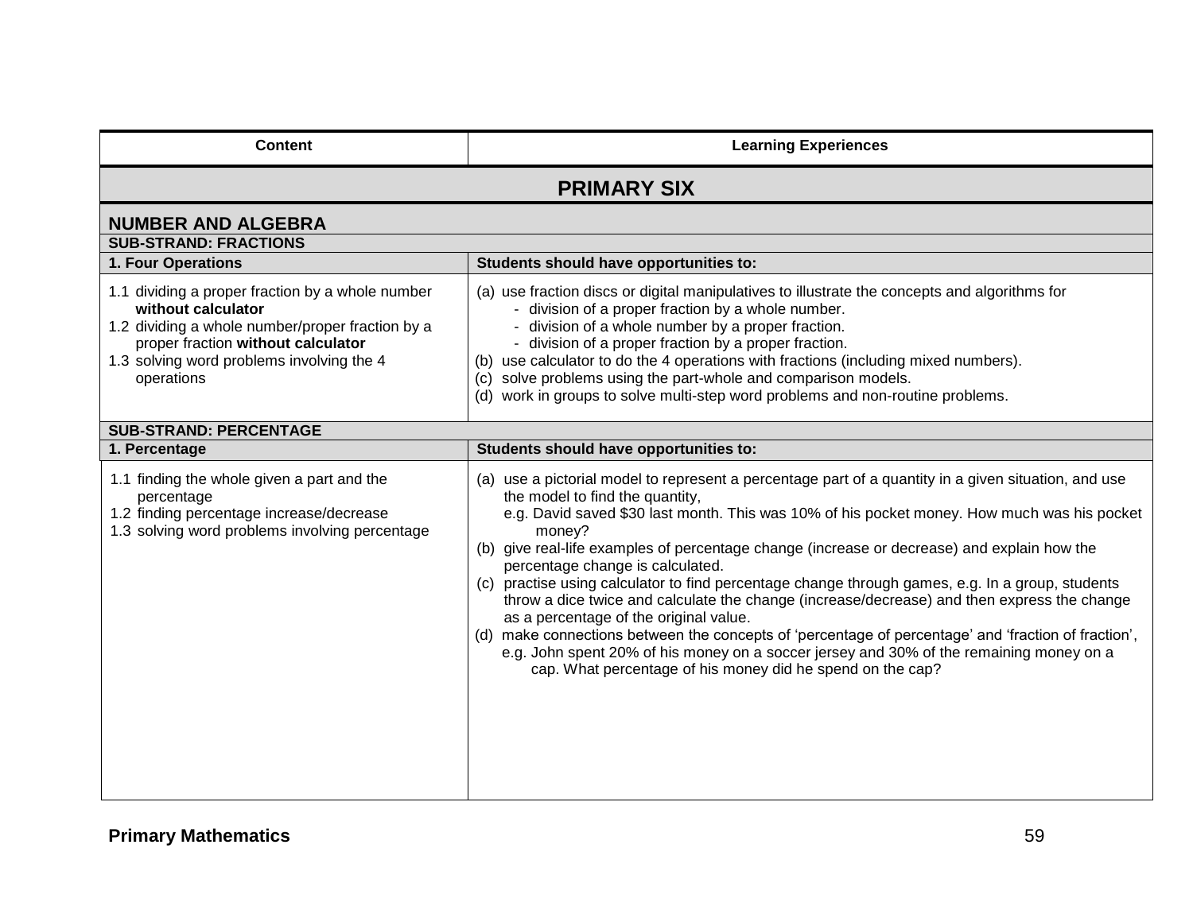| Content | Learning Experiences |
|---|---|
| **PRIMARY SIX** | |
| **NUMBER AND ALGEBRA** | |
| **SUB-STRAND: FRACTIONS** | |
| **1. Four Operations** | **Students should have opportunities to:** |
| 1.1 dividing a proper fraction by a whole number **without calculator**<br>1.2 dividing a whole number/proper fraction by a proper fraction **without calculator**<br>1.3 solving word problems involving the 4 operations | (a) use fraction discs or digital manipulatives to illustrate the concepts and algorithms for<br>- division of a proper fraction by a whole number.<br>- division of a whole number by a proper fraction.<br>- division of a proper fraction by a proper fraction.<br>(b) use calculator to do the 4 operations with fractions (including mixed numbers).<br>(c) solve problems using the part-whole and comparison models.<br>(d) work in groups to solve multi-step word problems and non-routine problems. |
| **SUB-STRAND: PERCENTAGE** | |
| **1. Percentage** | **Students should have opportunities to:** |
| 1.1 finding the whole given a part and the percentage<br>1.2 finding percentage increase/decrease<br>1.3 solving word problems involving percentage | (a) use a pictorial model to represent a percentage part of a quantity in a given situation, and use the model to find the quantity,<br>e.g. David saved $30 last month. This was 10% of his pocket money. How much was his pocket money?<br>(b) give real-life examples of percentage change (increase or decrease) and explain how the percentage change is calculated.<br>(c) practise using calculator to find percentage change through games, e.g. In a group, students throw a dice twice and calculate the change (increase/decrease) and then express the change as a percentage of the original value.<br>(d) make connections between the concepts of 'percentage of percentage' and 'fraction of fraction',<br>e.g. John spent 20% of his money on a soccer jersey and 30% of the remaining money on a cap. What percentage of his money did he spend on the cap? |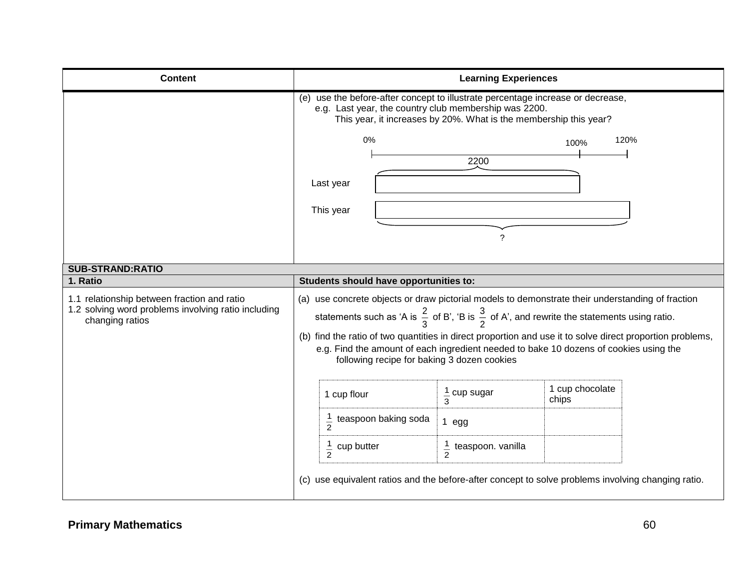| Content | Learning Experiences |
|---|---|
| | (e) use the before-after concept to illustrate percentage increase or decrease, e.g. Last year, the country club membership was 2200. This year, it increases by 20%. What is the membership this year? |

0% 100% 120%

2200

Last year

This year

?

**SUB-STRAND:RATIO**

| 1. Ratio | Students should have opportunities to: |
|---|---|
| 1.1 relationship between fraction and ratio<br>1.2 solving word problems involving ratio including changing ratios | (a) use concrete objects or draw pictorial models to demonstrate their understanding of fraction statements such as 'A is $\frac{2}{3}$ of B', 'B is $\frac{3}{2}$ of A', and rewrite the statements using ratio.<br>(b) find the ratio of two quantities in direct proportion and use it to solve direct proportion problems, e.g. Find the amount of each ingredient needed to bake 10 dozens of cookies using the following recipe for baking 3 dozen cookies |

| 1 cup flour | $\frac{1}{3}$ cup sugar | 1 cup chocolate chips |
|---|---|---|
| $\frac{1}{2}$ teaspoon baking soda | 1 egg | |
| $\frac{1}{2}$ cup butter | $\frac{1}{2}$ teaspoon. vanilla | |

(c) use equivalent ratios and the before-after concept to solve problems involving changing ratio.

**Primary Mathematics**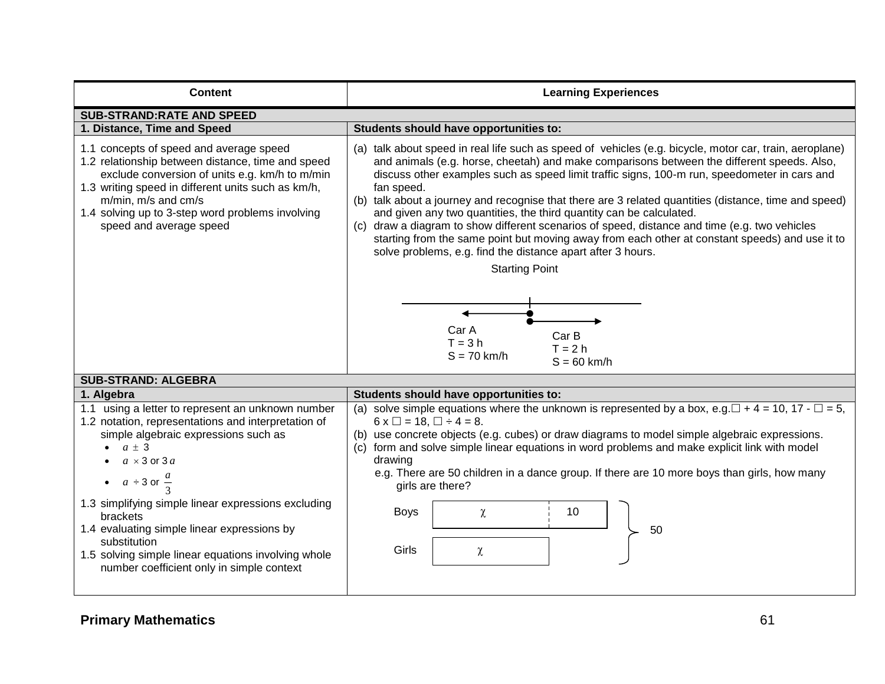| Content | Learning Experiences |
|---|---|
| **SUB-STRAND: RATE AND SPEED** | |
| **1. Distance, Time and Speed** | **Students should have opportunities to:** |
| 1.1 concepts of speed and average speed<br>1.2 relationship between distance, time and speed exclude conversion of units e.g. km/h to m/min<br>1.3 writing speed in different units such as km/h, m/min, m/s and cm/s<br>1.4 solving up to 3-step word problems involving speed and average speed | (a) talk about speed in real life such as speed of vehicles (e.g. bicycle, motor car, train, aeroplane) and animals (e.g. horse, cheetah) and make comparisons between the different speeds. Also, discuss other examples such as speed limit traffic signs, 100-m run, speedometer in cars and fan speed.<br>(b) talk about a journey and recognise that there are 3 related quantities (distance, time and speed) and given any two quantities, the third quantity can be calculated.<br>(c) draw a diagram to show different scenarios of speed, distance and time (e.g. two vehicles starting from the same point but moving away from each other at constant speeds) and use it to solve problems, e.g. find the distance apart after 3 hours.<br><br>Starting Point<br>Car A: T = 3 h, S = 70 km/h<br>Car B: T = 2 h, S = 60 km/h |
| **SUB-STRAND: ALGEBRA** | |
| **1. Algebra** | **Students should have opportunities to:** |
| 1.1 using a letter to represent an unknown number<br>1.2 notation, representations and interpretation of simple algebraic expressions such as<br>• $a \pm 3$<br>• $a \times 3$ or $3a$<br>• $a \div 3$ or $\frac{a}{3}$<br>1.3 simplifying simple linear expressions excluding brackets<br>1.4 evaluating simple linear expressions by substitution<br>1.5 solving simple linear equations involving whole number coefficient only in simple context | (a) solve simple equations where the unknown is represented by a box, e.g. ☐ + 4 = 10, 17 - ☐ = 5, 6 x ☐ = 18, ☐ ÷ 4 = 8.<br>(b) use concrete objects (e.g. cubes) or draw diagrams to model simple algebraic expressions.<br>(c) form and solve simple linear equations in word problems and make explicit link with model drawing<br>e.g. There are 50 children in a dance group. If there are 10 more boys than girls, how many girls are there?<br><br>Boys: $\chi$ \| 10<br>Girls: $\chi$<br>Total: 50 |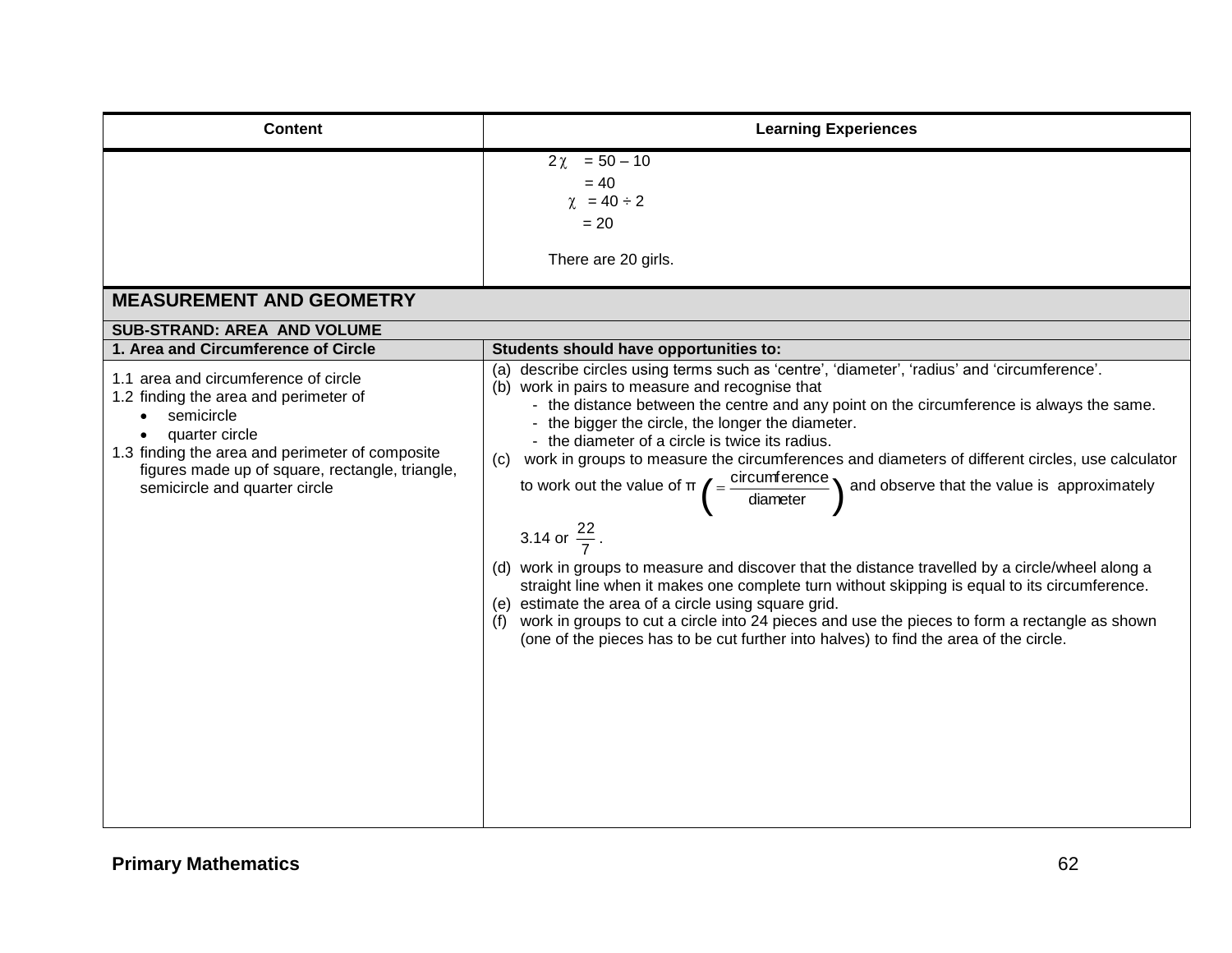| Content | Learning Experiences |
| --- | --- |
| | $2\chi = 50 - 10$<br>$= 40$<br>$\chi = 40 \div 2$<br>$= 20$<br><br>There are 20 girls. |

## MEASUREMENT AND GEOMETRY

### SUB-STRAND: AREA AND VOLUME

| 1. Area and Circumference of Circle | Students should have opportunities to: |
| --- | --- |
| 1.1 area and circumference of circle<br>1.2 finding the area and perimeter of<br>• semicircle<br>• quarter circle<br>1.3 finding the area and perimeter of composite figures made up of square, rectangle, triangle, semicircle and quarter circle | (a) describe circles using terms such as 'centre', 'diameter', 'radius' and 'circumference'.<br>(b) work in pairs to measure and recognise that<br>- the distance between the centre and any point on the circumference is always the same.<br>- the bigger the circle, the longer the diameter.<br>- the diameter of a circle is twice its radius.<br>(c) work in groups to measure the circumferences and diameters of different circles, use calculator to work out the value of π $\left(= \frac{\text{circumference}}{\text{diameter}}\right)$ and observe that the value is approximately 3.14 or $\frac{22}{7}$.<br>(d) work in groups to measure and discover that the distance travelled by a circle/wheel along a straight line when it makes one complete turn without skipping is equal to its circumference.<br>(e) estimate the area of a circle using square grid.<br>(f) work in groups to cut a circle into 24 pieces and use the pieces to form a rectangle as shown (one of the pieces has to be cut further into halves) to find the area of the circle. |

**Primary Mathematics**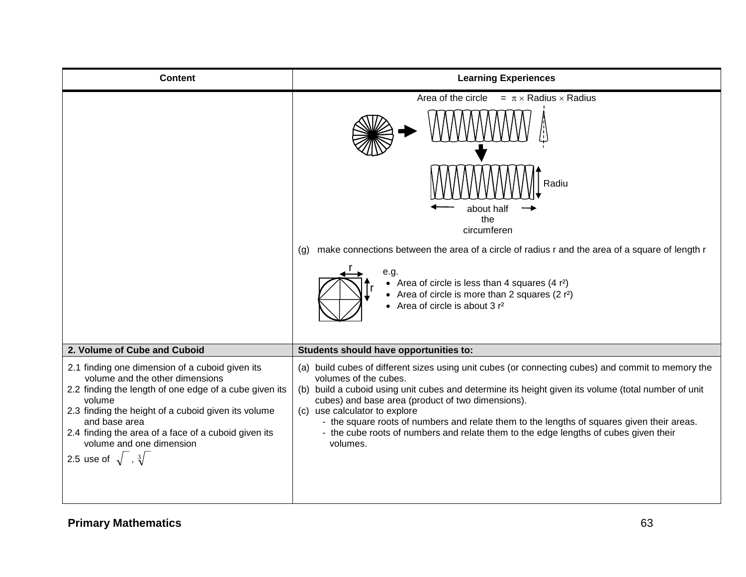| Content | Learning Experiences |
| --- | --- |
| | Area of the circle = $\pi \times$ Radius $\times$ Radius<br><br>Radiu<br>about half the circumferen<br><br>(g) make connections between the area of a circle of radius r and the area of a square of length r<br><br>r<br>r<br>e.g.<br>• Area of circle is less than 4 squares (4 $r^2$)<br>• Area of circle is more than 2 squares (2 $r^2$)<br>• Area of circle is about 3 $r^2$ |
| **2. Volume of Cube and Cuboid** | **Students should have opportunities to:** |
| 2.1 finding one dimension of a cuboid given its volume and the other dimensions<br>2.2 finding the length of one edge of a cube given its volume<br>2.3 finding the height of a cuboid given its volume and base area<br>2.4 finding the area of a face of a cuboid given its volume and one dimension<br>2.5 use of $\sqrt{\ }$ , $\sqrt[3]{\ }$ | (a) build cubes of different sizes using unit cubes (or connecting cubes) and commit to memory the volumes of the cubes.<br>(b) build a cuboid using unit cubes and determine its height given its volume (total number of unit cubes) and base area (product of two dimensions).<br>(c) use calculator to explore<br>- the square roots of numbers and relate them to the lengths of squares given their areas.<br>- the cube roots of numbers and relate them to the edge lengths of cubes given their volumes. |

**Primary Mathematics**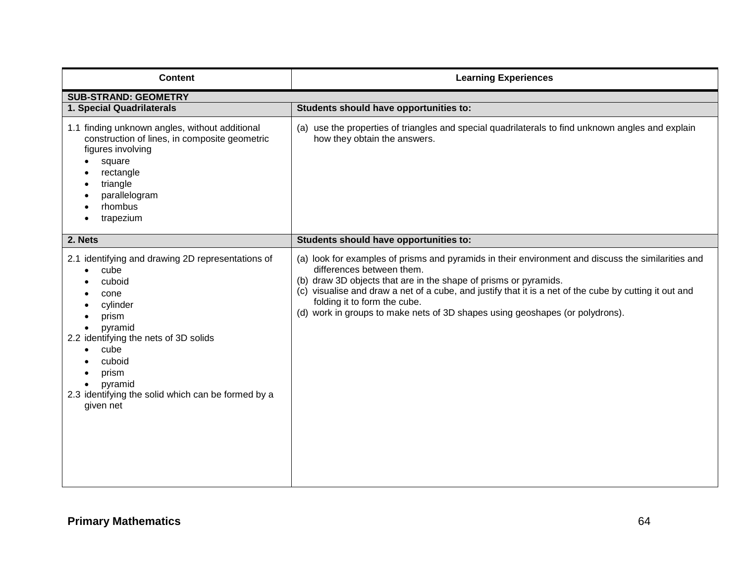| Content | Learning Experiences |
|---|---|
| **SUB-STRAND: GEOMETRY** | |
| **1. Special Quadrilaterals** | **Students should have opportunities to:** |
| 1.1 finding unknown angles, without additional construction of lines, in composite geometric figures involving<br>• square<br>• rectangle<br>• triangle<br>• parallelogram<br>• rhombus<br>• trapezium | (a) use the properties of triangles and special quadrilaterals to find unknown angles and explain how they obtain the answers. |
| **2. Nets** | **Students should have opportunities to:** |
| 2.1 identifying and drawing 2D representations of<br>• cube<br>• cuboid<br>• cone<br>• cylinder<br>• prism<br>• pyramid<br>2.2 identifying the nets of 3D solids<br>• cube<br>• cuboid<br>• prism<br>• pyramid<br>2.3 identifying the solid which can be formed by a given net | (a) look for examples of prisms and pyramids in their environment and discuss the similarities and differences between them.<br>(b) draw 3D objects that are in the shape of prisms or pyramids.<br>(c) visualise and draw a net of a cube, and justify that it is a net of the cube by cutting it out and folding it to form the cube.<br>(d) work in groups to make nets of 3D shapes using geoshapes (or polydrons). |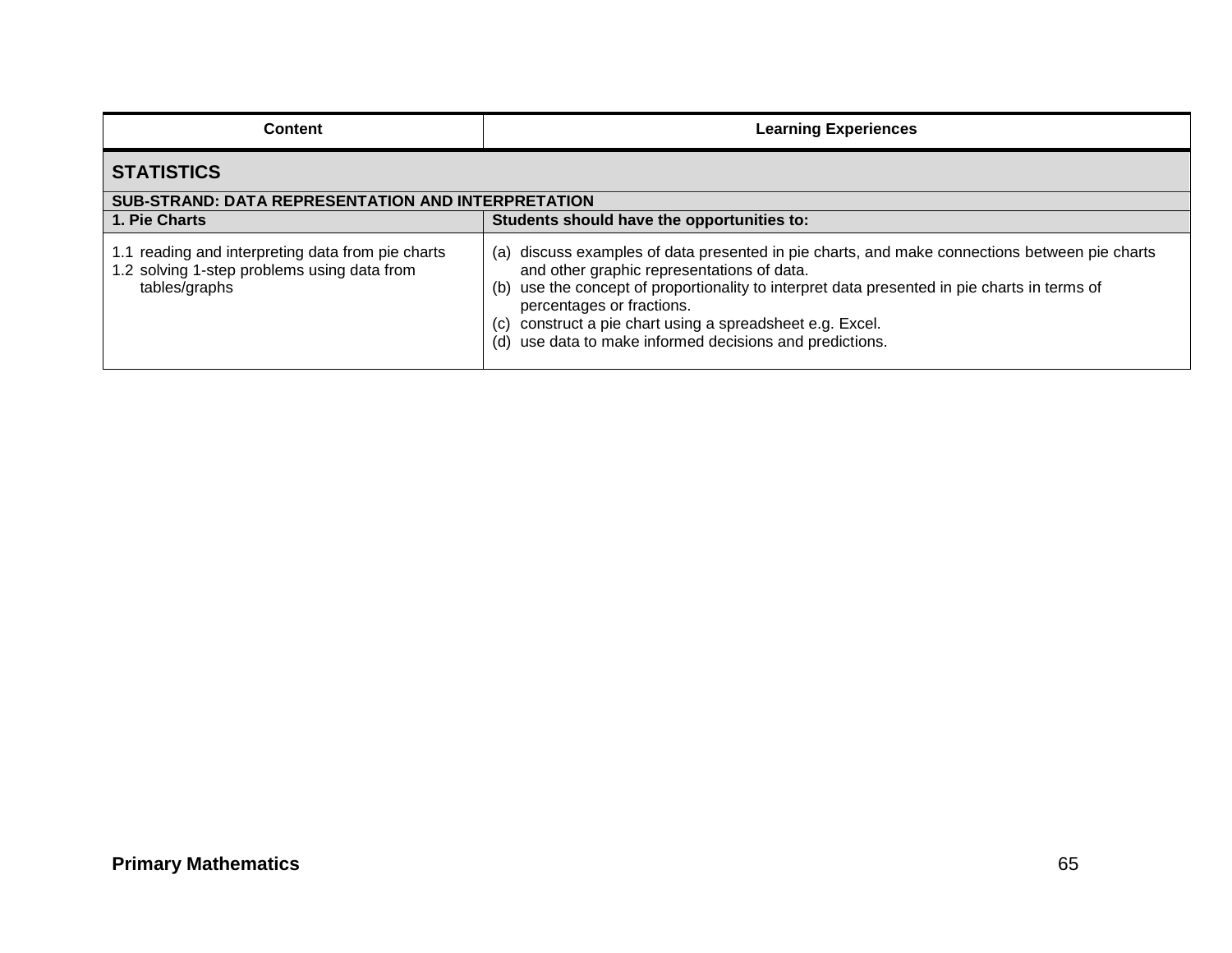| Content | Learning Experiences |
|---|---|
| **STATISTICS** | |
| **SUB-STRAND: DATA REPRESENTATION AND INTERPRETATION** | |
| **1. Pie Charts** | **Students should have the opportunities to:** |
| 1.1 reading and interpreting data from pie charts<br>1.2 solving 1-step problems using data from tables/graphs | (a) discuss examples of data presented in pie charts, and make connections between pie charts and other graphic representations of data.<br>(b) use the concept of proportionality to interpret data presented in pie charts in terms of percentages or fractions.<br>(c) construct a pie chart using a spreadsheet e.g. Excel.<br>(d) use data to make informed decisions and predictions. |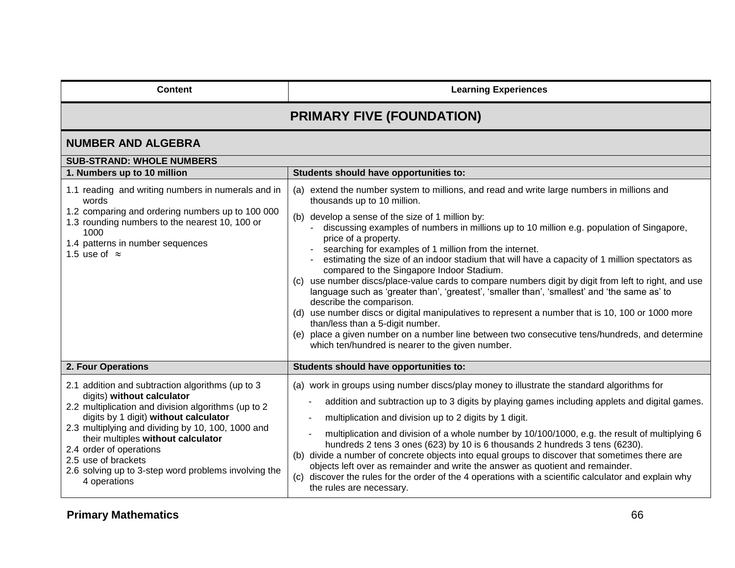| Content | Learning Experiences |
|---|---|
| **PRIMARY FIVE (FOUNDATION)** | |
| **NUMBER AND ALGEBRA** | |
| **SUB-STRAND: WHOLE NUMBERS** | |
| **1. Numbers up to 10 million** | **Students should have opportunities to:** |
| 1.1 reading and writing numbers in numerals and in words<br>1.2 comparing and ordering numbers up to 100 000<br>1.3 rounding numbers to the nearest 10, 100 or 1000<br>1.4 patterns in number sequences<br>1.5 use of $\approx$ | (a) extend the number system to millions, and read and write large numbers in millions and thousands up to 10 million.<br>(b) develop a sense of the size of 1 million by:<br>- discussing examples of numbers in millions up to 10 million e.g. population of Singapore, price of a property.<br>- searching for examples of 1 million from the internet.<br>- estimating the size of an indoor stadium that will have a capacity of 1 million spectators as compared to the Singapore Indoor Stadium.<br>(c) use number discs/place-value cards to compare numbers digit by digit from left to right, and use language such as 'greater than', 'greatest', 'smaller than', 'smallest' and 'the same as' to describe the comparison.<br>(d) use number discs or digital manipulatives to represent a number that is 10, 100 or 1000 more than/less than a 5-digit number.<br>(e) place a given number on a number line between two consecutive tens/hundreds, and determine which ten/hundred is nearer to the given number. |
| **2. Four Operations** | **Students should have opportunities to:** |
| 2.1 addition and subtraction algorithms (up to 3 digits) **without calculator**<br>2.2 multiplication and division algorithms (up to 2 digits by 1 digit) **without calculator**<br>2.3 multiplying and dividing by 10, 100, 1000 and their multiples **without calculator**<br>2.4 order of operations<br>2.5 use of brackets<br>2.6 solving up to 3-step word problems involving the 4 operations | (a) work in groups using number discs/play money to illustrate the standard algorithms for<br>- addition and subtraction up to 3 digits by playing games including applets and digital games.<br>- multiplication and division up to 2 digits by 1 digit.<br>- multiplication and division of a whole number by 10/100/1000, e.g. the result of multiplying 6 hundreds 2 tens 3 ones (623) by 10 is 6 thousands 2 hundreds 3 tens (6230).<br>(b) divide a number of concrete objects into equal groups to discover that sometimes there are objects left over as remainder and write the answer as quotient and remainder.<br>(c) discover the rules for the order of the 4 operations with a scientific calculator and explain why the rules are necessary. |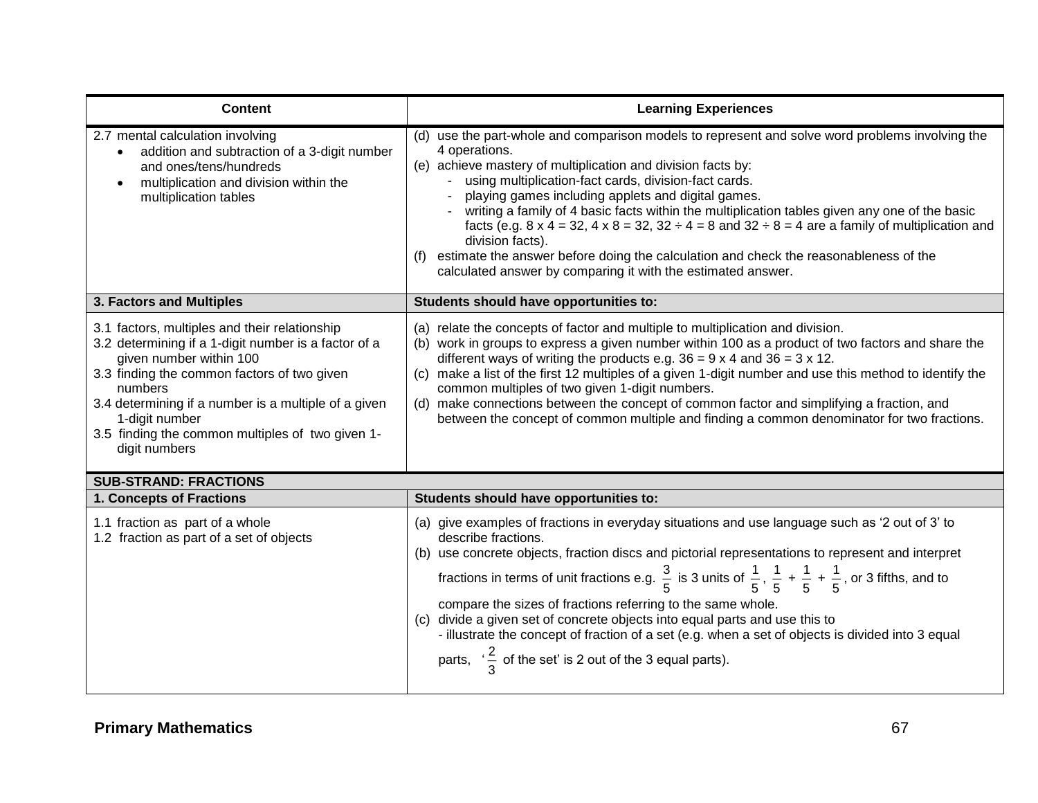| Content | Learning Experiences |
|---|---|
| 2.7 mental calculation involving<br>• addition and subtraction of a 3-digit number and ones/tens/hundreds<br>• multiplication and division within the multiplication tables | (d) use the part-whole and comparison models to represent and solve word problems involving the 4 operations.<br>(e) achieve mastery of multiplication and division facts by:<br>- using multiplication-fact cards, division-fact cards.<br>- playing games including applets and digital games.<br>- writing a family of 4 basic facts within the multiplication tables given any one of the basic facts (e.g. 8 x 4 = 32, 4 x 8 = 32, 32 ÷ 4 = 8 and 32 ÷ 8 = 4 are a family of multiplication and division facts).<br>(f) estimate the answer before doing the calculation and check the reasonableness of the calculated answer by comparing it with the estimated answer. |
| **3. Factors and Multiples** | **Students should have opportunities to:** |
| 3.1 factors, multiples and their relationship<br>3.2 determining if a 1-digit number is a factor of a given number within 100<br>3.3 finding the common factors of two given numbers<br>3.4 determining if a number is a multiple of a given 1-digit number<br>3.5 finding the common multiples of two given 1-digit numbers | (a) relate the concepts of factor and multiple to multiplication and division.<br>(b) work in groups to express a given number within 100 as a product of two factors and share the different ways of writing the products e.g. 36 = 9 x 4 and 36 = 3 x 12.<br>(c) make a list of the first 12 multiples of a given 1-digit number and use this method to identify the common multiples of two given 1-digit numbers.<br>(d) make connections between the concept of common factor and simplifying a fraction, and between the concept of common multiple and finding a common denominator for two fractions. |
| **SUB-STRAND: FRACTIONS** | |
| **1. Concepts of Fractions** | **Students should have opportunities to:** |
| 1.1 fraction as part of a whole<br>1.2 fraction as part of a set of objects | (a) give examples of fractions in everyday situations and use language such as '2 out of 3' to describe fractions.<br>(b) use concrete objects, fraction discs and pictorial representations to represent and interpret fractions in terms of unit fractions e.g. $\frac{3}{5}$ is 3 units of $\frac{1}{5}$, $\frac{1}{5} + \frac{1}{5} + \frac{1}{5}$, or 3 fifths, and to compare the sizes of fractions referring to the same whole.<br>(c) divide a given set of concrete objects into equal parts and use this to<br>- illustrate the concept of fraction of a set (e.g. when a set of objects is divided into 3 equal parts, '$\frac{2}{3}$ of the set' is 2 out of the 3 equal parts). |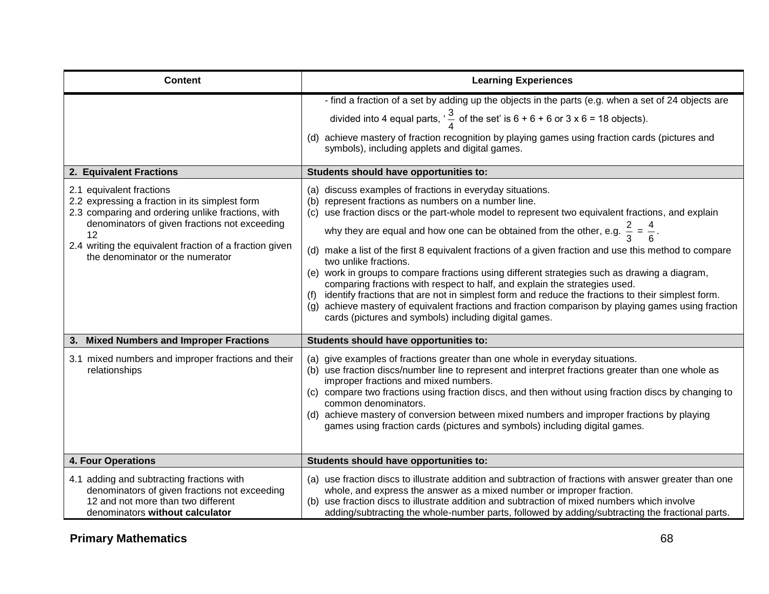| Content | Learning Experiences |
|---|---|
| | - find a fraction of a set by adding up the objects in the parts (e.g. when a set of 24 objects are divided into 4 equal parts, '$\frac{3}{4}$ of the set' is 6 + 6 + 6 or 3 x 6 = 18 objects).<br>(d) achieve mastery of fraction recognition by playing games using fraction cards (pictures and symbols), including applets and digital games. |
| **2. Equivalent Fractions** | **Students should have opportunities to:** |
| 2.1 equivalent fractions<br>2.2 expressing a fraction in its simplest form<br>2.3 comparing and ordering unlike fractions, with denominators of given fractions not exceeding 12<br>2.4 writing the equivalent fraction of a fraction given the denominator or the numerator | (a) discuss examples of fractions in everyday situations.<br>(b) represent fractions as numbers on a number line.<br>(c) use fraction discs or the part-whole model to represent two equivalent fractions, and explain why they are equal and how one can be obtained from the other, e.g. $\frac{2}{3} = \frac{4}{6}$.<br>(d) make a list of the first 8 equivalent fractions of a given fraction and use this method to compare two unlike fractions.<br>(e) work in groups to compare fractions using different strategies such as drawing a diagram, comparing fractions with respect to half, and explain the strategies used.<br>(f) identify fractions that are not in simplest form and reduce the fractions to their simplest form.<br>(g) achieve mastery of equivalent fractions and fraction comparison by playing games using fraction cards (pictures and symbols) including digital games. |
| **3. Mixed Numbers and Improper Fractions** | **Students should have opportunities to:** |
| 3.1 mixed numbers and improper fractions and their relationships | (a) give examples of fractions greater than one whole in everyday situations.<br>(b) use fraction discs/number line to represent and interpret fractions greater than one whole as improper fractions and mixed numbers.<br>(c) compare two fractions using fraction discs, and then without using fraction discs by changing to common denominators.<br>(d) achieve mastery of conversion between mixed numbers and improper fractions by playing games using fraction cards (pictures and symbols) including digital games. |
| **4. Four Operations** | **Students should have opportunities to:** |
| 4.1 adding and subtracting fractions with denominators of given fractions not exceeding 12 and not more than two different denominators **without calculator** | (a) use fraction discs to illustrate addition and subtraction of fractions with answer greater than one whole, and express the answer as a mixed number or improper fraction.<br>(b) use fraction discs to illustrate addition and subtraction of mixed numbers which involve adding/subtracting the whole-number parts, followed by adding/subtracting the fractional parts. |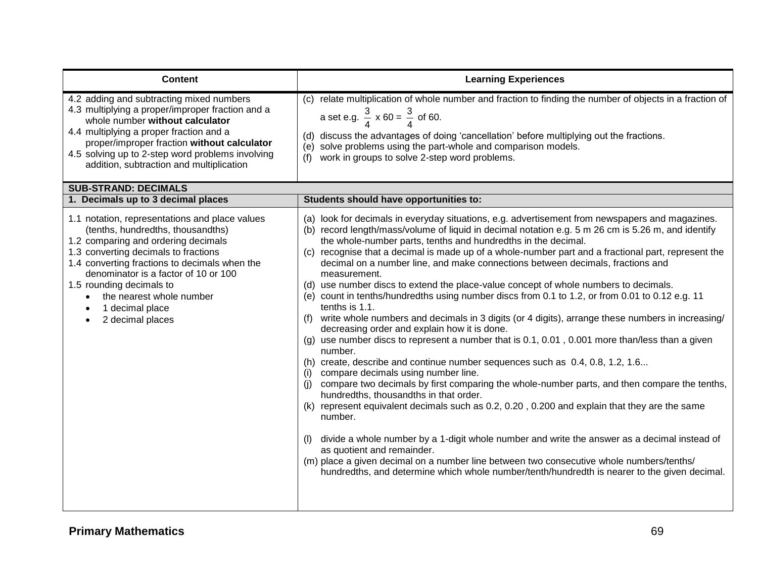| Content | Learning Experiences |
| --- | --- |
| 4.2 adding and subtracting mixed numbers<br>4.3 multiplying a proper/improper fraction and a whole number **without calculator**<br>4.4 multiplying a proper fraction and a proper/improper fraction **without calculator**<br>4.5 solving up to 2-step word problems involving addition, subtraction and multiplication | (c) relate multiplication of whole number and fraction to finding the number of objects in a fraction of a set e.g. $\frac{3}{4}$ x 60 = $\frac{3}{4}$ of 60.<br>(d) discuss the advantages of doing 'cancellation' before multiplying out the fractions.<br>(e) solve problems using the part-whole and comparison models.<br>(f) work in groups to solve 2-step word problems. |
| **SUB-STRAND: DECIMALS** | |
| **1. Decimals up to 3 decimal places** | **Students should have opportunities to:** |
| 1.1 notation, representations and place values (tenths, hundredths, thousandths)<br>1.2 comparing and ordering decimals<br>1.3 converting decimals to fractions<br>1.4 converting fractions to decimals when the denominator is a factor of 10 or 100<br>1.5 rounding decimals to<br>• the nearest whole number<br>• 1 decimal place<br>• 2 decimal places | (a) look for decimals in everyday situations, e.g. advertisement from newspapers and magazines.<br>(b) record length/mass/volume of liquid in decimal notation e.g. 5 m 26 cm is 5.26 m, and identify the whole-number parts, tenths and hundredths in the decimal.<br>(c) recognise that a decimal is made up of a whole-number part and a fractional part, represent the decimal on a number line, and make connections between decimals, fractions and measurement.<br>(d) use number discs to extend the place-value concept of whole numbers to decimals.<br>(e) count in tenths/hundredths using number discs from 0.1 to 1.2, or from 0.01 to 0.12 e.g. 11 tenths is 1.1.<br>(f) write whole numbers and decimals in 3 digits (or 4 digits), arrange these numbers in increasing/ decreasing order and explain how it is done.<br>(g) use number discs to represent a number that is 0.1, 0.01 , 0.001 more than/less than a given number.<br>(h) create, describe and continue number sequences such as 0.4, 0.8, 1.2, 1.6...<br>(i) compare decimals using number line.<br>(j) compare two decimals by first comparing the whole-number parts, and then compare the tenths, hundredths, thousandths in that order.<br>(k) represent equivalent decimals such as 0.2, 0.20 , 0.200 and explain that they are the same number.<br>(l) divide a whole number by a 1-digit whole number and write the answer as a decimal instead of as quotient and remainder.<br>(m) place a given decimal on a number line between two consecutive whole numbers/tenths/ hundredths, and determine which whole number/tenth/hundredth is nearer to the given decimal. |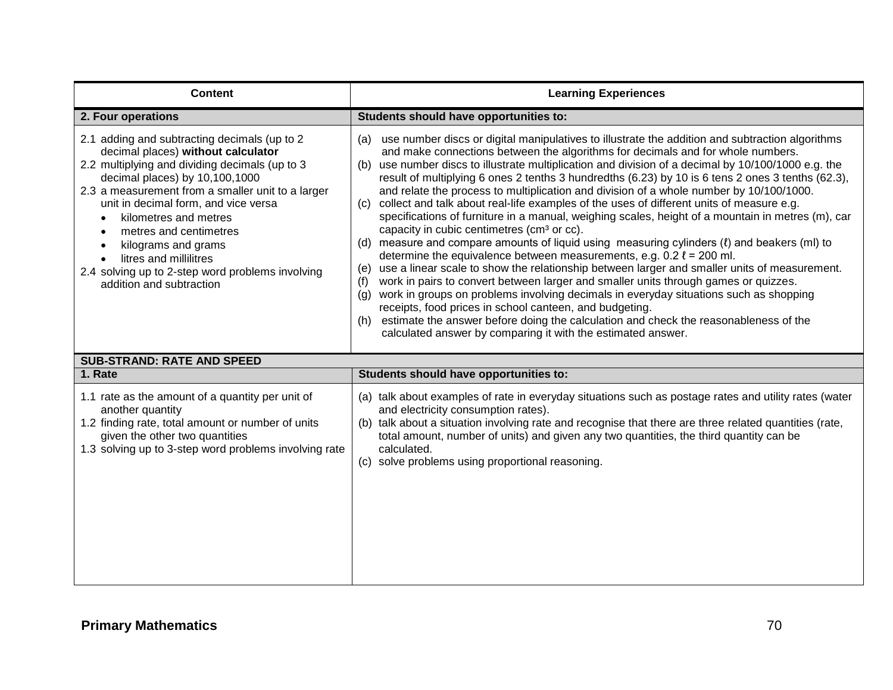| Content | Learning Experiences |
|---|---|
| **2. Four operations** | **Students should have opportunities to:** |
| 2.1 adding and subtracting decimals (up to 2 decimal places) **without calculator**<br>2.2 multiplying and dividing decimals (up to 3 decimal places) by 10,100,1000<br>2.3 a measurement from a smaller unit to a larger unit in decimal form, and vice versa<br>• kilometres and metres<br>• metres and centimetres<br>• kilograms and grams<br>• litres and millilitres<br>2.4 solving up to 2-step word problems involving addition and subtraction | (a) use number discs or digital manipulatives to illustrate the addition and subtraction algorithms and make connections between the algorithms for decimals and for whole numbers.<br>(b) use number discs to illustrate multiplication and division of a decimal by 10/100/1000 e.g. the result of multiplying 6 ones 2 tenths 3 hundredths (6.23) by 10 is 6 tens 2 ones 3 tenths (62.3), and relate the process to multiplication and division of a whole number by 10/100/1000.<br>(c) collect and talk about real-life examples of the uses of different units of measure e.g. specifications of furniture in a manual, weighing scales, height of a mountain in metres (m), car capacity in cubic centimetres ($cm^3$ or cc).<br>(d) measure and compare amounts of liquid using measuring cylinders (ℓ) and beakers (ml) to determine the equivalence between measurements, e.g. 0.2 ℓ = 200 ml.<br>(e) use a linear scale to show the relationship between larger and smaller units of measurement.<br>(f) work in pairs to convert between larger and smaller units through games or quizzes.<br>(g) work in groups on problems involving decimals in everyday situations such as shopping receipts, food prices in school canteen, and budgeting.<br>(h) estimate the answer before doing the calculation and check the reasonableness of the calculated answer by comparing it with the estimated answer. |
| **SUB-STRAND: RATE AND SPEED** | |
| **1. Rate** | **Students should have opportunities to:** |
| 1.1 rate as the amount of a quantity per unit of another quantity<br>1.2 finding rate, total amount or number of units given the other two quantities<br>1.3 solving up to 3-step word problems involving rate | (a) talk about examples of rate in everyday situations such as postage rates and utility rates (water and electricity consumption rates).<br>(b) talk about a situation involving rate and recognise that there are three related quantities (rate, total amount, number of units) and given any two quantities, the third quantity can be calculated.<br>(c) solve problems using proportional reasoning. |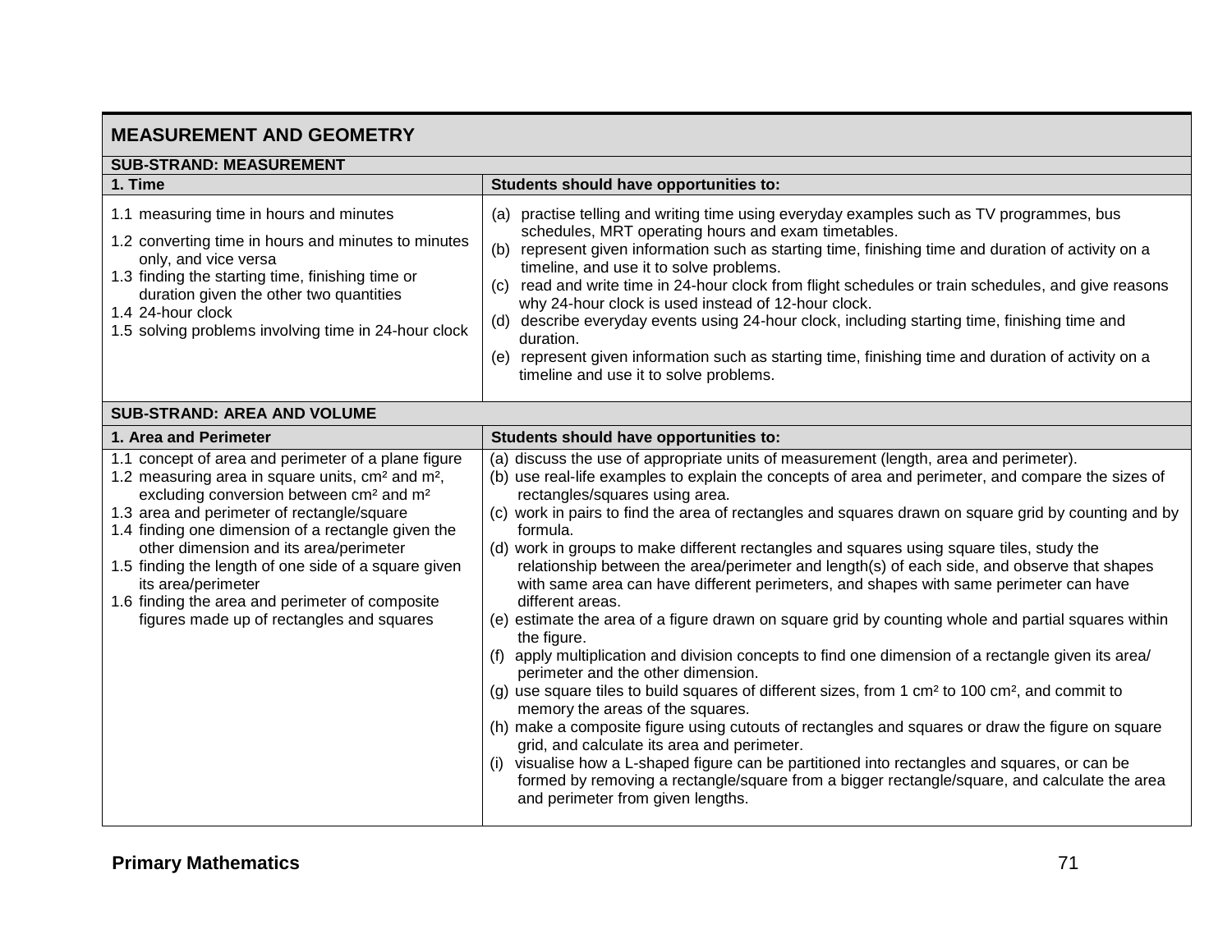## MEASUREMENT AND GEOMETRY

### SUB-STRAND: MEASUREMENT

| 1. Time | Students should have opportunities to: |
|---|---|
| 1.1 measuring time in hours and minutes<br>1.2 converting time in hours and minutes to minutes only, and vice versa<br>1.3 finding the starting time, finishing time or duration given the other two quantities<br>1.4 24-hour clock<br>1.5 solving problems involving time in 24-hour clock | (a) practise telling and writing time using everyday examples such as TV programmes, bus schedules, MRT operating hours and exam timetables.<br>(b) represent given information such as starting time, finishing time and duration of activity on a timeline, and use it to solve problems.<br>(c) read and write time in 24-hour clock from flight schedules or train schedules, and give reasons why 24-hour clock is used instead of 12-hour clock.<br>(d) describe everyday events using 24-hour clock, including starting time, finishing time and duration.<br>(e) represent given information such as starting time, finishing time and duration of activity on a timeline and use it to solve problems. |

### SUB-STRAND: AREA AND VOLUME

| 1. Area and Perimeter | Students should have opportunities to: |
|---|---|
| 1.1 concept of area and perimeter of a plane figure<br>1.2 measuring area in square units, $cm^2$ and $m^2$, excluding conversion between $cm^2$ and $m^2$<br>1.3 area and perimeter of rectangle/square<br>1.4 finding one dimension of a rectangle given the other dimension and its area/perimeter<br>1.5 finding the length of one side of a square given its area/perimeter<br>1.6 finding the area and perimeter of composite figures made up of rectangles and squares | (a) discuss the use of appropriate units of measurement (length, area and perimeter).<br>(b) use real-life examples to explain the concepts of area and perimeter, and compare the sizes of rectangles/squares using area.<br>(c) work in pairs to find the area of rectangles and squares drawn on square grid by counting and by formula.<br>(d) work in groups to make different rectangles and squares using square tiles, study the relationship between the area/perimeter and length(s) of each side, and observe that shapes with same area can have different perimeters, and shapes with same perimeter can have different areas.<br>(e) estimate the area of a figure drawn on square grid by counting whole and partial squares within the figure.<br>(f) apply multiplication and division concepts to find one dimension of a rectangle given its area/perimeter and the other dimension.<br>(g) use square tiles to build squares of different sizes, from 1 $cm^2$ to 100 $cm^2$, and commit to memory the areas of the squares.<br>(h) make a composite figure using cutouts of rectangles and squares or draw the figure on square grid, and calculate its area and perimeter.<br>(i) visualise how a L-shaped figure can be partitioned into rectangles and squares, or can be formed by removing a rectangle/square from a bigger rectangle/square, and calculate the area and perimeter from given lengths. |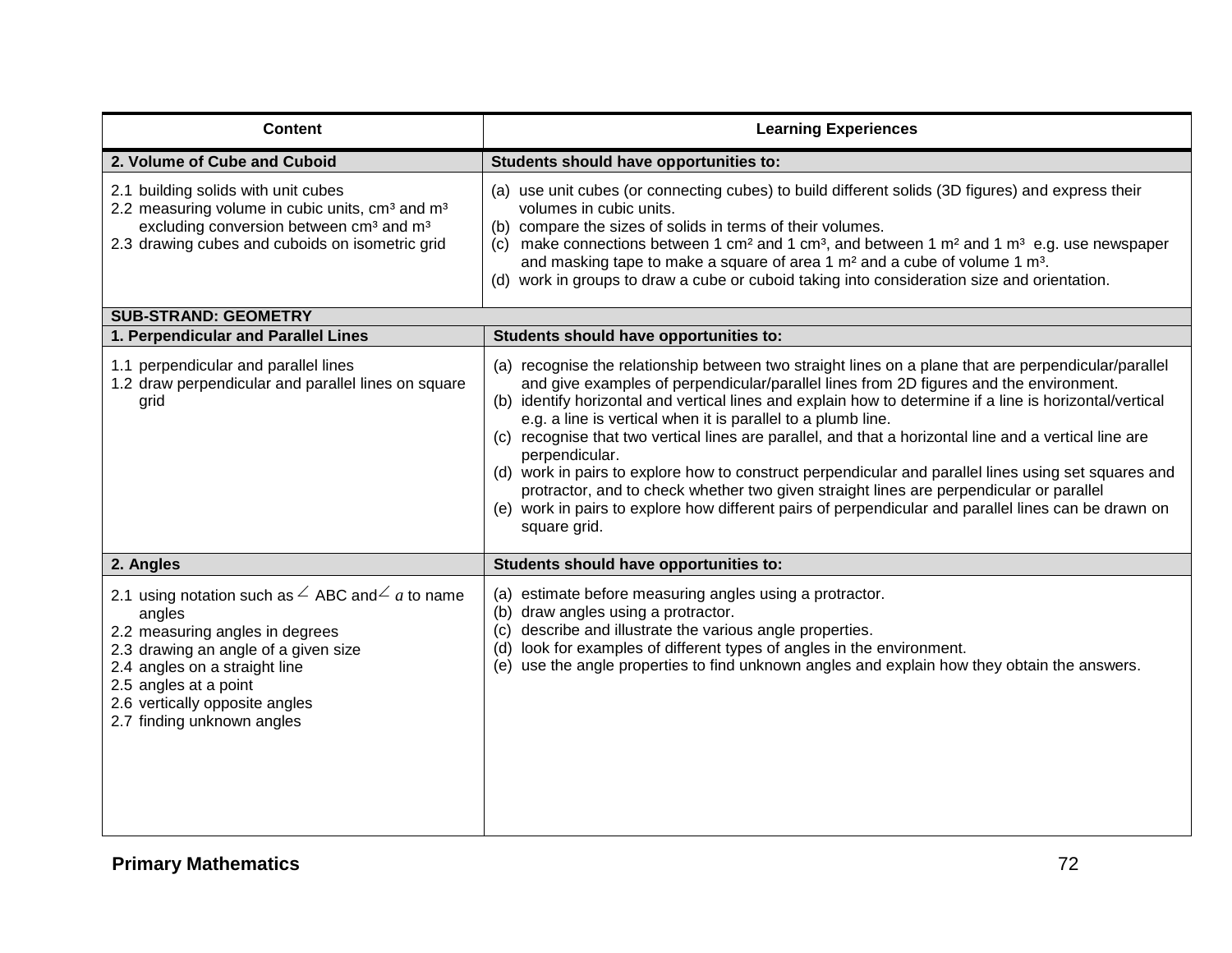| Content | Learning Experiences |
|---|---|
| **2. Volume of Cube and Cuboid** | **Students should have opportunities to:** |
| 2.1 building solids with unit cubes<br>2.2 measuring volume in cubic units, $cm^3$ and $m^3$ excluding conversion between $cm^3$ and $m^3$<br>2.3 drawing cubes and cuboids on isometric grid | (a) use unit cubes (or connecting cubes) to build different solids (3D figures) and express their volumes in cubic units.<br>(b) compare the sizes of solids in terms of their volumes.<br>(c) make connections between 1 $cm^2$ and 1 $cm^3$, and between 1 $m^2$ and 1 $m^3$ e.g. use newspaper and masking tape to make a square of area 1 $m^2$ and a cube of volume 1 $m^3$.<br>(d) work in groups to draw a cube or cuboid taking into consideration size and orientation. |
| **SUB-STRAND: GEOMETRY** | |
| **1. Perpendicular and Parallel Lines** | **Students should have opportunities to:** |
| 1.1 perpendicular and parallel lines<br>1.2 draw perpendicular and parallel lines on square grid | (a) recognise the relationship between two straight lines on a plane that are perpendicular/parallel and give examples of perpendicular/parallel lines from 2D figures and the environment.<br>(b) identify horizontal and vertical lines and explain how to determine if a line is horizontal/vertical e.g. a line is vertical when it is parallel to a plumb line.<br>(c) recognise that two vertical lines are parallel, and that a horizontal line and a vertical line are perpendicular.<br>(d) work in pairs to explore how to construct perpendicular and parallel lines using set squares and protractor, and to check whether two given straight lines are perpendicular or parallel<br>(e) work in pairs to explore how different pairs of perpendicular and parallel lines can be drawn on square grid. |
| **2. Angles** | **Students should have opportunities to:** |
| 2.1 using notation such as $\angle$ ABC and $\angle a$ to name angles<br>2.2 measuring angles in degrees<br>2.3 drawing an angle of a given size<br>2.4 angles on a straight line<br>2.5 angles at a point<br>2.6 vertically opposite angles<br>2.7 finding unknown angles | (a) estimate before measuring angles using a protractor.<br>(b) draw angles using a protractor.<br>(c) describe and illustrate the various angle properties.<br>(d) look for examples of different types of angles in the environment.<br>(e) use the angle properties to find unknown angles and explain how they obtain the answers. |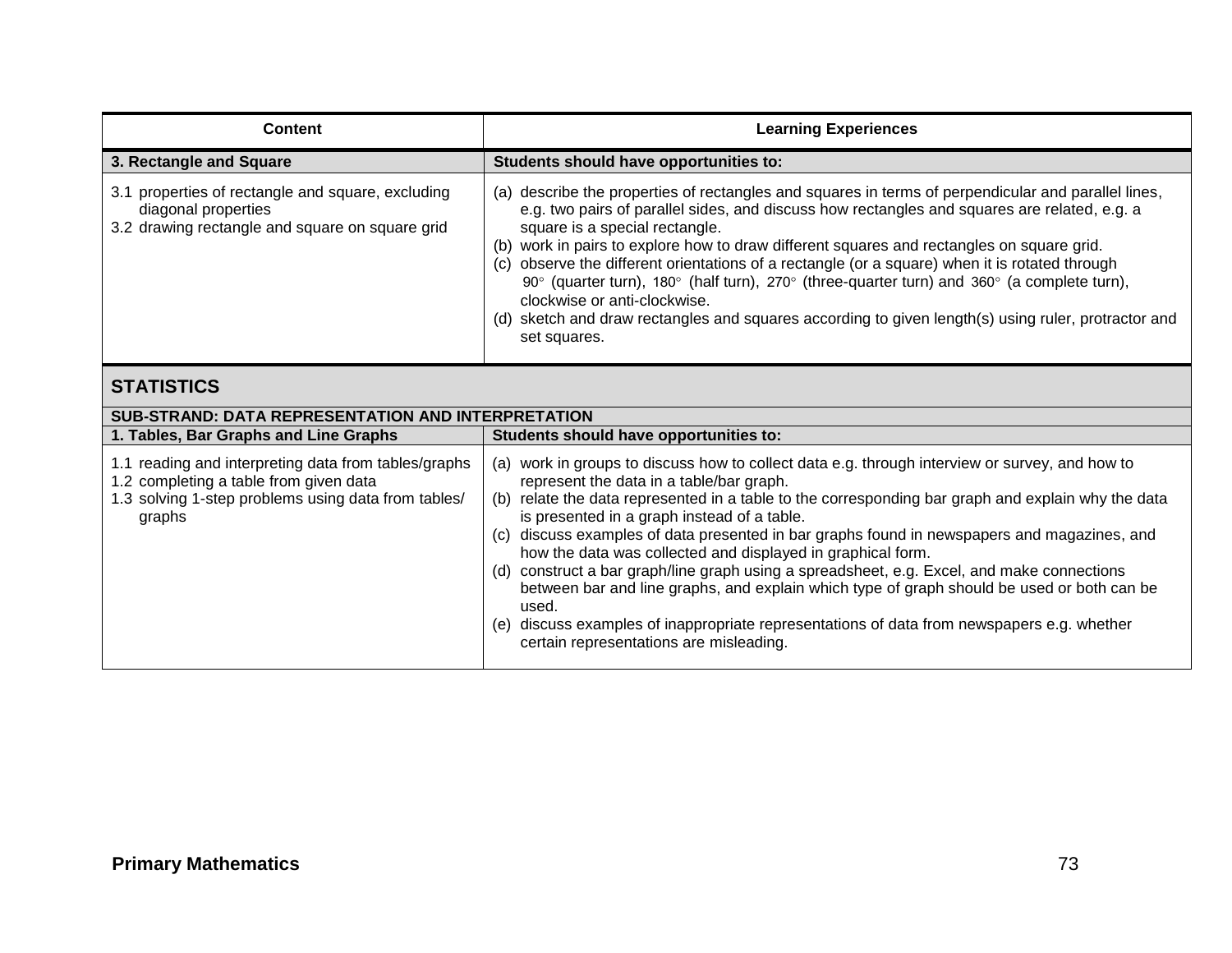| Content | Learning Experiences |
|---|---|
| **3. Rectangle and Square** | **Students should have opportunities to:** |
| 3.1 properties of rectangle and square, excluding diagonal properties<br>3.2 drawing rectangle and square on square grid | (a) describe the properties of rectangles and squares in terms of perpendicular and parallel lines, e.g. two pairs of parallel sides, and discuss how rectangles and squares are related, e.g. a square is a special rectangle.<br>(b) work in pairs to explore how to draw different squares and rectangles on square grid.<br>(c) observe the different orientations of a rectangle (or a square) when it is rotated through $90^\circ$ (quarter turn), $180^\circ$ (half turn), $270^\circ$ (three-quarter turn) and $360^\circ$ (a complete turn), clockwise or anti-clockwise.<br>(d) sketch and draw rectangles and squares according to given length(s) using ruler, protractor and set squares. |

## STATISTICS

**SUB-STRAND: DATA REPRESENTATION AND INTERPRETATION**

| Content | Learning Experiences |
|---|---|
| **1. Tables, Bar Graphs and Line Graphs** | **Students should have opportunities to:** |
| 1.1 reading and interpreting data from tables/graphs<br>1.2 completing a table from given data<br>1.3 solving 1-step problems using data from tables/graphs | (a) work in groups to discuss how to collect data e.g. through interview or survey, and how to represent the data in a table/bar graph.<br>(b) relate the data represented in a table to the corresponding bar graph and explain why the data is presented in a graph instead of a table.<br>(c) discuss examples of data presented in bar graphs found in newspapers and magazines, and how the data was collected and displayed in graphical form.<br>(d) construct a bar graph/line graph using a spreadsheet, e.g. Excel, and make connections between bar and line graphs, and explain which type of graph should be used or both can be used.<br>(e) discuss examples of inappropriate representations of data from newspapers e.g. whether certain representations are misleading. |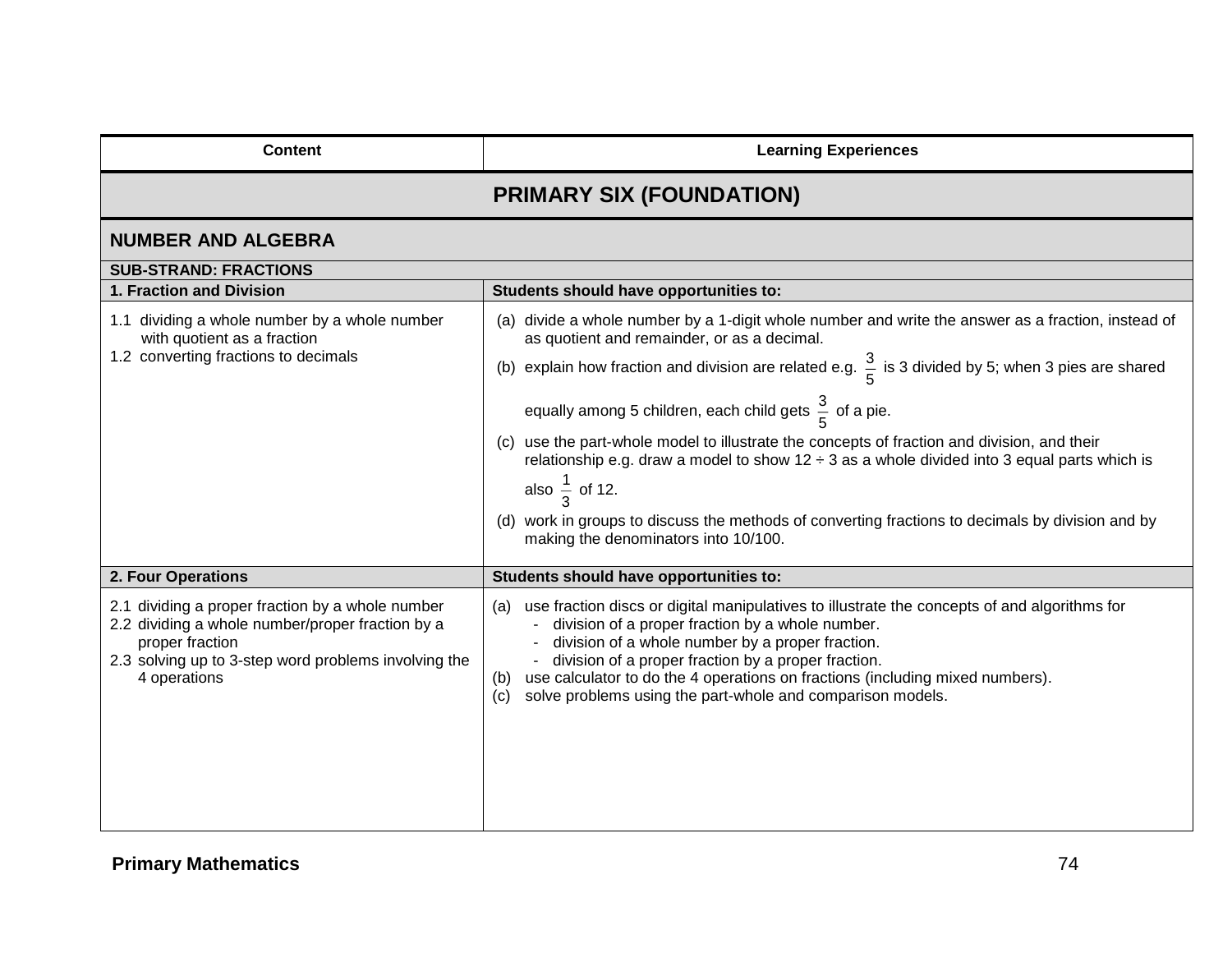| Content | Learning Experiences |
|---|---|
| **PRIMARY SIX (FOUNDATION)** | |
| **NUMBER AND ALGEBRA** | |
| **SUB-STRAND: FRACTIONS** | |
| **1. Fraction and Division** | **Students should have opportunities to:** |
| 1.1 dividing a whole number by a whole number with quotient as a fraction<br>1.2 converting fractions to decimals | (a) divide a whole number by a 1-digit whole number and write the answer as a fraction, instead of as quotient and remainder, or as a decimal.<br>(b) explain how fraction and division are related e.g. $\frac{3}{5}$ is 3 divided by 5; when 3 pies are shared equally among 5 children, each child gets $\frac{3}{5}$ of a pie.<br>(c) use the part-whole model to illustrate the concepts of fraction and division, and their relationship e.g. draw a model to show 12 ÷ 3 as a whole divided into 3 equal parts which is also $\frac{1}{3}$ of 12.<br>(d) work in groups to discuss the methods of converting fractions to decimals by division and by making the denominators into 10/100. |
| **2. Four Operations** | **Students should have opportunities to:** |
| 2.1 dividing a proper fraction by a whole number<br>2.2 dividing a whole number/proper fraction by a proper fraction<br>2.3 solving up to 3-step word problems involving the 4 operations | (a) use fraction discs or digital manipulatives to illustrate the concepts of and algorithms for<br>- division of a proper fraction by a whole number.<br>- division of a whole number by a proper fraction.<br>- division of a proper fraction by a proper fraction.<br>(b) use calculator to do the 4 operations on fractions (including mixed numbers).<br>(c) solve problems using the part-whole and comparison models. |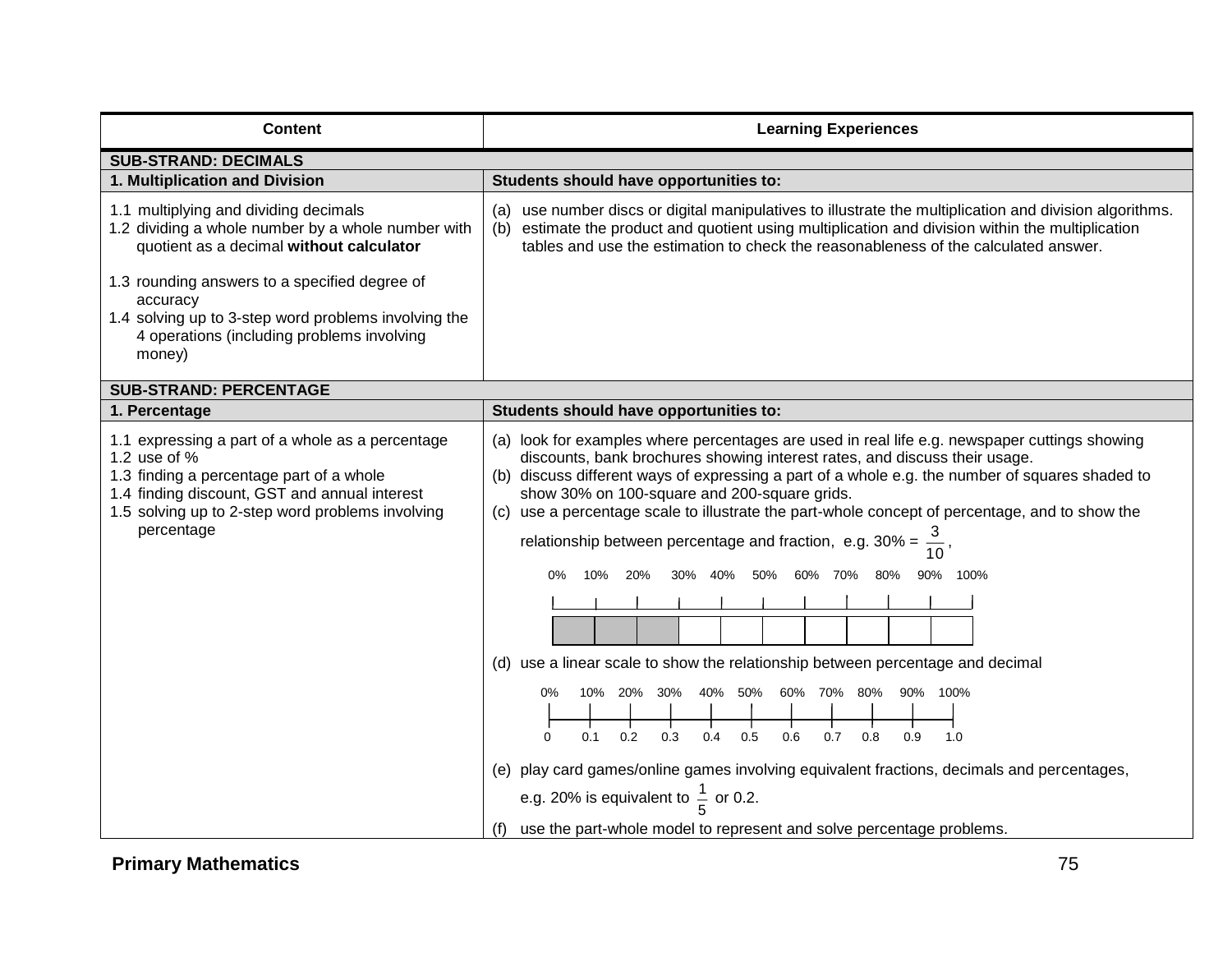| Content | Learning Experiences |
|---|---|
| **SUB-STRAND: DECIMALS** | |
| **1. Multiplication and Division** | **Students should have opportunities to:** |
| 1.1 multiplying and dividing decimals<br>1.2 dividing a whole number by a whole number with quotient as a decimal **without calculator**<br><br>1.3 rounding answers to a specified degree of accuracy<br>1.4 solving up to 3-step word problems involving the 4 operations (including problems involving money) | (a) use number discs or digital manipulatives to illustrate the multiplication and division algorithms.<br>(b) estimate the product and quotient using multiplication and division within the multiplication tables and use the estimation to check the reasonableness of the calculated answer. |
| **SUB-STRAND: PERCENTAGE** | |
| **1. Percentage** | **Students should have opportunities to:** |
| 1.1 expressing a part of a whole as a percentage<br>1.2 use of %<br>1.3 finding a percentage part of a whole<br>1.4 finding discount, GST and annual interest<br>1.5 solving up to 2-step word problems involving percentage | (a) look for examples where percentages are used in real life e.g. newspaper cuttings showing discounts, bank brochures showing interest rates, and discuss their usage.<br>(b) discuss different ways of expressing a part of a whole e.g. the number of squares shaded to show 30% on 100-square and 200-square grids.<br>(c) use a percentage scale to illustrate the part-whole concept of percentage, and to show the relationship between percentage and fraction, e.g. 30% = $\frac{3}{10}$,<br>0% 10% 20% 30% 40% 50% 60% 70% 80% 90% 100%<br>(d) use a linear scale to show the relationship between percentage and decimal<br>0% 10% 20% 30% 40% 50% 60% 70% 80% 90% 100%<br>0 0.1 0.2 0.3 0.4 0.5 0.6 0.7 0.8 0.9 1.0<br>(e) play card games/online games involving equivalent fractions, decimals and percentages, e.g. 20% is equivalent to $\frac{1}{5}$ or 0.2.<br>(f) use the part-whole model to represent and solve percentage problems. |

**Primary Mathematics**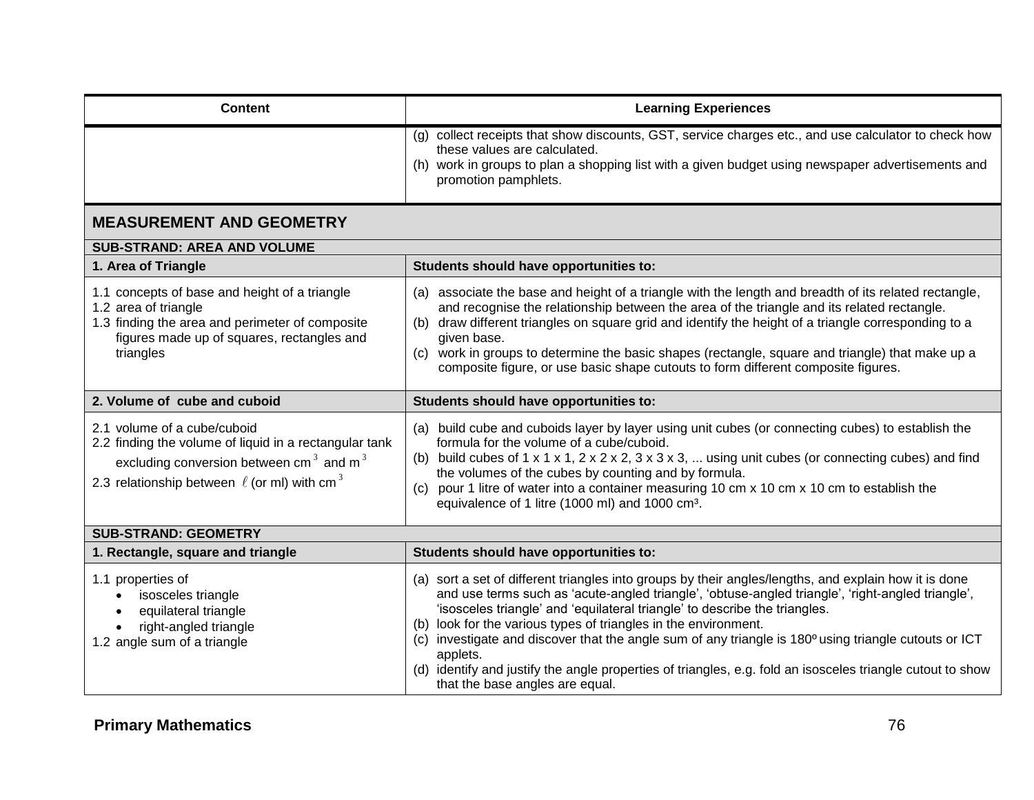| Content | Learning Experiences |
|---|---|
| | (g) collect receipts that show discounts, GST, service charges etc., and use calculator to check how these values are calculated.<br>(h) work in groups to plan a shopping list with a given budget using newspaper advertisements and promotion pamphlets. |
| **MEASUREMENT AND GEOMETRY** | |
| **SUB-STRAND: AREA AND VOLUME** | |
| **1. Area of Triangle** | **Students should have opportunities to:** |
| 1.1 concepts of base and height of a triangle<br>1.2 area of triangle<br>1.3 finding the area and perimeter of composite figures made up of squares, rectangles and triangles | (a) associate the base and height of a triangle with the length and breadth of its related rectangle, and recognise the relationship between the area of the triangle and its related rectangle.<br>(b) draw different triangles on square grid and identify the height of a triangle corresponding to a given base.<br>(c) work in groups to determine the basic shapes (rectangle, square and triangle) that make up a composite figure, or use basic shape cutouts to form different composite figures. |
| **2. Volume of cube and cuboid** | **Students should have opportunities to:** |
| 2.1 volume of a cube/cuboid<br>2.2 finding the volume of liquid in a rectangular tank excluding conversion between $cm^3$ and $m^3$<br>2.3 relationship between $\ell$ (or ml) with $cm^3$ | (a) build cube and cuboids layer by layer using unit cubes (or connecting cubes) to establish the formula for the volume of a cube/cuboid.<br>(b) build cubes of 1 x 1 x 1, 2 x 2 x 2, 3 x 3 x 3, ... using unit cubes (or connecting cubes) and find the volumes of the cubes by counting and by formula.<br>(c) pour 1 litre of water into a container measuring 10 cm x 10 cm x 10 cm to establish the equivalence of 1 litre (1000 ml) and 1000 $cm^3$. |
| **SUB-STRAND: GEOMETRY** | |
| **1. Rectangle, square and triangle** | **Students should have opportunities to:** |
| 1.1 properties of<br>• isosceles triangle<br>• equilateral triangle<br>• right-angled triangle<br>1.2 angle sum of a triangle | (a) sort a set of different triangles into groups by their angles/lengths, and explain how it is done and use terms such as 'acute-angled triangle', 'obtuse-angled triangle', 'right-angled triangle', 'isosceles triangle' and 'equilateral triangle' to describe the triangles.<br>(b) look for the various types of triangles in the environment.<br>(c) investigate and discover that the angle sum of any triangle is 180º using triangle cutouts or ICT applets.<br>(d) identify and justify the angle properties of triangles, e.g. fold an isosceles triangle cutout to show that the base angles are equal. |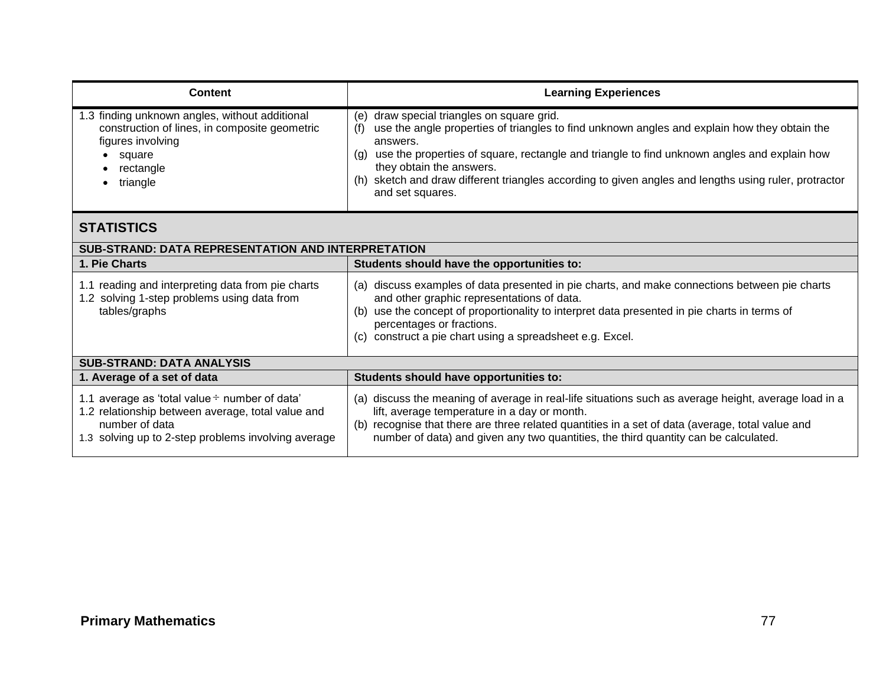| Content | Learning Experiences |
| --- | --- |
| 1.3 finding unknown angles, without additional construction of lines, in composite geometric figures involving<br>• square<br>• rectangle<br>• triangle | (e) draw special triangles on square grid.<br>(f) use the angle properties of triangles to find unknown angles and explain how they obtain the answers.<br>(g) use the properties of square, rectangle and triangle to find unknown angles and explain how they obtain the answers.<br>(h) sketch and draw different triangles according to given angles and lengths using ruler, protractor and set squares. |

## STATISTICS

| SUB-STRAND: DATA REPRESENTATION AND INTERPRETATION | |
| --- | --- |
| **1. Pie Charts** | **Students should have the opportunities to:** |
| 1.1 reading and interpreting data from pie charts<br>1.2 solving 1-step problems using data from tables/graphs | (a) discuss examples of data presented in pie charts, and make connections between pie charts and other graphic representations of data.<br>(b) use the concept of proportionality to interpret data presented in pie charts in terms of percentages or fractions.<br>(c) construct a pie chart using a spreadsheet e.g. Excel. |

| SUB-STRAND: DATA ANALYSIS | |
| --- | --- |
| **1. Average of a set of data** | **Students should have opportunities to:** |
| 1.1 average as ‘total value ÷ number of data’<br>1.2 relationship between average, total value and number of data<br>1.3 solving up to 2-step problems involving average | (a) discuss the meaning of average in real-life situations such as average height, average load in a lift, average temperature in a day or month.<br>(b) recognise that there are three related quantities in a set of data (average, total value and number of data) and given any two quantities, the third quantity can be calculated. |